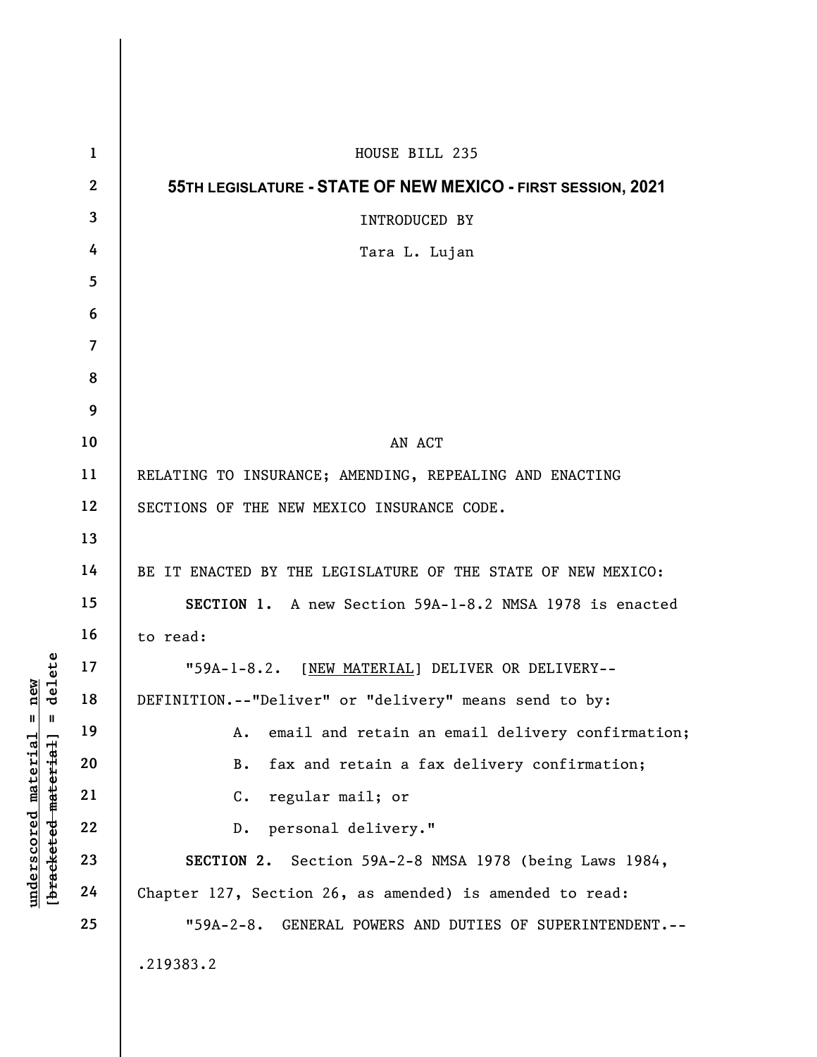HOUSE BILL 235

**55TH LEGISLATURE - STATE OF NEW MEXICO - FIRST SESSION, 2021**

INTRODUCED BY

Tara L. Lujan

AN ACT

RELATING TO INSURANCE; AMENDING, REPEALING AND ENACTING SECTIONS OF THE NEW MEXICO INSURANCE CODE.

BE IT ENACTED BY THE LEGISLATURE OF THE STATE OF NEW MEXICO:

**SECTION 1.** A new Section 59A-1-8.2 NMSA 1978 is enacted to read:

"59A-1-8.2. [NEW MATERIAL] DELIVER OR DELIVERY--DEFINITION.--"Deliver" or "delivery" means send to by:

A. email and retain an email delivery confirmation;

B. fax and retain a fax delivery confirmation;

C. regular mail; or

D. personal delivery."

**SECTION 2.** Section 59A-2-8 NMSA 1978 (being Laws 1984, Chapter 127, Section 26, as amended) is amended to read:

"59A-2-8. GENERAL POWERS AND DUTIES OF SUPERINTENDENT.--

.219383.2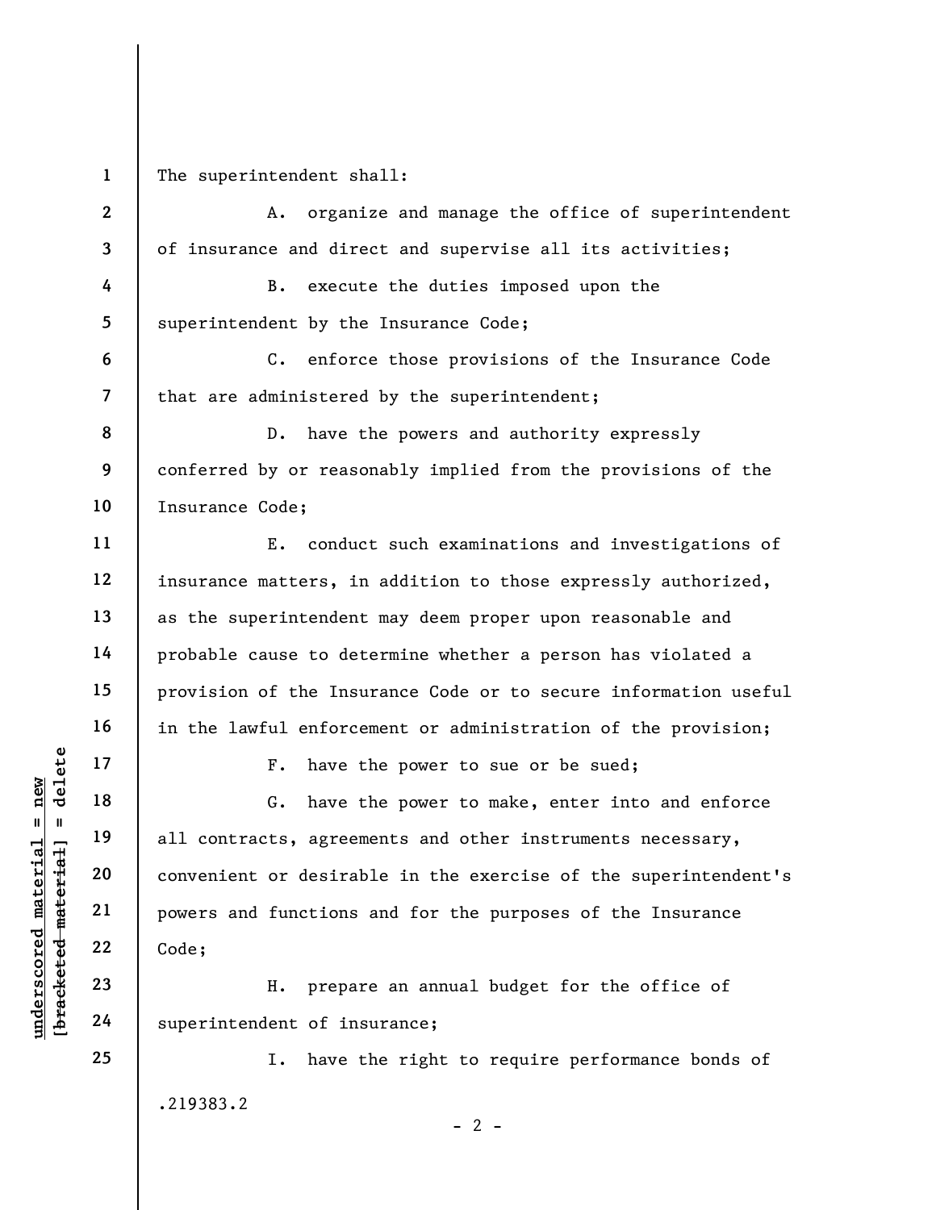The superintendent shall:

A. organize and manage the office of superintendent of insurance and direct and supervise all its activities;

B. execute the duties imposed upon the superintendent by the Insurance Code;

C. enforce those provisions of the Insurance Code that are administered by the superintendent;

D. have the powers and authority expressly conferred by or reasonably implied from the provisions of the Insurance Code;

E. conduct such examinations and investigations of insurance matters, in addition to those expressly authorized, as the superintendent may deem proper upon reasonable and probable cause to determine whether a person has violated a provision of the Insurance Code or to secure information useful in the lawful enforcement or administration of the provision;

F. have the power to sue or be sued;

G. have the power to make, enter into and enforce all contracts, agreements and other instruments necessary, convenient or desirable in the exercise of the superintendent's powers and functions and for the purposes of the Insurance Code;

H. prepare an annual budget for the office of superintendent of insurance;

I. have the right to require performance bonds of

.219383.2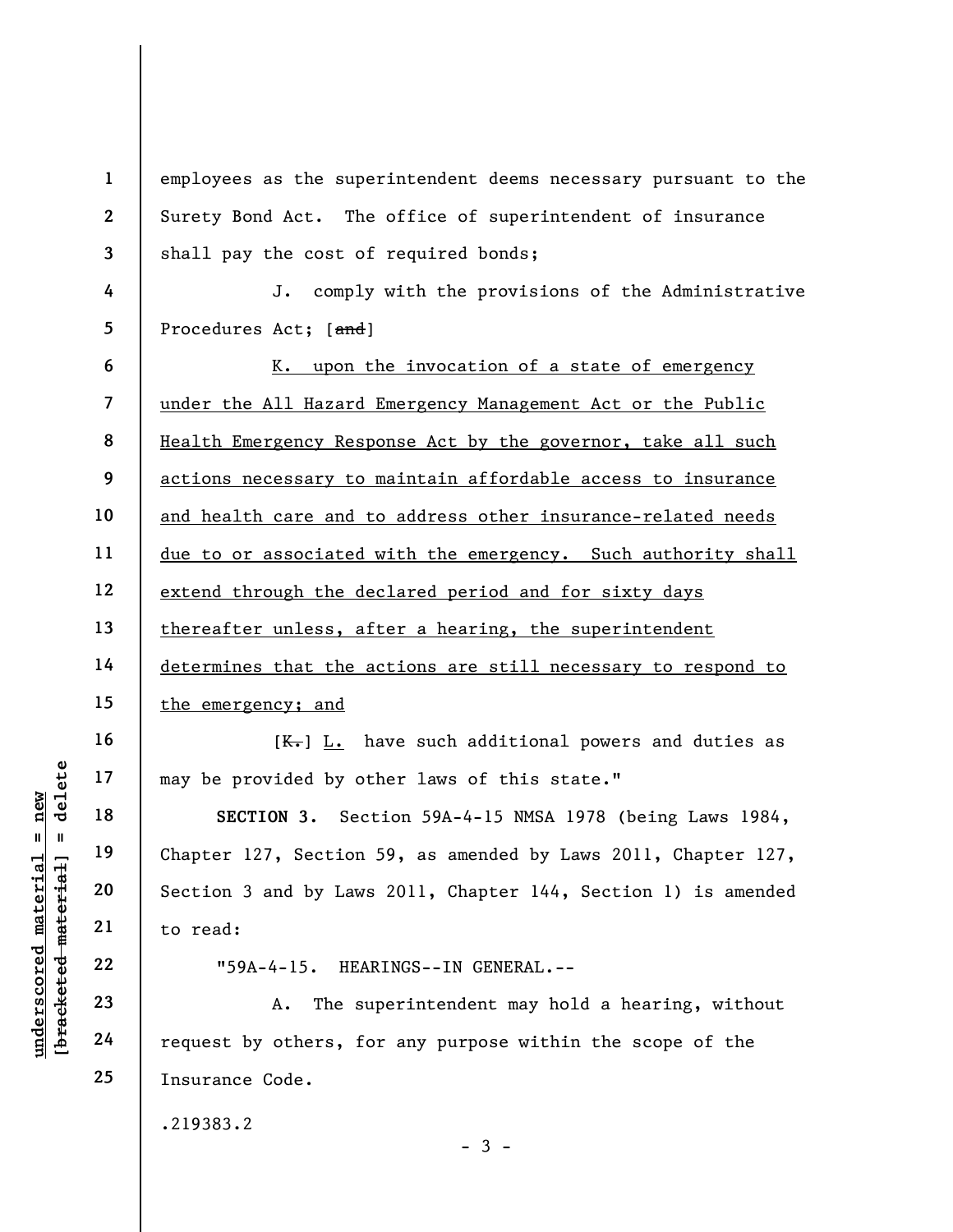employees as the superintendent deems necessary pursuant to the Surety Bond Act. The office of superintendent of insurance shall pay the cost of required bonds;

J. comply with the provisions of the Administrative Procedures Act; [~~and~~]

<u>K. upon the invocation of a state of emergency under the All Hazard Emergency Management Act or the Public Health Emergency Response Act by the governor, take all such actions necessary to maintain affordable access to insurance and health care and to address other insurance-related needs due to or associated with the emergency. Such authority shall extend through the declared period and for sixty days thereafter unless, after a hearing, the superintendent determines that the actions are still necessary to respond to the emergency; and</u>

[~~K.~~] <u>L.</u> have such additional powers and duties as may be provided by other laws of this state."

**SECTION 3.** Section 59A-4-15 NMSA 1978 (being Laws 1984, Chapter 127, Section 59, as amended by Laws 2011, Chapter 127, Section 3 and by Laws 2011, Chapter 144, Section 1) is amended to read:

"59A-4-15. HEARINGS--IN GENERAL.--

A. The superintendent may hold a hearing, without request by others, for any purpose within the scope of the Insurance Code.

.219383.2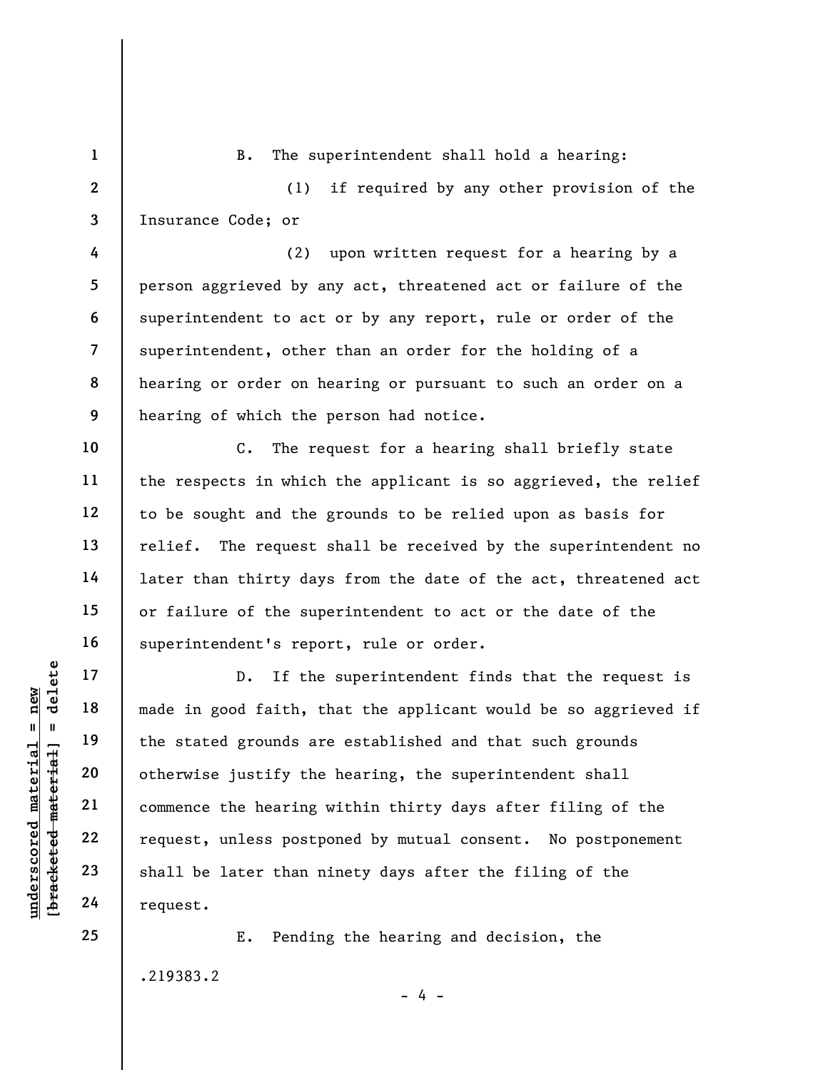B. The superintendent shall hold a hearing:

(1) if required by any other provision of the Insurance Code; or

(2) upon written request for a hearing by a person aggrieved by any act, threatened act or failure of the superintendent to act or by any report, rule or order of the superintendent, other than an order for the holding of a hearing or order on hearing or pursuant to such an order on a hearing of which the person had notice.

C. The request for a hearing shall briefly state the respects in which the applicant is so aggrieved, the relief to be sought and the grounds to be relied upon as basis for relief. The request shall be received by the superintendent no later than thirty days from the date of the act, threatened act or failure of the superintendent to act or the date of the superintendent's report, rule or order.

D. If the superintendent finds that the request is made in good faith, that the applicant would be so aggrieved if the stated grounds are established and that such grounds otherwise justify the hearing, the superintendent shall commence the hearing within thirty days after filing of the request, unless postponed by mutual consent. No postponement shall be later than ninety days after the filing of the request.

E. Pending the hearing and decision, the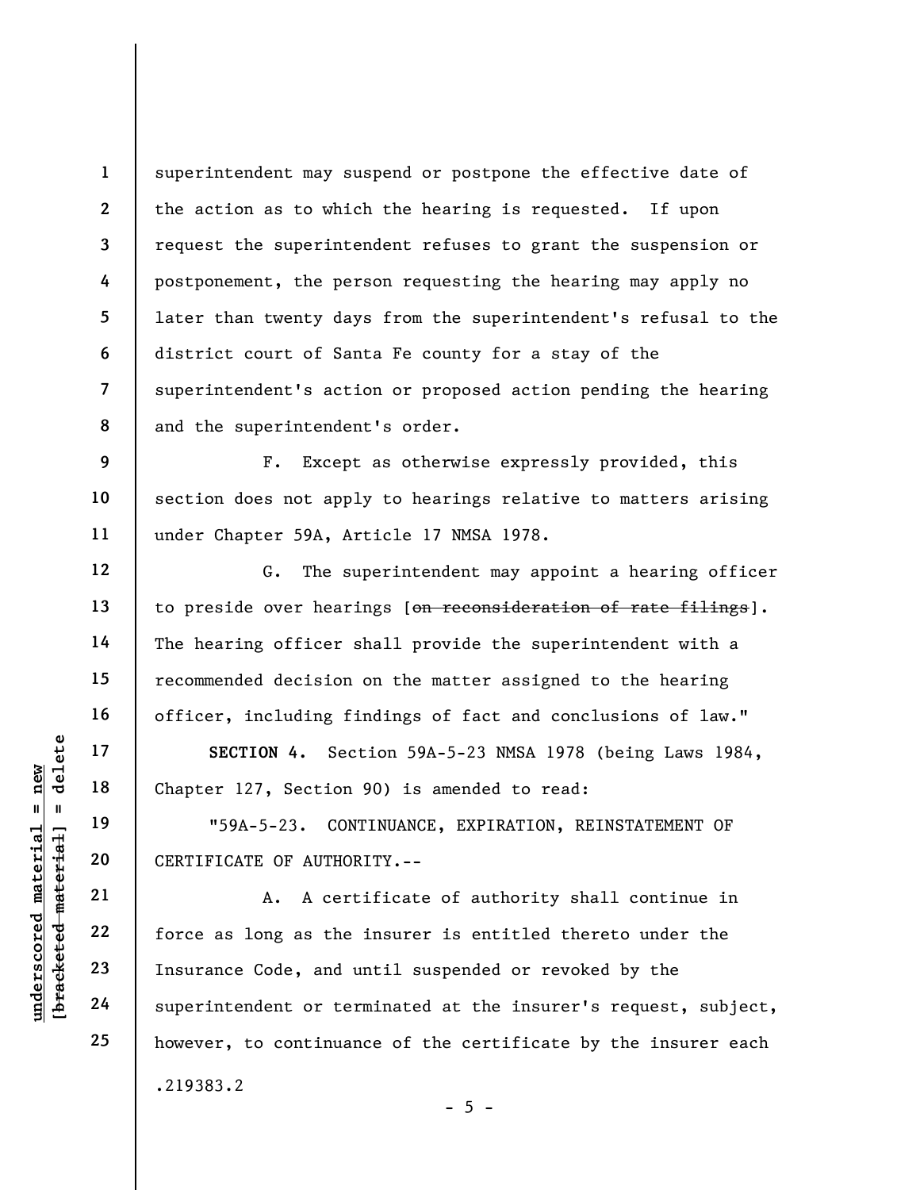superintendent may suspend or postpone the effective date of the action as to which the hearing is requested. If upon request the superintendent refuses to grant the suspension or postponement, the person requesting the hearing may apply no later than twenty days from the superintendent's refusal to the district court of Santa Fe county for a stay of the superintendent's action or proposed action pending the hearing and the superintendent's order.

F. Except as otherwise expressly provided, this section does not apply to hearings relative to matters arising under Chapter 59A, Article 17 NMSA 1978.

G. The superintendent may appoint a hearing officer to preside over hearings [~~on reconsideration of rate filings~~]. The hearing officer shall provide the superintendent with a recommended decision on the matter assigned to the hearing officer, including findings of fact and conclusions of law."

**SECTION 4.** Section 59A-5-23 NMSA 1978 (being Laws 1984, Chapter 127, Section 90) is amended to read:

"59A-5-23. CONTINUANCE, EXPIRATION, REINSTATEMENT OF CERTIFICATE OF AUTHORITY.--

A. A certificate of authority shall continue in force as long as the insurer is entitled thereto under the Insurance Code, and until suspended or revoked by the superintendent or terminated at the insurer's request, subject, however, to continuance of the certificate by the insurer each

.219383.2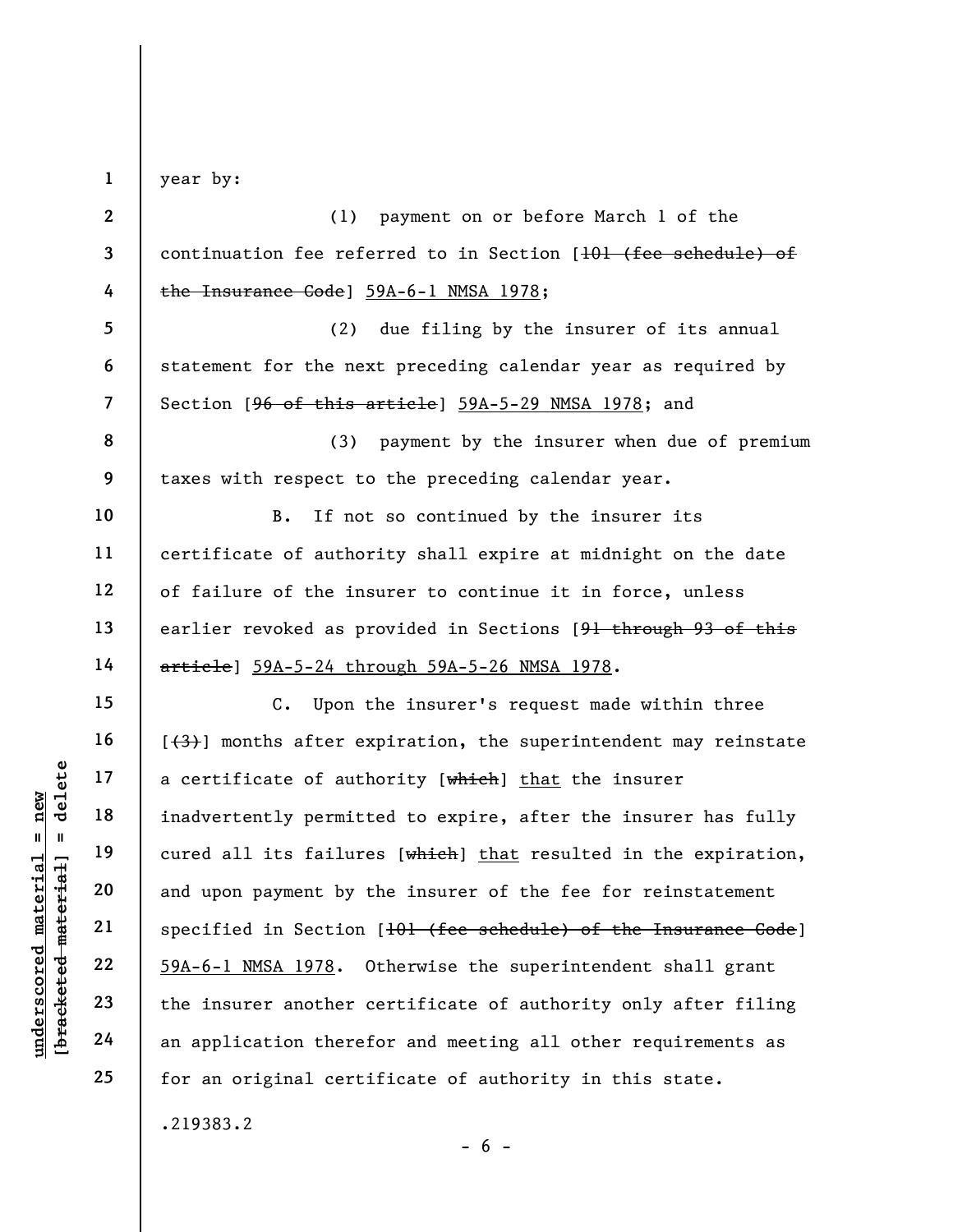year by:

(1) payment on or before March 1 of the continuation fee referred to in Section [~~101 (fee schedule) of the Insurance Code~~] <u>59A-6-1 NMSA 1978</u>;

(2) due filing by the insurer of its annual statement for the next preceding calendar year as required by Section [~~96 of this article~~] <u>59A-5-29 NMSA 1978</u>; and

(3) payment by the insurer when due of premium taxes with respect to the preceding calendar year.

B. If not so continued by the insurer its certificate of authority shall expire at midnight on the date of failure of the insurer to continue it in force, unless earlier revoked as provided in Sections [~~91 through 93 of this article~~] <u>59A-5-24 through 59A-5-26 NMSA 1978</u>.

C. Upon the insurer's request made within three [~~(3)~~] months after expiration, the superintendent may reinstate a certificate of authority [~~which~~] <u>that</u> the insurer inadvertently permitted to expire, after the insurer has fully cured all its failures [~~which~~] <u>that</u> resulted in the expiration, and upon payment by the insurer of the fee for reinstatement specified in Section [~~101 (fee schedule) of the Insurance Code~~] <u>59A-6-1 NMSA 1978</u>. Otherwise the superintendent shall grant the insurer another certificate of authority only after filing an application therefor and meeting all other requirements as for an original certificate of authority in this state.

.219383.2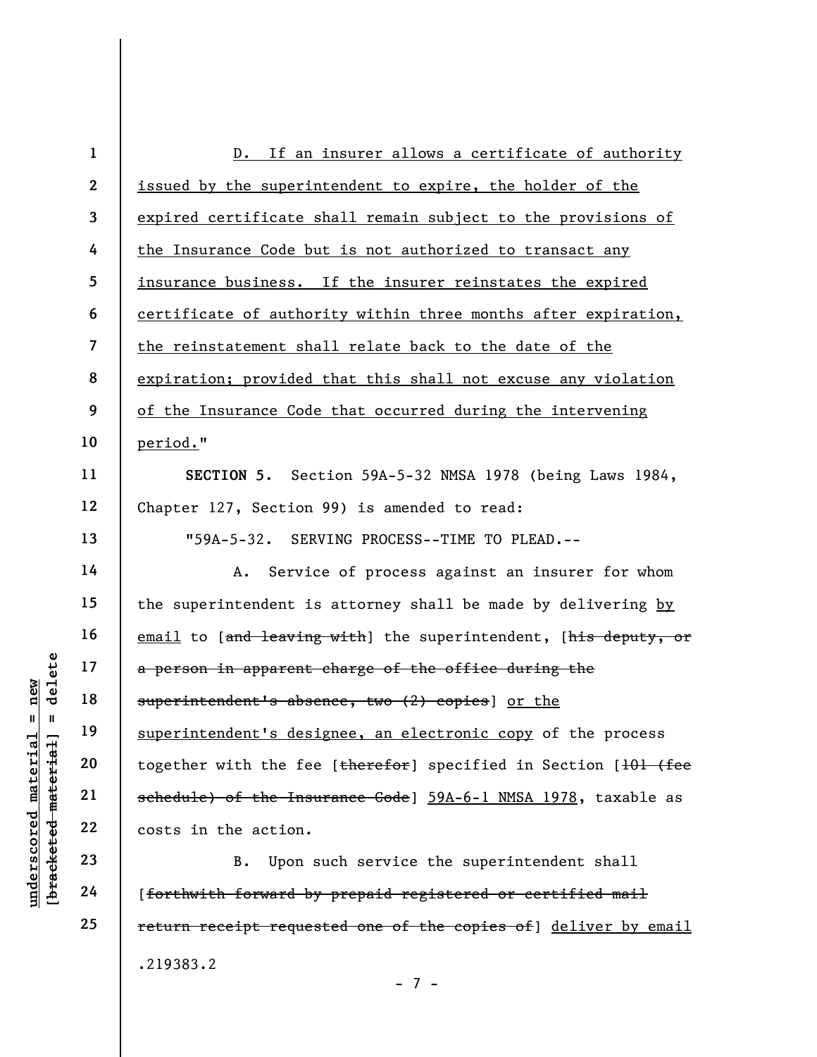D. If an insurer allows a certificate of authority issued by the superintendent to expire, the holder of the expired certificate shall remain subject to the provisions of the Insurance Code but is not authorized to transact any insurance business. If the insurer reinstates the expired certificate of authority within three months after expiration, the reinstatement shall relate back to the date of the expiration; provided that this shall not excuse any violation of the Insurance Code that occurred during the intervening period."

**SECTION 5.** Section 59A-5-32 NMSA 1978 (being Laws 1984, Chapter 127, Section 99) is amended to read:

"59A-5-32. SERVING PROCESS--TIME TO PLEAD.--

A. Service of process against an insurer for whom the superintendent is attorney shall be made by delivering by email to [~~and leaving with~~] the superintendent, [~~his deputy, or a person in apparent charge of the office during the superintendent's absence, two (2) copies~~] or the superintendent's designee, an electronic copy of the process together with the fee [~~therefor~~] specified in Section [~~101 (fee schedule) of the Insurance Code~~] 59A-6-1 NMSA 1978, taxable as costs in the action.

B. Upon such service the superintendent shall [~~forthwith forward by prepaid registered or certified mail return receipt requested one of the copies of~~] deliver by email

.219383.2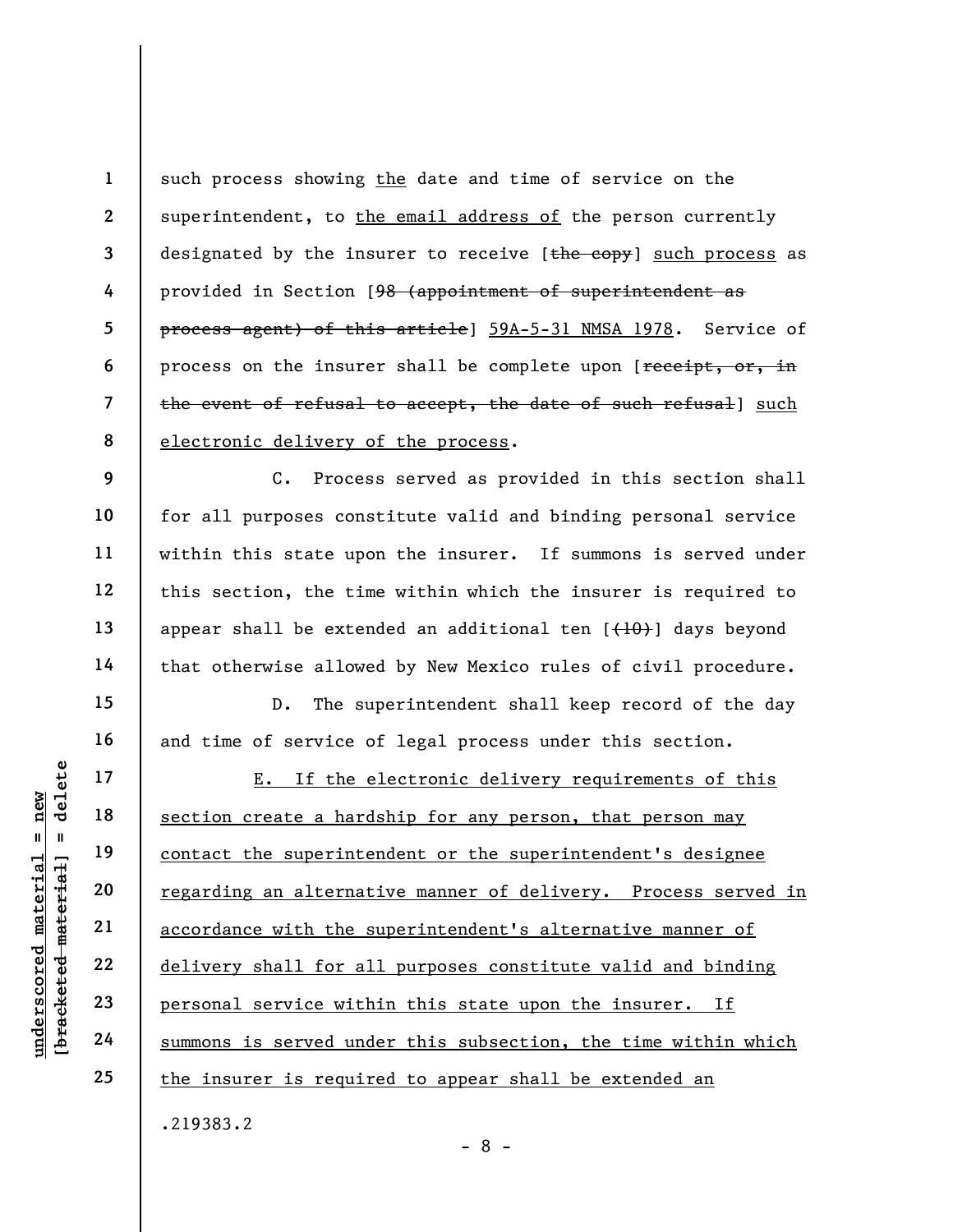such process showing <u>the</u> date and time of service on the superintendent, to <u>the email address of</u> the person currently designated by the insurer to receive [~~the copy~~] <u>such process</u> as provided in Section [~~98 (appointment of superintendent as process agent) of this article~~] <u>59A-5-31 NMSA 1978</u>. Service of process on the insurer shall be complete upon [~~receipt, or, in the event of refusal to accept, the date of such refusal~~] <u>such electronic delivery of the process</u>.

C. Process served as provided in this section shall for all purposes constitute valid and binding personal service within this state upon the insurer. If summons is served under this section, the time within which the insurer is required to appear shall be extended an additional ten [~~(10)~~] days beyond that otherwise allowed by New Mexico rules of civil procedure.

D. The superintendent shall keep record of the day and time of service of legal process under this section.

<u>E. If the electronic delivery requirements of this section create a hardship for any person, that person may contact the superintendent or the superintendent's designee regarding an alternative manner of delivery. Process served in accordance with the superintendent's alternative manner of delivery shall for all purposes constitute valid and binding personal service within this state upon the insurer. If summons is served under this subsection, the time within which the insurer is required to appear shall be extended an</u>

.219383.2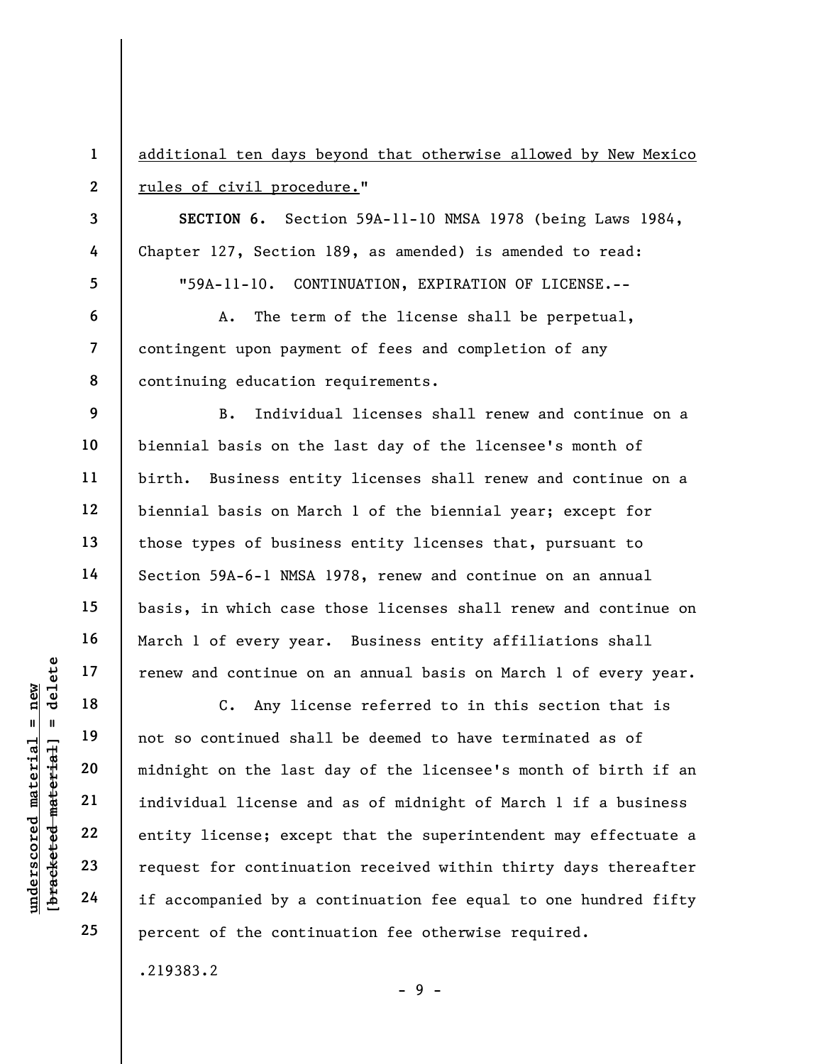additional ten days beyond that otherwise allowed by New Mexico rules of civil procedure."

**SECTION 6.** Section 59A-11-10 NMSA 1978 (being Laws 1984, Chapter 127, Section 189, as amended) is amended to read:

"59A-11-10. CONTINUATION, EXPIRATION OF LICENSE.--

A. The term of the license shall be perpetual, contingent upon payment of fees and completion of any continuing education requirements.

B. Individual licenses shall renew and continue on a biennial basis on the last day of the licensee's month of birth. Business entity licenses shall renew and continue on a biennial basis on March 1 of the biennial year; except for those types of business entity licenses that, pursuant to Section 59A-6-1 NMSA 1978, renew and continue on an annual basis, in which case those licenses shall renew and continue on March 1 of every year. Business entity affiliations shall renew and continue on an annual basis on March 1 of every year.

C. Any license referred to in this section that is not so continued shall be deemed to have terminated as of midnight on the last day of the licensee's month of birth if an individual license and as of midnight of March 1 if a business entity license; except that the superintendent may effectuate a request for continuation received within thirty days thereafter if accompanied by a continuation fee equal to one hundred fifty percent of the continuation fee otherwise required.

.219383.2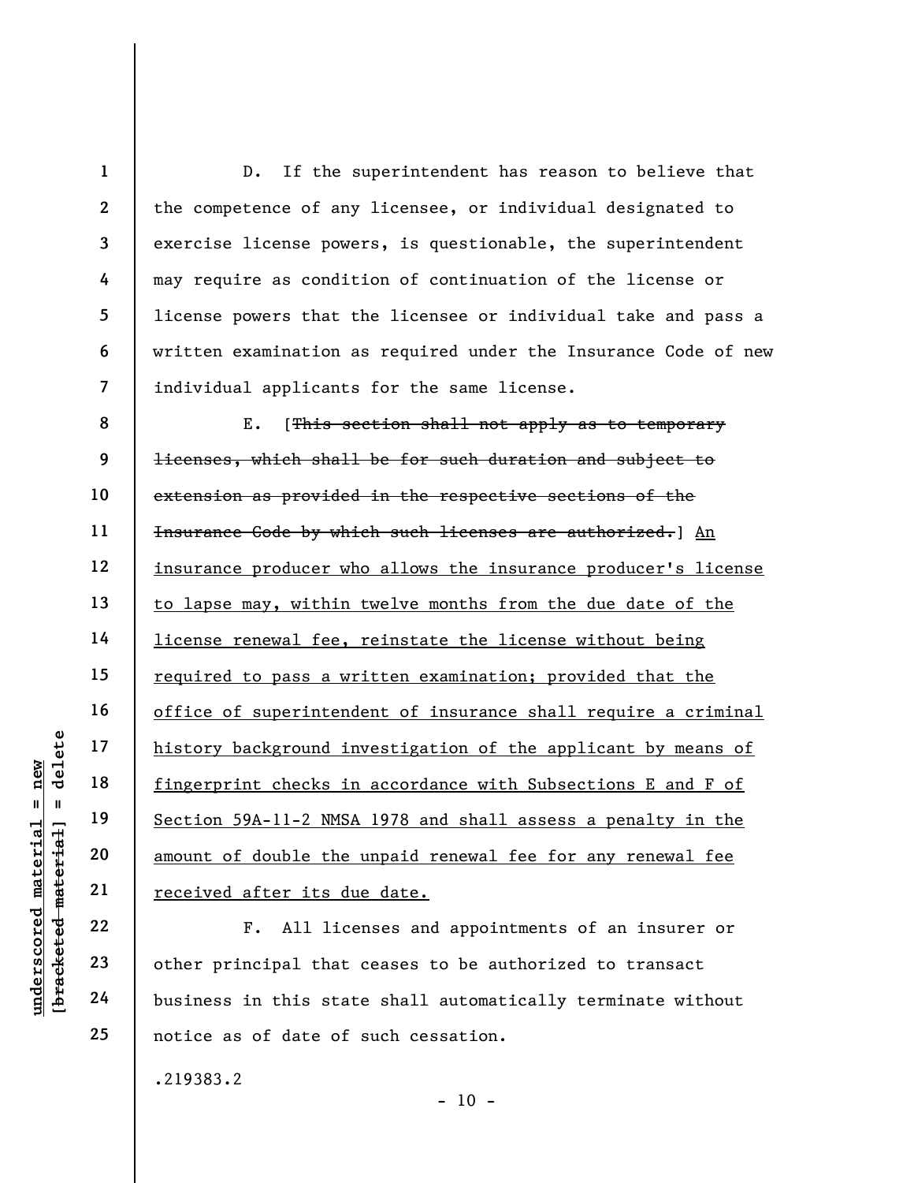D. If the superintendent has reason to believe that the competence of any licensee, or individual designated to exercise license powers, is questionable, the superintendent may require as condition of continuation of the license or license powers that the licensee or individual take and pass a written examination as required under the Insurance Code of new individual applicants for the same license.

E. [~~This section shall not apply as to temporary licenses, which shall be for such duration and subject to extension as provided in the respective sections of the Insurance Code by which such licenses are authorized.~~] <u>An insurance producer who allows the insurance producer's license to lapse may, within twelve months from the due date of the license renewal fee, reinstate the license without being required to pass a written examination; provided that the office of superintendent of insurance shall require a criminal history background investigation of the applicant by means of fingerprint checks in accordance with Subsections E and F of Section 59A-11-2 NMSA 1978 and shall assess a penalty in the amount of double the unpaid renewal fee for any renewal fee received after its due date.</u>

F. All licenses and appointments of an insurer or other principal that ceases to be authorized to transact business in this state shall automatically terminate without notice as of date of such cessation.

.219383.2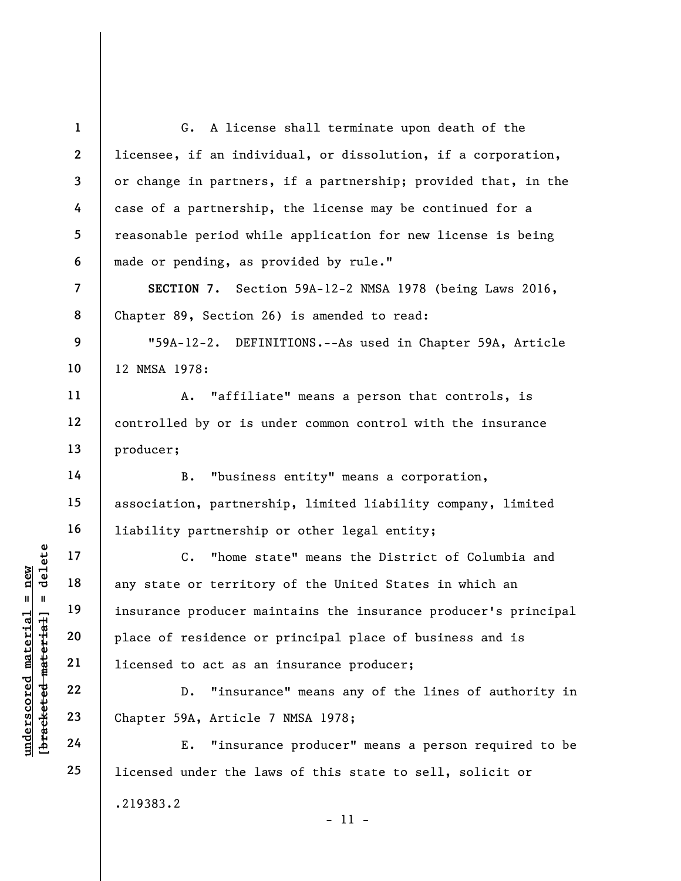G. A license shall terminate upon death of the licensee, if an individual, or dissolution, if a corporation, or change in partners, if a partnership; provided that, in the case of a partnership, the license may be continued for a reasonable period while application for new license is being made or pending, as provided by rule."

**SECTION 7.** Section 59A-12-2 NMSA 1978 (being Laws 2016, Chapter 89, Section 26) is amended to read:

"59A-12-2. DEFINITIONS.--As used in Chapter 59A, Article 12 NMSA 1978:

A. "affiliate" means a person that controls, is controlled by or is under common control with the insurance producer;

B. "business entity" means a corporation, association, partnership, limited liability company, limited liability partnership or other legal entity;

C. "home state" means the District of Columbia and any state or territory of the United States in which an insurance producer maintains the insurance producer's principal place of residence or principal place of business and is licensed to act as an insurance producer;

D. "insurance" means any of the lines of authority in Chapter 59A, Article 7 NMSA 1978;

E. "insurance producer" means a person required to be licensed under the laws of this state to sell, solicit or

.219383.2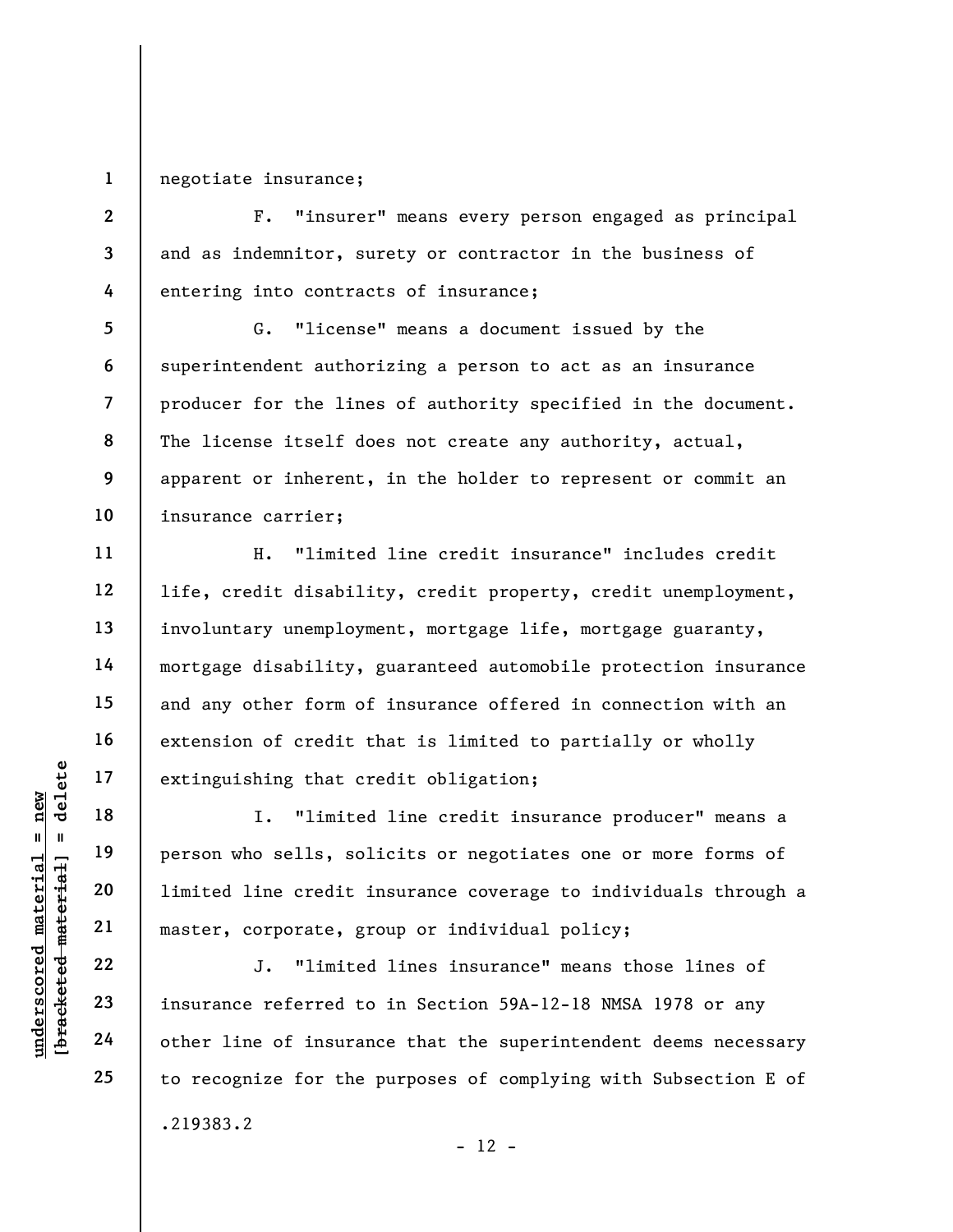negotiate insurance;

F. "insurer" means every person engaged as principal and as indemnitor, surety or contractor in the business of entering into contracts of insurance;

G. "license" means a document issued by the superintendent authorizing a person to act as an insurance producer for the lines of authority specified in the document. The license itself does not create any authority, actual, apparent or inherent, in the holder to represent or commit an insurance carrier;

H. "limited line credit insurance" includes credit life, credit disability, credit property, credit unemployment, involuntary unemployment, mortgage life, mortgage guaranty, mortgage disability, guaranteed automobile protection insurance and any other form of insurance offered in connection with an extension of credit that is limited to partially or wholly extinguishing that credit obligation;

I. "limited line credit insurance producer" means a person who sells, solicits or negotiates one or more forms of limited line credit insurance coverage to individuals through a master, corporate, group or individual policy;

J. "limited lines insurance" means those lines of insurance referred to in Section 59A-12-18 NMSA 1978 or any other line of insurance that the superintendent deems necessary to recognize for the purposes of complying with Subsection E of

.219383.2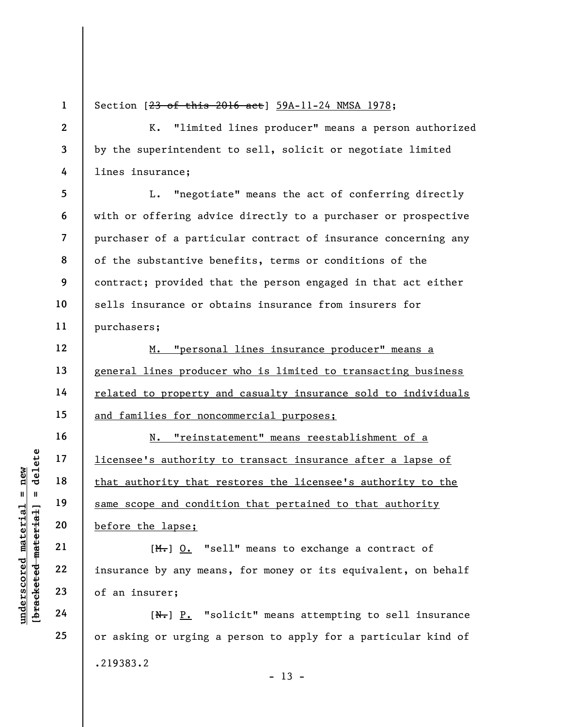Section [~~23 of this 2016 act~~] <u>59A-11-24 NMSA 1978</u>;

K. "limited lines producer" means a person authorized by the superintendent to sell, solicit or negotiate limited lines insurance;

L. "negotiate" means the act of conferring directly with or offering advice directly to a purchaser or prospective purchaser of a particular contract of insurance concerning any of the substantive benefits, terms or conditions of the contract; provided that the person engaged in that act either sells insurance or obtains insurance from insurers for purchasers;

<u>M. "personal lines insurance producer" means a general lines producer who is limited to transacting business related to property and casualty insurance sold to individuals and families for noncommercial purposes;</u>

<u>N. "reinstatement" means reestablishment of a licensee's authority to transact insurance after a lapse of that authority that restores the licensee's authority to the same scope and condition that pertained to that authority before the lapse;</u>

[~~M.~~] <u>O.</u> "sell" means to exchange a contract of insurance by any means, for money or its equivalent, on behalf of an insurer;

[~~N.~~] <u>P.</u> "solicit" means attempting to sell insurance or asking or urging a person to apply for a particular kind of

.219383.2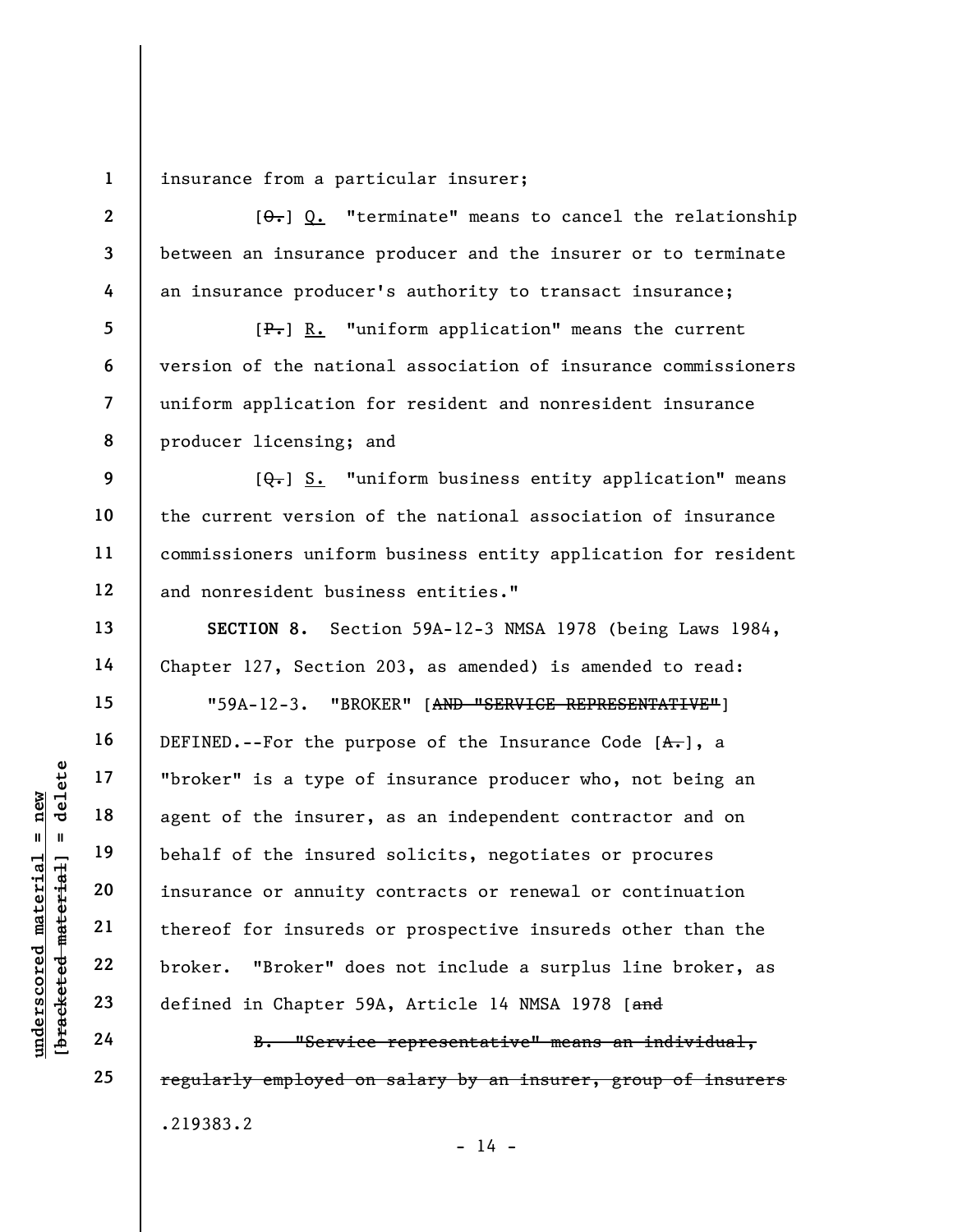insurance from a particular insurer;

[~~O.~~] <u>Q.</u> "terminate" means to cancel the relationship between an insurance producer and the insurer or to terminate an insurance producer's authority to transact insurance;

[~~P.~~] <u>R.</u> "uniform application" means the current version of the national association of insurance commissioners uniform application for resident and nonresident insurance producer licensing; and

[~~Q.~~] <u>S.</u> "uniform business entity application" means the current version of the national association of insurance commissioners uniform business entity application for resident and nonresident business entities."

**SECTION 8.** Section 59A-12-3 NMSA 1978 (being Laws 1984, Chapter 127, Section 203, as amended) is amended to read:

"59A-12-3. "BROKER" [~~AND "SERVICE REPRESENTATIVE"~~] DEFINED.--For the purpose of the Insurance Code [~~A.~~], a "broker" is a type of insurance producer who, not being an agent of the insurer, as an independent contractor and on behalf of the insured solicits, negotiates or procures insurance or annuity contracts or renewal or continuation thereof for insureds or prospective insureds other than the broker. "Broker" does not include a surplus line broker, as defined in Chapter 59A, Article 14 NMSA 1978 [~~and~~

~~B. "Service representative" means an individual, regularly employed on salary by an insurer, group of insurers~~

.219383.2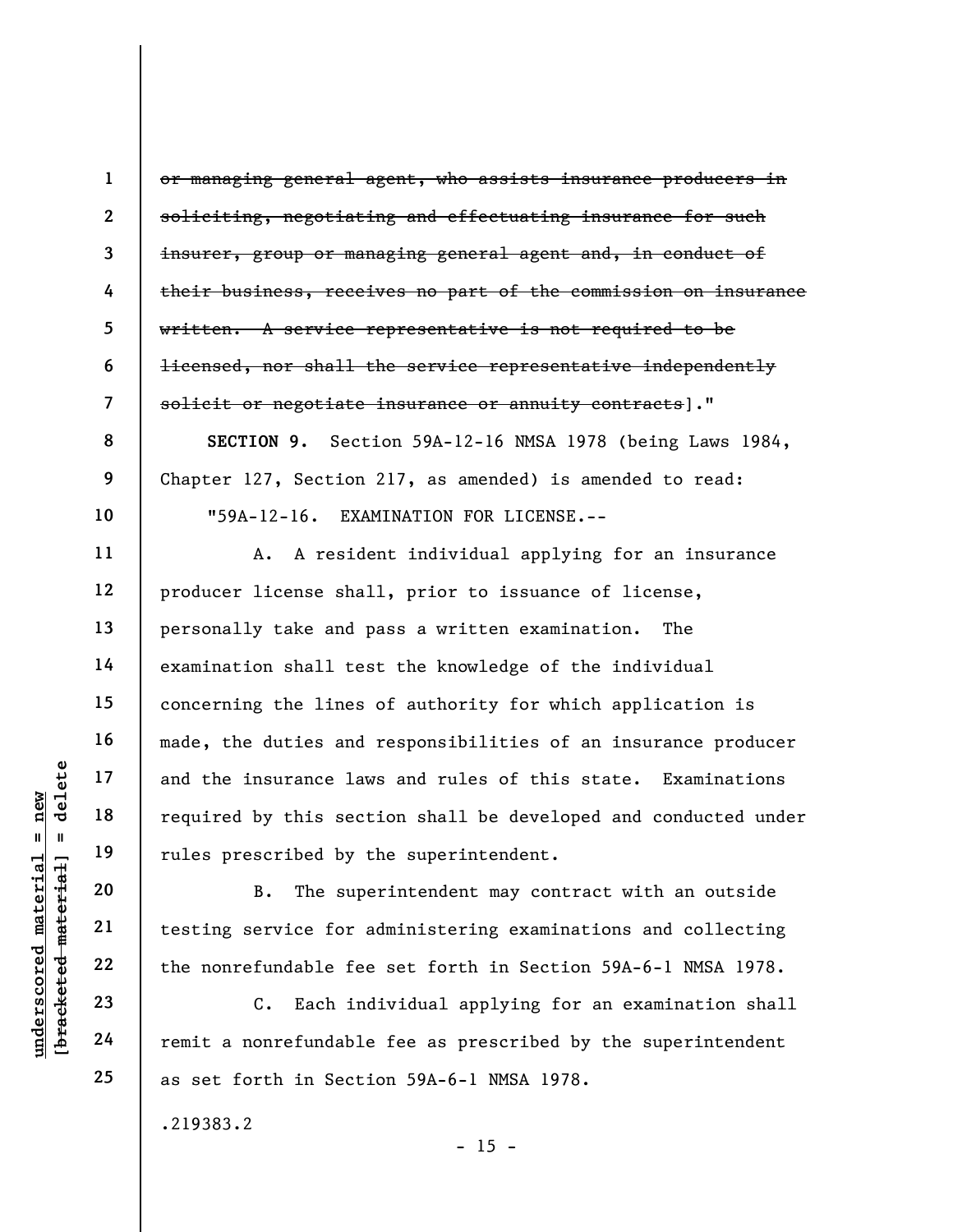~~or managing general agent, who assists insurance producers in soliciting, negotiating and effectuating insurance for such insurer, group or managing general agent and, in conduct of their business, receives no part of the commission on insurance written. A service representative is not required to be licensed, nor shall the service representative independently solicit or negotiate insurance or annuity contracts~~]."

**SECTION 9.** Section 59A-12-16 NMSA 1978 (being Laws 1984, Chapter 127, Section 217, as amended) is amended to read:

"59A-12-16. EXAMINATION FOR LICENSE.--

A. A resident individual applying for an insurance producer license shall, prior to issuance of license, personally take and pass a written examination. The examination shall test the knowledge of the individual concerning the lines of authority for which application is made, the duties and responsibilities of an insurance producer and the insurance laws and rules of this state. Examinations required by this section shall be developed and conducted under rules prescribed by the superintendent.

B. The superintendent may contract with an outside testing service for administering examinations and collecting the nonrefundable fee set forth in Section 59A-6-1 NMSA 1978.

C. Each individual applying for an examination shall remit a nonrefundable fee as prescribed by the superintendent as set forth in Section 59A-6-1 NMSA 1978.

.219383.2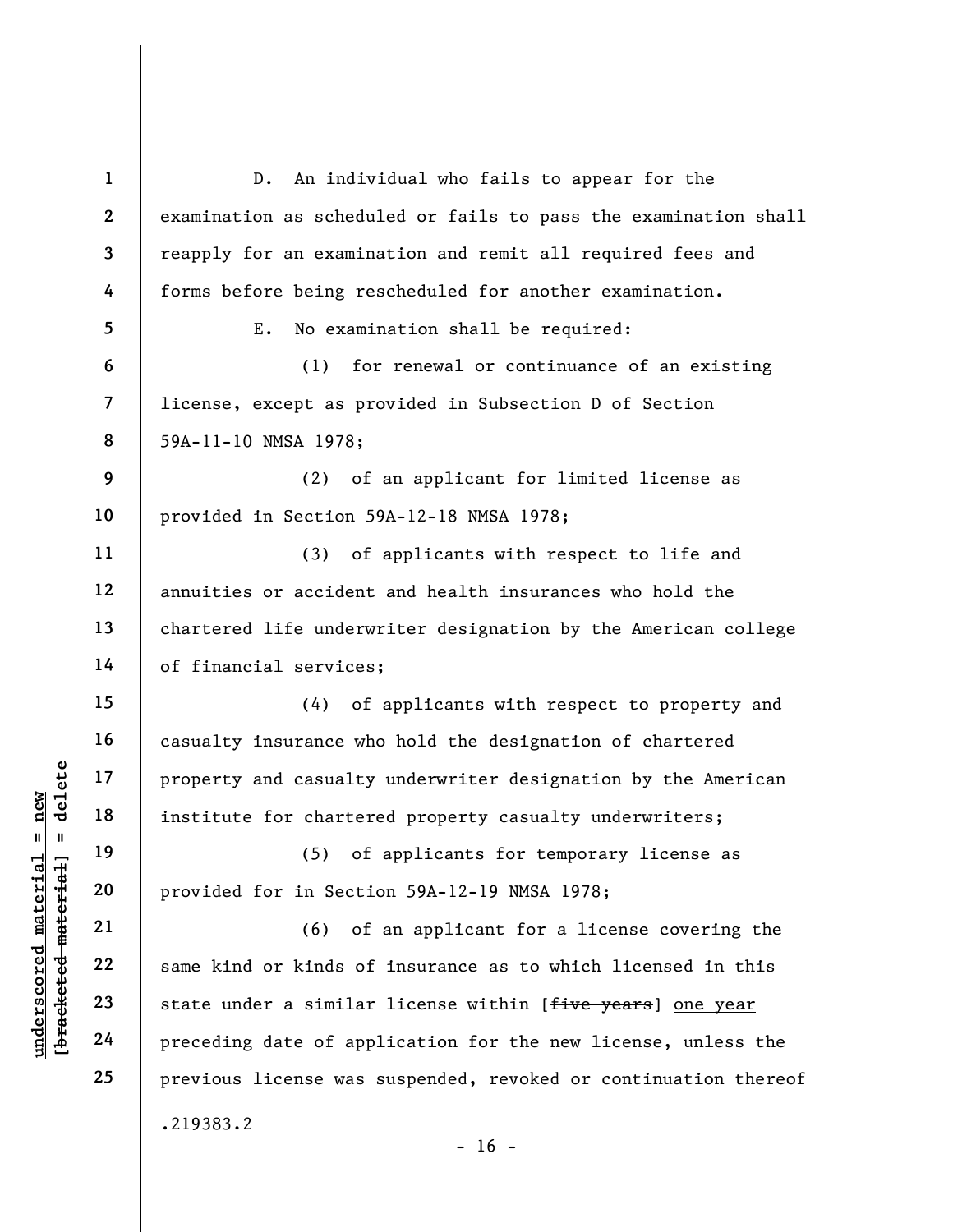D. An individual who fails to appear for the examination as scheduled or fails to pass the examination shall reapply for an examination and remit all required fees and forms before being rescheduled for another examination.

E. No examination shall be required:

(1) for renewal or continuance of an existing license, except as provided in Subsection D of Section 59A-11-10 NMSA 1978;

(2) of an applicant for limited license as provided in Section 59A-12-18 NMSA 1978;

(3) of applicants with respect to life and annuities or accident and health insurances who hold the chartered life underwriter designation by the American college of financial services;

(4) of applicants with respect to property and casualty insurance who hold the designation of chartered property and casualty underwriter designation by the American institute for chartered property casualty underwriters;

(5) of applicants for temporary license as provided for in Section 59A-12-19 NMSA 1978;

(6) of an applicant for a license covering the same kind or kinds of insurance as to which licensed in this state under a similar license within [~~five years~~] <u>one year</u> preceding date of application for the new license, unless the previous license was suspended, revoked or continuation thereof

.219383.2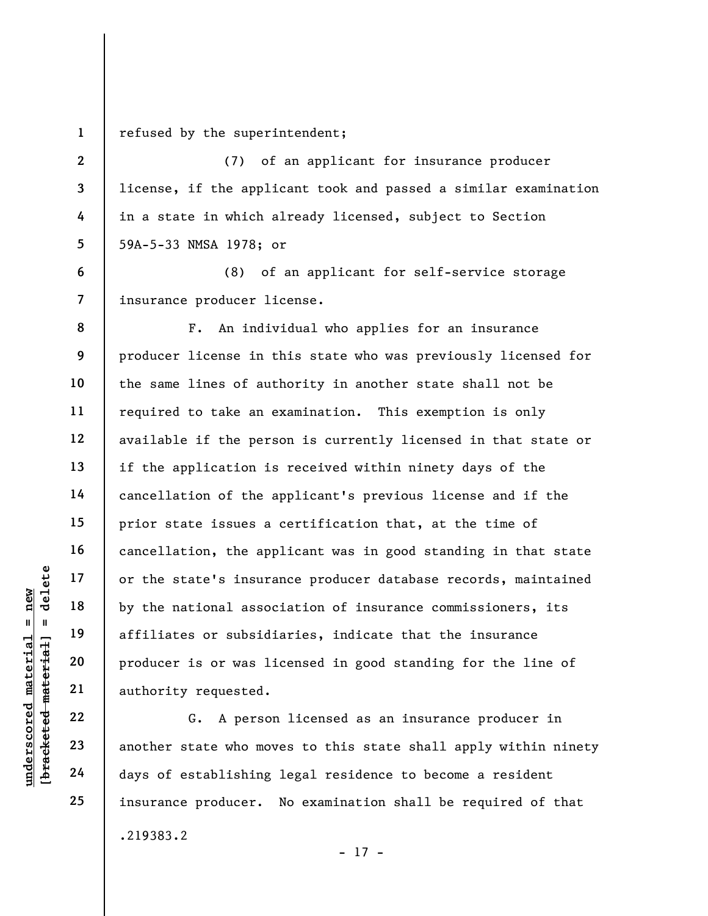refused by the superintendent;

(7) of an applicant for insurance producer license, if the applicant took and passed a similar examination in a state in which already licensed, subject to Section 59A-5-33 NMSA 1978; or

(8) of an applicant for self-service storage insurance producer license.

F. An individual who applies for an insurance producer license in this state who was previously licensed for the same lines of authority in another state shall not be required to take an examination. This exemption is only available if the person is currently licensed in that state or if the application is received within ninety days of the cancellation of the applicant's previous license and if the prior state issues a certification that, at the time of cancellation, the applicant was in good standing in that state or the state's insurance producer database records, maintained by the national association of insurance commissioners, its affiliates or subsidiaries, indicate that the insurance producer is or was licensed in good standing for the line of authority requested.

G. A person licensed as an insurance producer in another state who moves to this state shall apply within ninety days of establishing legal residence to become a resident insurance producer. No examination shall be required of that

.219383.2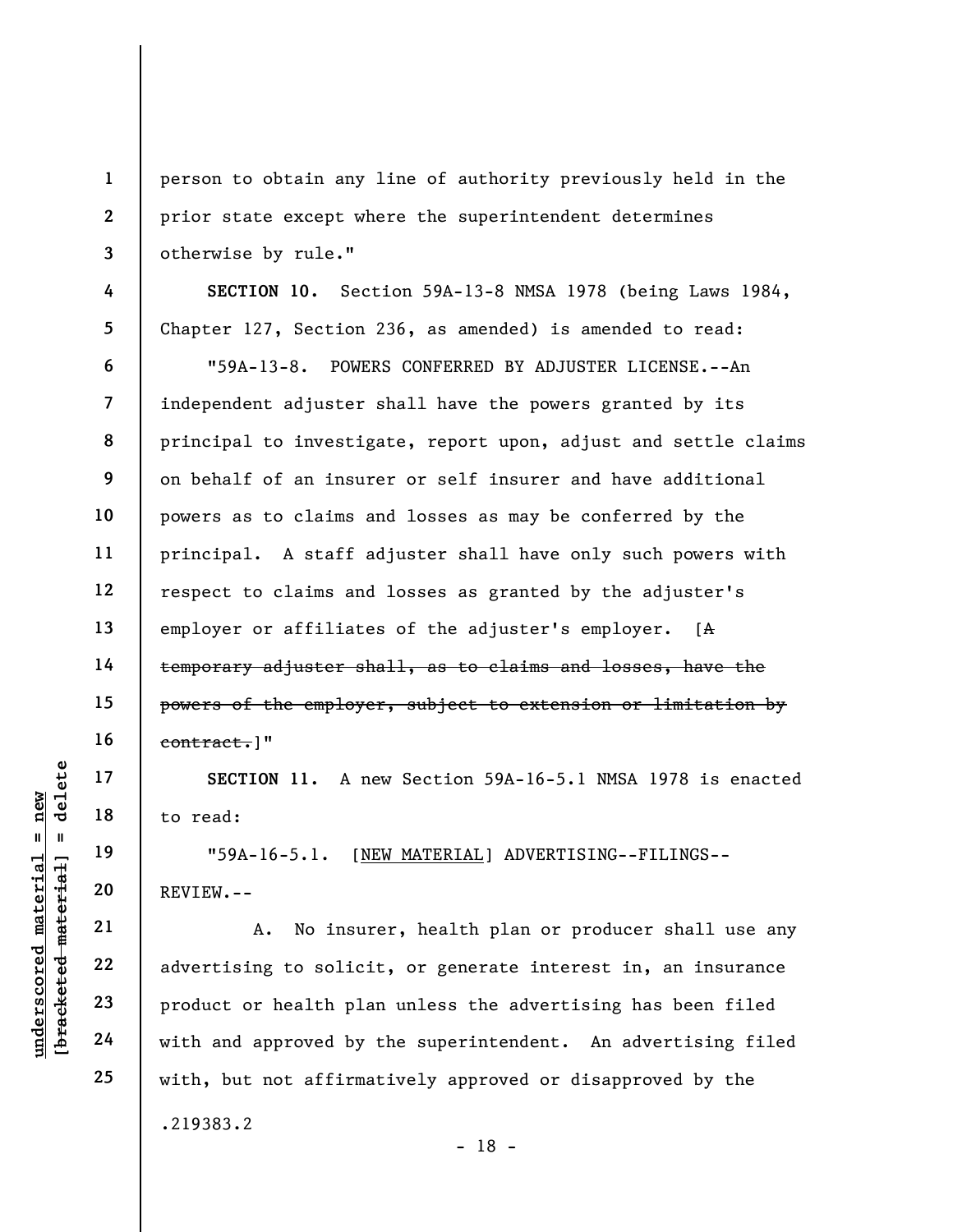person to obtain any line of authority previously held in the prior state except where the superintendent determines otherwise by rule."

**SECTION 10.** Section 59A-13-8 NMSA 1978 (being Laws 1984, Chapter 127, Section 236, as amended) is amended to read:

"59A-13-8. POWERS CONFERRED BY ADJUSTER LICENSE.--An independent adjuster shall have the powers granted by its principal to investigate, report upon, adjust and settle claims on behalf of an insurer or self insurer and have additional powers as to claims and losses as may be conferred by the principal. A staff adjuster shall have only such powers with respect to claims and losses as granted by the adjuster's employer or affiliates of the adjuster's employer. [~~A temporary adjuster shall, as to claims and losses, have the powers of the employer, subject to extension or limitation by contract.~~]"

**SECTION 11.** A new Section 59A-16-5.1 NMSA 1978 is enacted to read:

"59A-16-5.1. [<u>NEW MATERIAL</u>] ADVERTISING--FILINGS--REVIEW.--

A. No insurer, health plan or producer shall use any advertising to solicit, or generate interest in, an insurance product or health plan unless the advertising has been filed with and approved by the superintendent. An advertising filed with, but not affirmatively approved or disapproved by the

.219383.2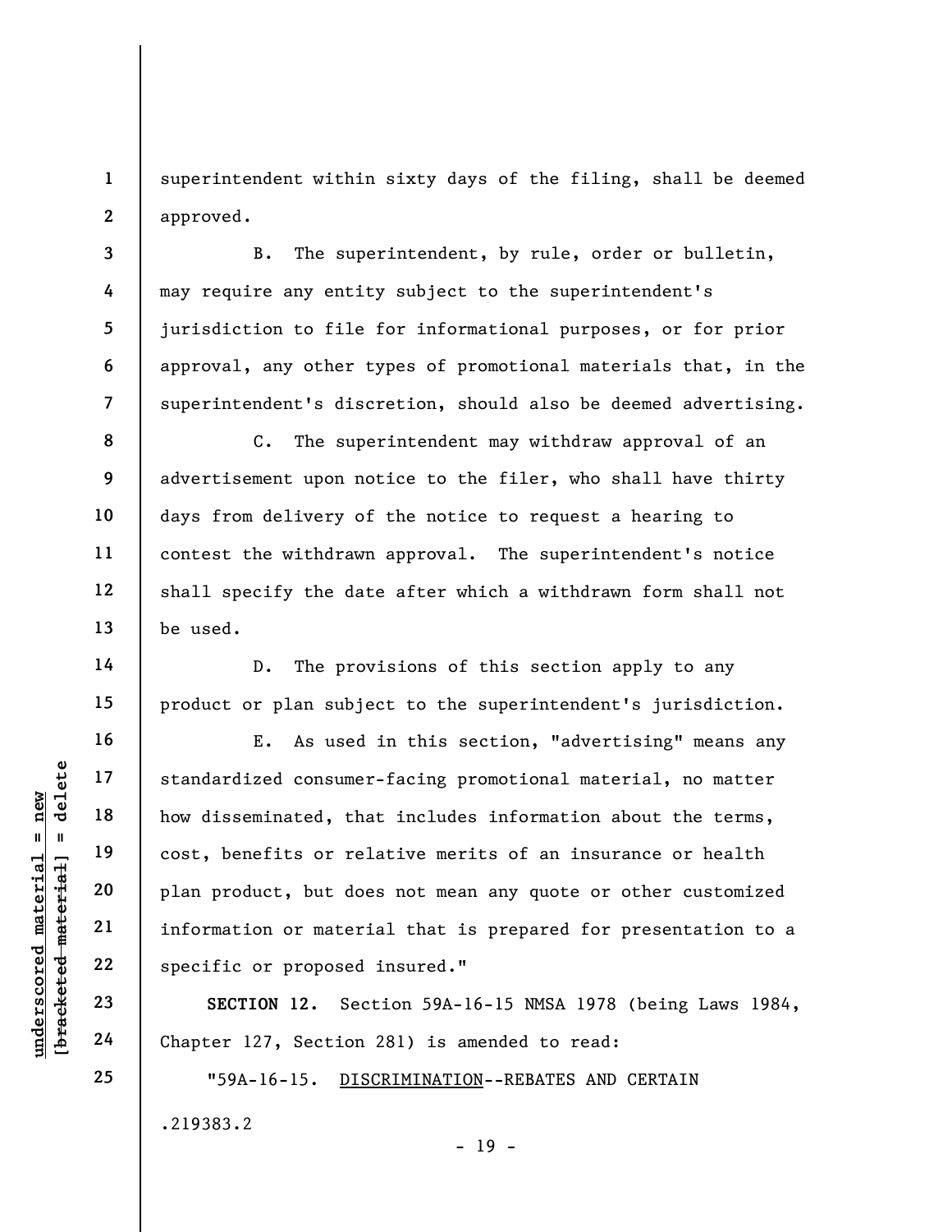superintendent within sixty days of the filing, shall be deemed approved.

B. The superintendent, by rule, order or bulletin, may require any entity subject to the superintendent's jurisdiction to file for informational purposes, or for prior approval, any other types of promotional materials that, in the superintendent's discretion, should also be deemed advertising.

C. The superintendent may withdraw approval of an advertisement upon notice to the filer, who shall have thirty days from delivery of the notice to request a hearing to contest the withdrawn approval. The superintendent's notice shall specify the date after which a withdrawn form shall not be used.

D. The provisions of this section apply to any product or plan subject to the superintendent's jurisdiction.

E. As used in this section, "advertising" means any standardized consumer-facing promotional material, no matter how disseminated, that includes information about the terms, cost, benefits or relative merits of an insurance or health plan product, but does not mean any quote or other customized information or material that is prepared for presentation to a specific or proposed insured."

**SECTION 12.** Section 59A-16-15 NMSA 1978 (being Laws 1984, Chapter 127, Section 281) is amended to read:

"59A-16-15. <u>DISCRIMINATION</u>--REBATES AND CERTAIN

.219383.2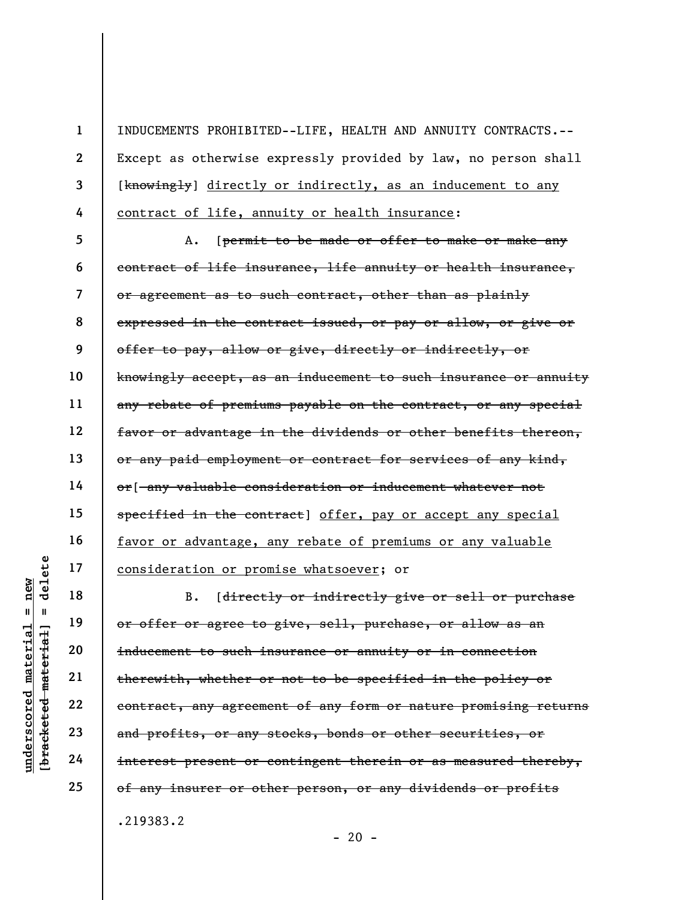INDUCEMENTS PROHIBITED--LIFE, HEALTH AND ANNUITY CONTRACTS.--
Except as otherwise expressly provided by law, no person shall [~~knowingly~~] directly or indirectly, as an inducement to any contract of life, annuity or health insurance:

A. [~~permit to be made or offer to make or make any contract of life insurance, life annuity or health insurance, or agreement as to such contract, other than as plainly expressed in the contract issued, or pay or allow, or give or offer to pay, allow or give, directly or indirectly, or knowingly accept, as an inducement to such insurance or annuity any rebate of premiums payable on the contract, or any special favor or advantage in the dividends or other benefits thereon, or any paid employment or contract for services of any kind, or~~[~~ any valuable consideration or inducement whatever not specified in the contract~~]] offer, pay or accept any special favor or advantage, any rebate of premiums or any valuable consideration or promise whatsoever; or

B. [~~directly or indirectly give or sell or purchase or offer or agree to give, sell, purchase, or allow as an inducement to such insurance or annuity or in connection therewith, whether or not to be specified in the policy or contract, any agreement of any form or nature promising returns and profits, or any stocks, bonds or other securities, or interest present or contingent therein or as measured thereby, of any insurer or other person, or any dividends or profits~~

.219383.2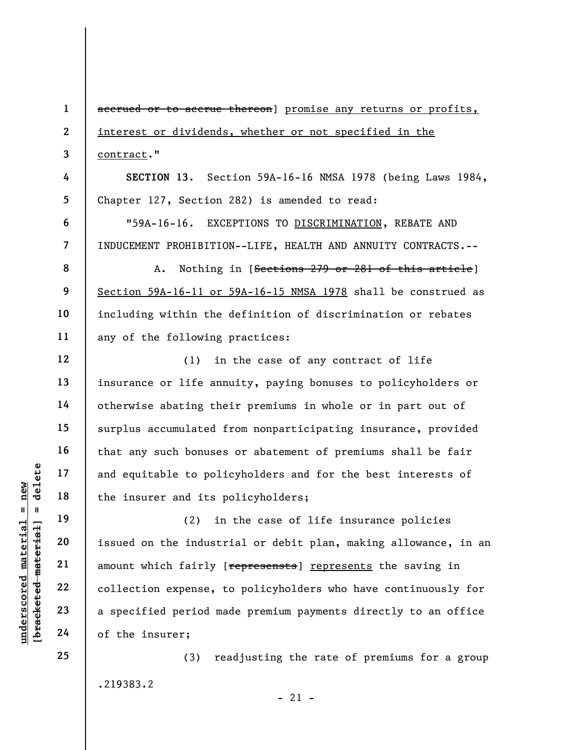~~accrued or to accrue thereon~~] promise any returns or profits, interest or dividends, whether or not specified in the contract."

**SECTION 13.** Section 59A-16-16 NMSA 1978 (being Laws 1984, Chapter 127, Section 282) is amended to read:

"59A-16-16. EXCEPTIONS TO DISCRIMINATION, REBATE AND INDUCEMENT PROHIBITION--LIFE, HEALTH AND ANNUITY CONTRACTS.--

A. Nothing in [~~Sections 279 or 281 of this article~~] Section 59A-16-11 or 59A-16-15 NMSA 1978 shall be construed as including within the definition of discrimination or rebates any of the following practices:

(1) in the case of any contract of life insurance or life annuity, paying bonuses to policyholders or otherwise abating their premiums in whole or in part out of surplus accumulated from nonparticipating insurance, provided that any such bonuses or abatement of premiums shall be fair and equitable to policyholders and for the best interests of the insurer and its policyholders;

(2) in the case of life insurance policies issued on the industrial or debit plan, making allowance, in an amount which fairly [~~represensts~~] represents the saving in collection expense, to policyholders who have continuously for a specified period made premium payments directly to an office of the insurer;

(3) readjusting the rate of premiums for a group

.219383.2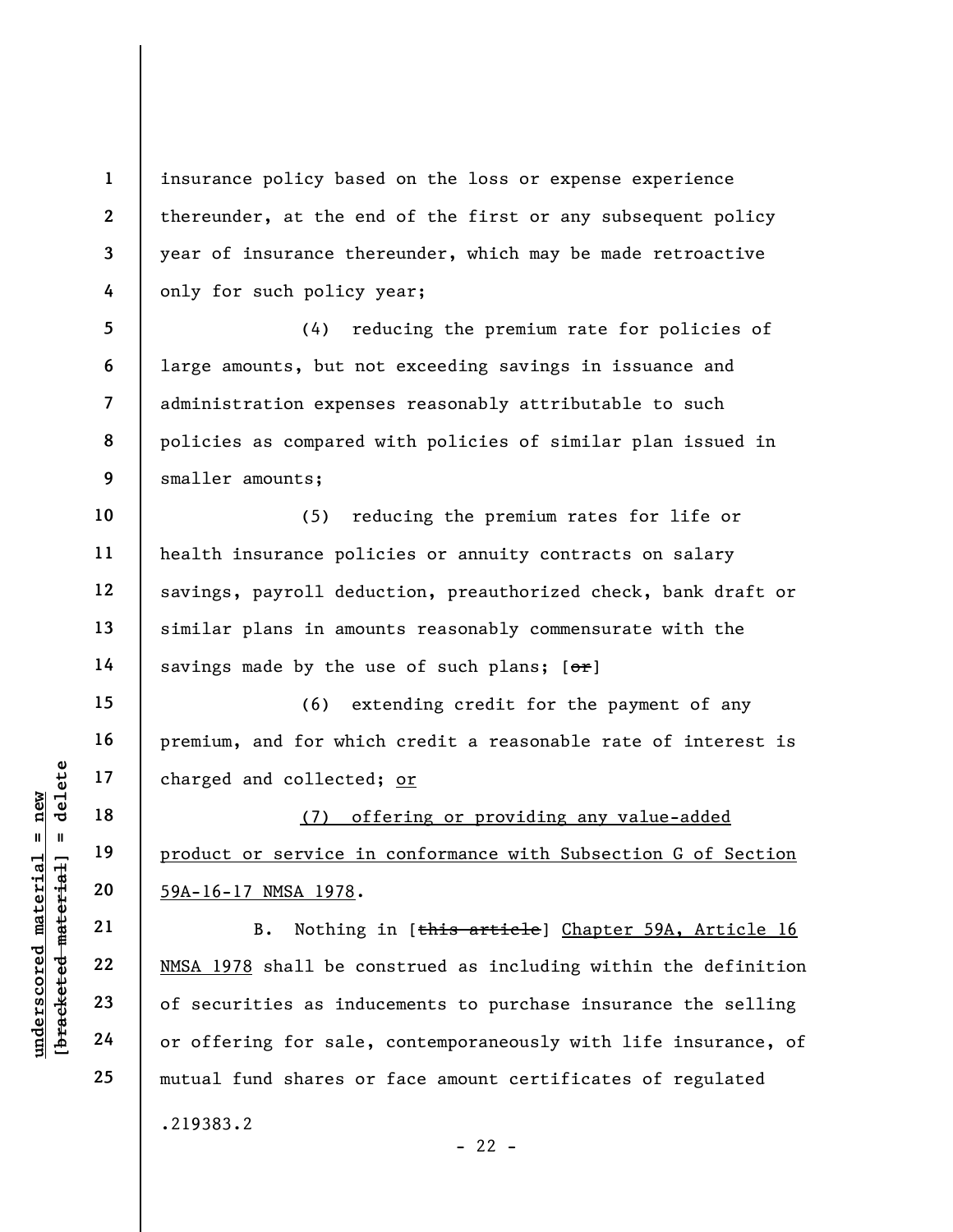insurance policy based on the loss or expense experience thereunder, at the end of the first or any subsequent policy year of insurance thereunder, which may be made retroactive only for such policy year;

(4) reducing the premium rate for policies of large amounts, but not exceeding savings in issuance and administration expenses reasonably attributable to such policies as compared with policies of similar plan issued in smaller amounts;

(5) reducing the premium rates for life or health insurance policies or annuity contracts on salary savings, payroll deduction, preauthorized check, bank draft or similar plans in amounts reasonably commensurate with the savings made by the use of such plans; [~~or~~]

(6) extending credit for the payment of any premium, and for which credit a reasonable rate of interest is charged and collected; <u>or</u>

<u>(7) offering or providing any value-added product or service in conformance with Subsection G of Section 59A-16-17 NMSA 1978</u>.

B. Nothing in [~~this article~~] <u>Chapter 59A, Article 16 NMSA 1978</u> shall be construed as including within the definition of securities as inducements to purchase insurance the selling or offering for sale, contemporaneously with life insurance, of mutual fund shares or face amount certificates of regulated

.219383.2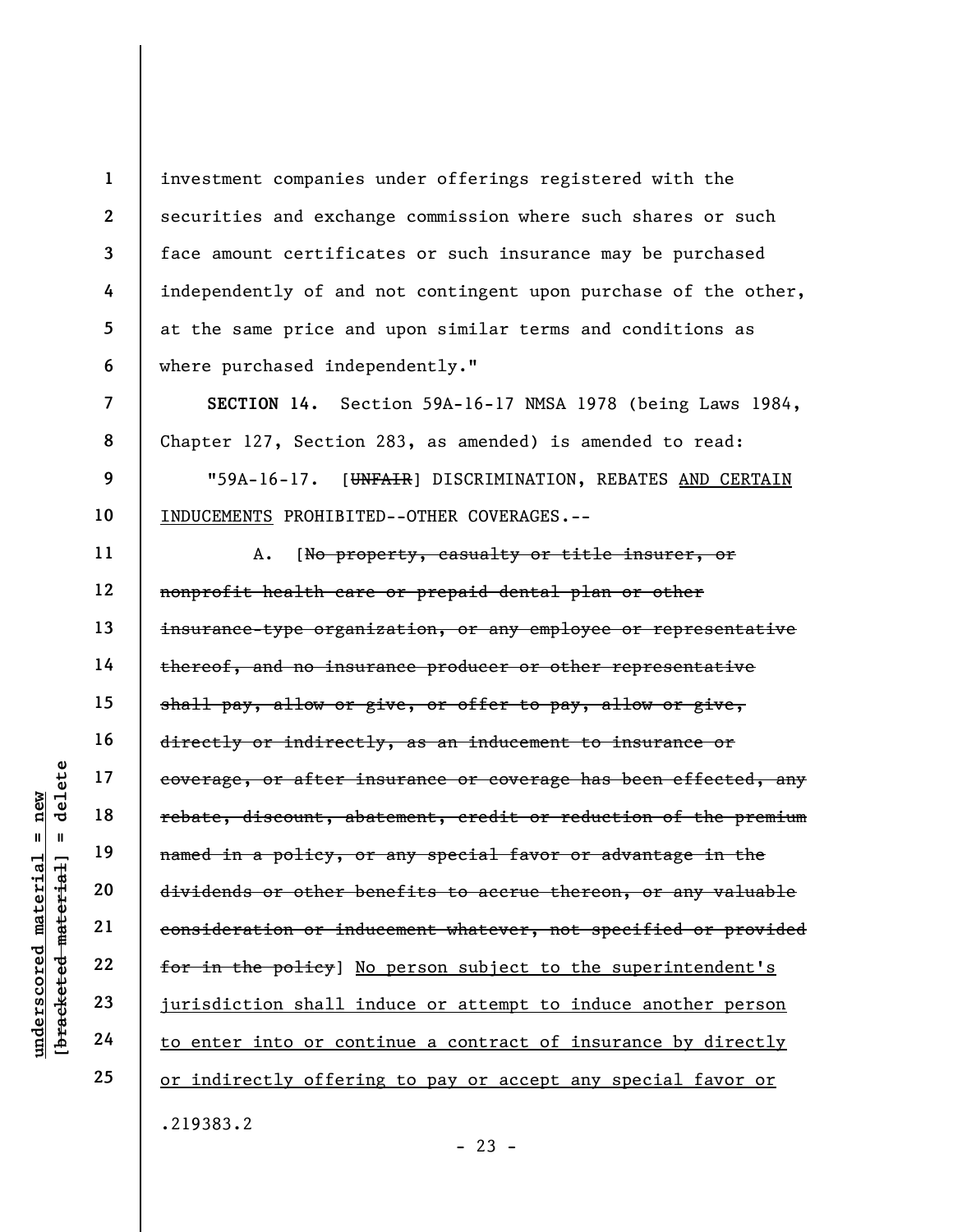investment companies under offerings registered with the securities and exchange commission where such shares or such face amount certificates or such insurance may be purchased independently of and not contingent upon purchase of the other, at the same price and upon similar terms and conditions as where purchased independently."

**SECTION 14.** Section 59A-16-17 NMSA 1978 (being Laws 1984, Chapter 127, Section 283, as amended) is amended to read:

"59A-16-17. [~~UNFAIR~~] DISCRIMINATION, REBATES <u>AND CERTAIN INDUCEMENTS</u> PROHIBITED--OTHER COVERAGES.--

A. [~~No property, casualty or title insurer, or nonprofit health care or prepaid dental plan or other insurance-type organization, or any employee or representative thereof, and no insurance producer or other representative shall pay, allow or give, or offer to pay, allow or give, directly or indirectly, as an inducement to insurance or coverage, or after insurance or coverage has been effected, any rebate, discount, abatement, credit or reduction of the premium named in a policy, or any special favor or advantage in the dividends or other benefits to accrue thereon, or any valuable consideration or inducement whatever, not specified or provided for in the policy~~] <u>No person subject to the superintendent's jurisdiction shall induce or attempt to induce another person to enter into or continue a contract of insurance by directly or indirectly offering to pay or accept any special favor or</u>

.219383.2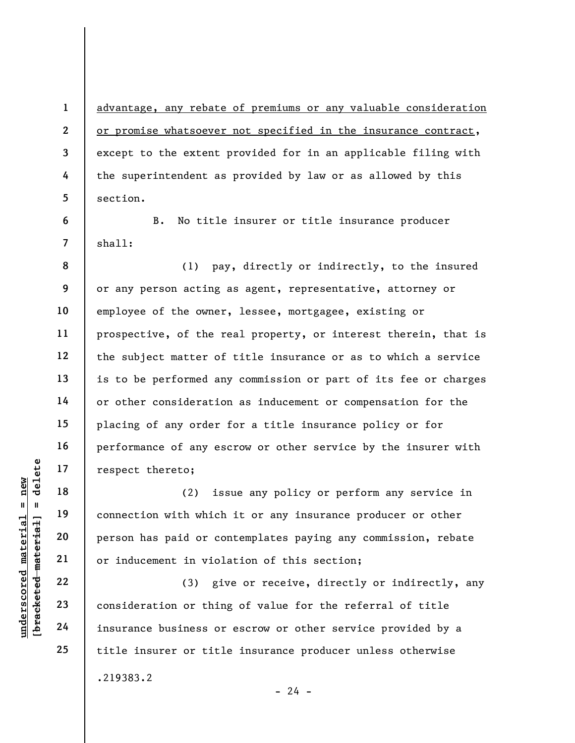advantage, any rebate of premiums or any valuable consideration or promise whatsoever not specified in the insurance contract, except to the extent provided for in an applicable filing with the superintendent as provided by law or as allowed by this section.

B. No title insurer or title insurance producer shall:

(1) pay, directly or indirectly, to the insured or any person acting as agent, representative, attorney or employee of the owner, lessee, mortgagee, existing or prospective, of the real property, or interest therein, that is the subject matter of title insurance or as to which a service is to be performed any commission or part of its fee or charges or other consideration as inducement or compensation for the placing of any order for a title insurance policy or for performance of any escrow or other service by the insurer with respect thereto;

(2) issue any policy or perform any service in connection with which it or any insurance producer or other person has paid or contemplates paying any commission, rebate or inducement in violation of this section;

(3) give or receive, directly or indirectly, any consideration or thing of value for the referral of title insurance business or escrow or other service provided by a title insurer or title insurance producer unless otherwise

.219383.2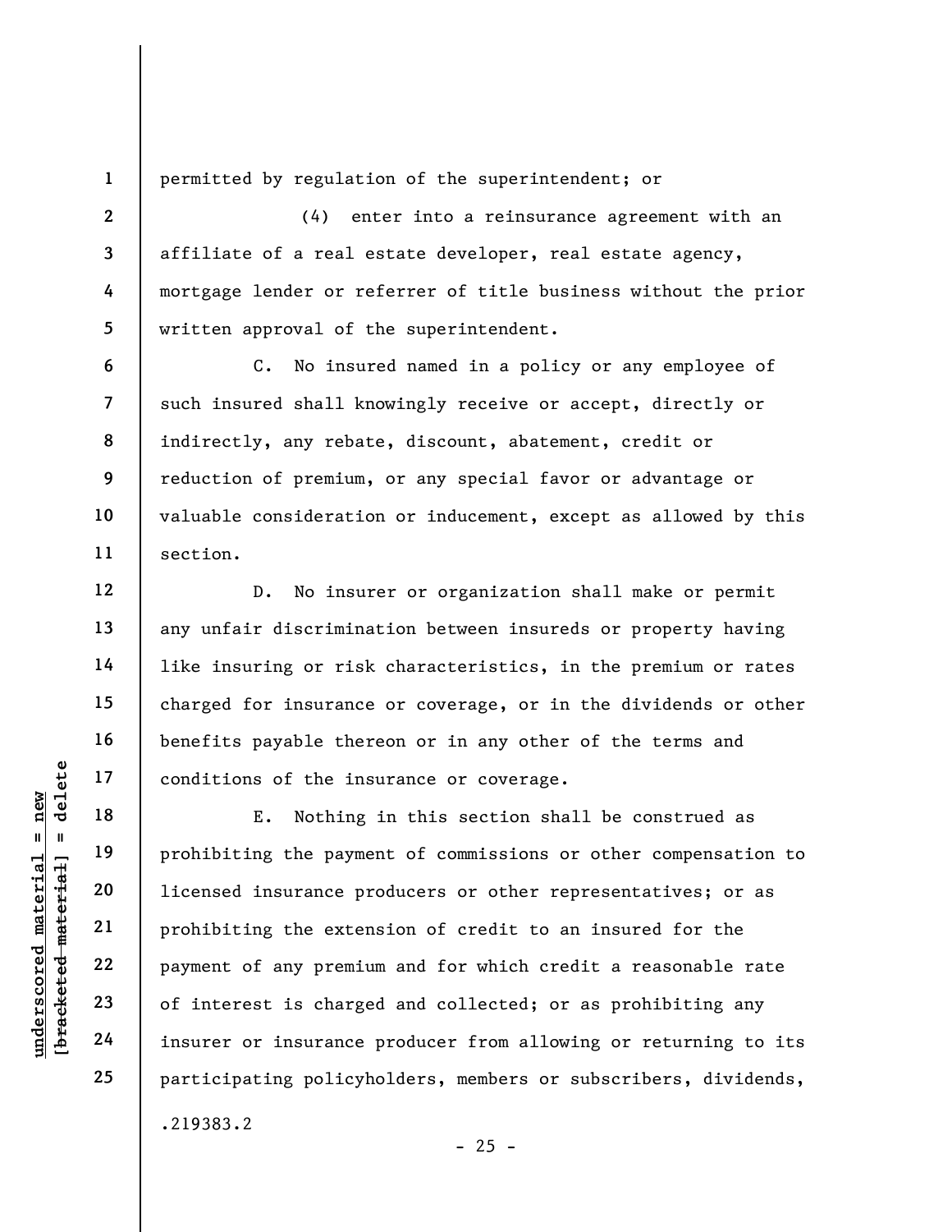permitted by regulation of the superintendent; or

(4) enter into a reinsurance agreement with an affiliate of a real estate developer, real estate agency, mortgage lender or referrer of title business without the prior written approval of the superintendent.

C. No insured named in a policy or any employee of such insured shall knowingly receive or accept, directly or indirectly, any rebate, discount, abatement, credit or reduction of premium, or any special favor or advantage or valuable consideration or inducement, except as allowed by this section.

D. No insurer or organization shall make or permit any unfair discrimination between insureds or property having like insuring or risk characteristics, in the premium or rates charged for insurance or coverage, or in the dividends or other benefits payable thereon or in any other of the terms and conditions of the insurance or coverage.

E. Nothing in this section shall be construed as prohibiting the payment of commissions or other compensation to licensed insurance producers or other representatives; or as prohibiting the extension of credit to an insured for the payment of any premium and for which credit a reasonable rate of interest is charged and collected; or as prohibiting any insurer or insurance producer from allowing or returning to its participating policyholders, members or subscribers, dividends,

.219383.2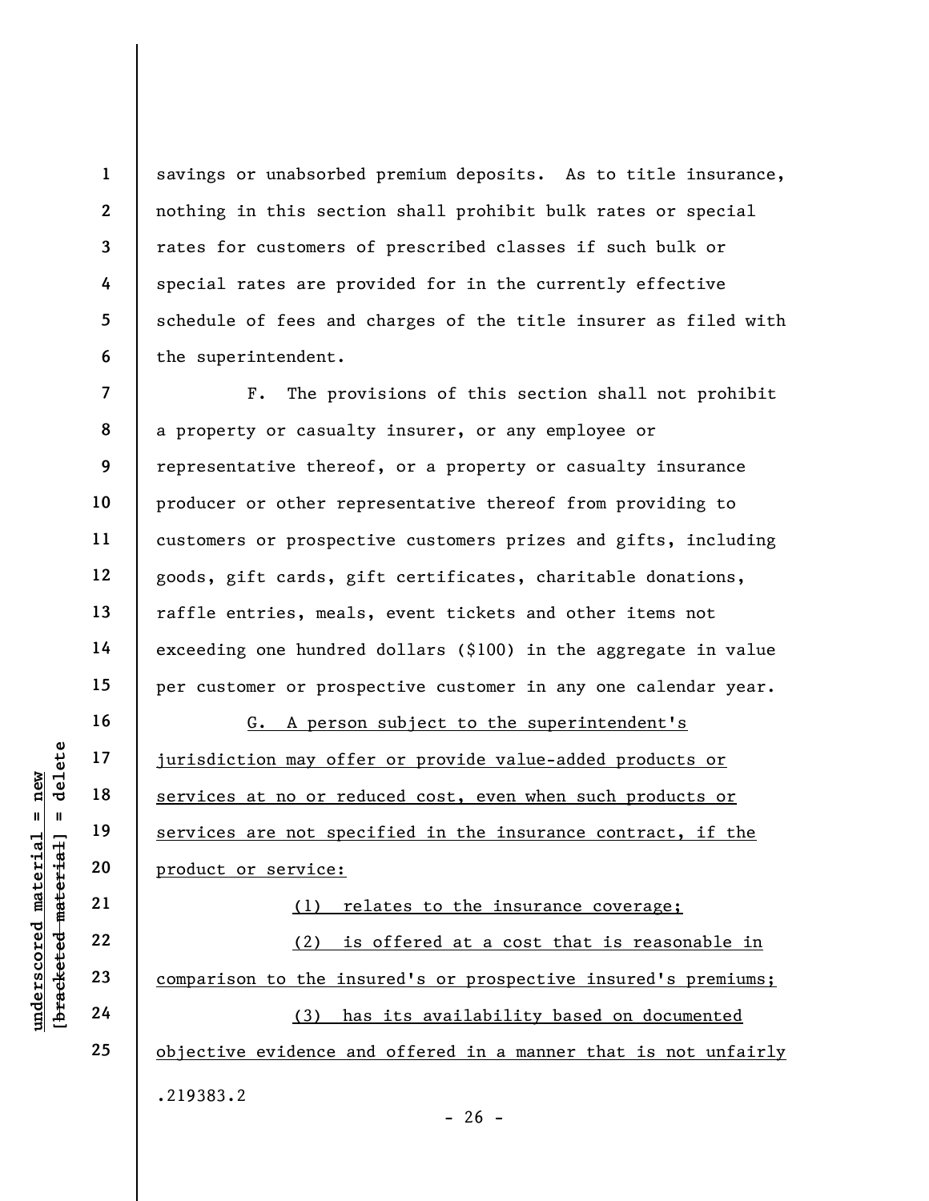savings or unabsorbed premium deposits. As to title insurance, nothing in this section shall prohibit bulk rates or special rates for customers of prescribed classes if such bulk or special rates are provided for in the currently effective schedule of fees and charges of the title insurer as filed with the superintendent.

F. The provisions of this section shall not prohibit a property or casualty insurer, or any employee or representative thereof, or a property or casualty insurance producer or other representative thereof from providing to customers or prospective customers prizes and gifts, including goods, gift cards, gift certificates, charitable donations, raffle entries, meals, event tickets and other items not exceeding one hundred dollars ($100) in the aggregate in value per customer or prospective customer in any one calendar year.

<u>G. A person subject to the superintendent's jurisdiction may offer or provide value-added products or services at no or reduced cost, even when such products or services are not specified in the insurance contract, if the product or service:</u>

<u>(1) relates to the insurance coverage;</u>

<u>(2) is offered at a cost that is reasonable in comparison to the insured's or prospective insured's premiums;</u>

<u>(3) has its availability based on documented objective evidence and offered in a manner that is not unfairly</u>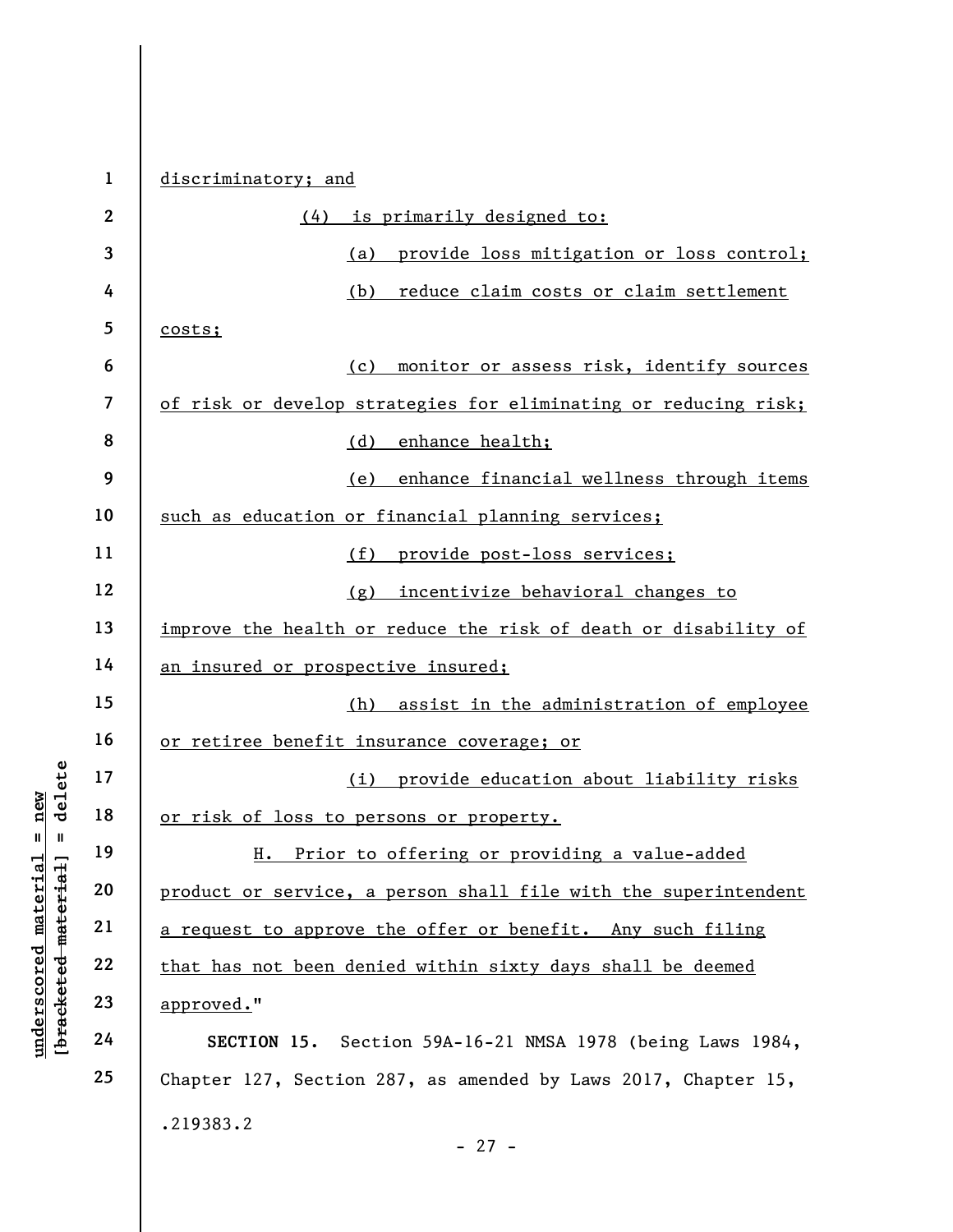discriminatory; and

(4) is primarily designed to:

(a) provide loss mitigation or loss control;

(b) reduce claim costs or claim settlement costs;

(c) monitor or assess risk, identify sources of risk or develop strategies for eliminating or reducing risk;

(d) enhance health;

(e) enhance financial wellness through items such as education or financial planning services;

(f) provide post-loss services;

(g) incentivize behavioral changes to improve the health or reduce the risk of death or disability of an insured or prospective insured;

(h) assist in the administration of employee or retiree benefit insurance coverage; or

(i) provide education about liability risks or risk of loss to persons or property.

H. Prior to offering or providing a value-added product or service, a person shall file with the superintendent a request to approve the offer or benefit. Any such filing that has not been denied within sixty days shall be deemed approved."

**SECTION 15.** Section 59A-16-21 NMSA 1978 (being Laws 1984, Chapter 127, Section 287, as amended by Laws 2017, Chapter 15,

.219383.2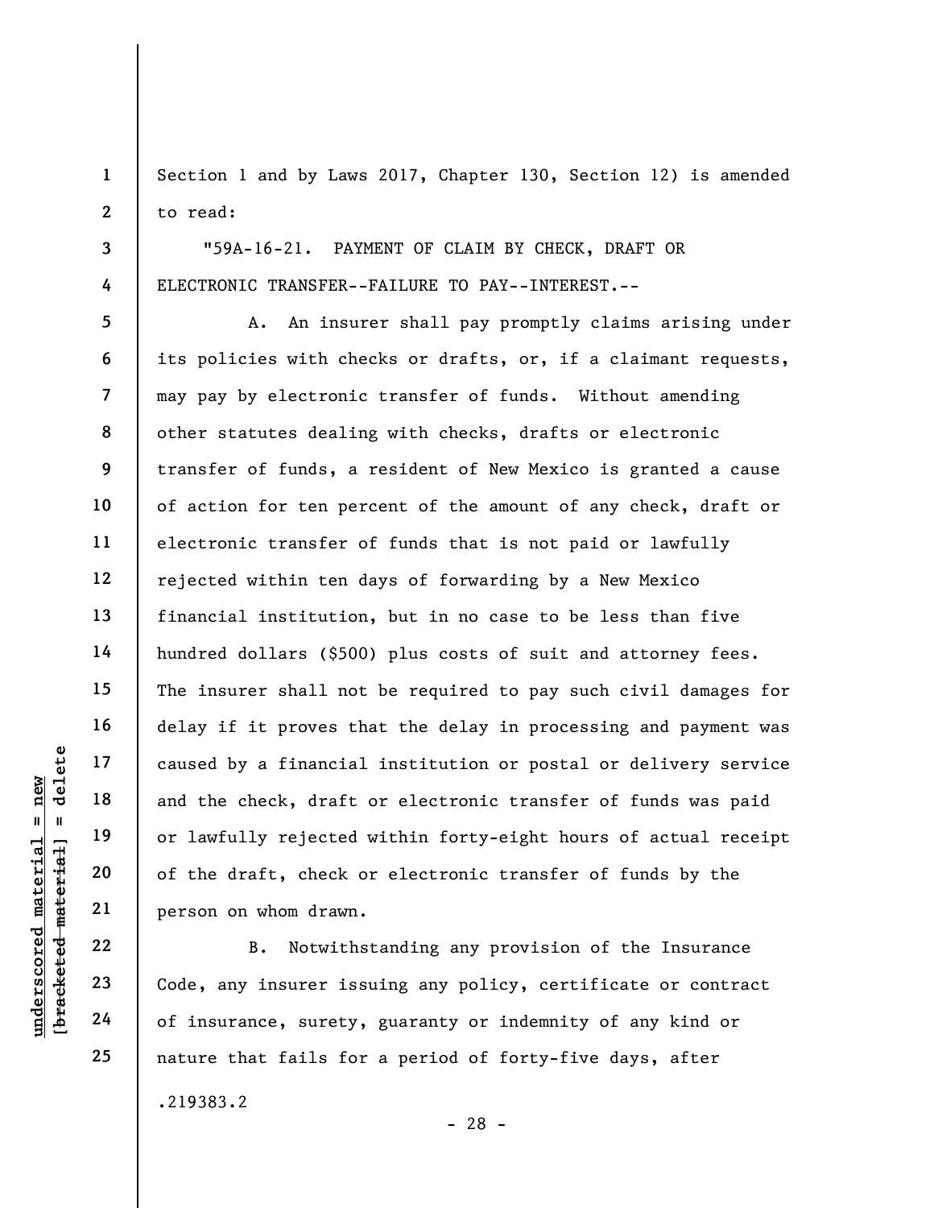Section 1 and by Laws 2017, Chapter 130, Section 12) is amended to read:

"59A-16-21. PAYMENT OF CLAIM BY CHECK, DRAFT OR ELECTRONIC TRANSFER--FAILURE TO PAY--INTEREST.--

A. An insurer shall pay promptly claims arising under its policies with checks or drafts, or, if a claimant requests, may pay by electronic transfer of funds. Without amending other statutes dealing with checks, drafts or electronic transfer of funds, a resident of New Mexico is granted a cause of action for ten percent of the amount of any check, draft or electronic transfer of funds that is not paid or lawfully rejected within ten days of forwarding by a New Mexico financial institution, but in no case to be less than five hundred dollars ($500) plus costs of suit and attorney fees. The insurer shall not be required to pay such civil damages for delay if it proves that the delay in processing and payment was caused by a financial institution or postal or delivery service and the check, draft or electronic transfer of funds was paid or lawfully rejected within forty-eight hours of actual receipt of the draft, check or electronic transfer of funds by the person on whom drawn.

B. Notwithstanding any provision of the Insurance Code, any insurer issuing any policy, certificate or contract of insurance, surety, guaranty or indemnity of any kind or nature that fails for a period of forty-five days, after

.219383.2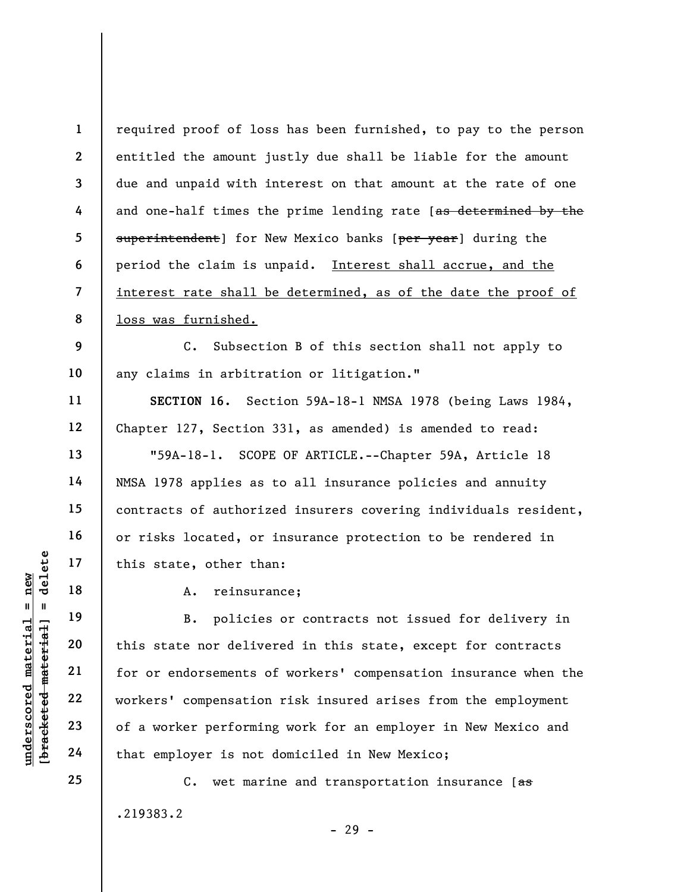required proof of loss has been furnished, to pay to the person entitled the amount justly due shall be liable for the amount due and unpaid with interest on that amount at the rate of one and one-half times the prime lending rate [~~as determined by the superintendent~~] for New Mexico banks [~~per year~~] during the period the claim is unpaid. <u>Interest shall accrue, and the interest rate shall be determined, as of the date the proof of loss was furnished.</u>

C. Subsection B of this section shall not apply to any claims in arbitration or litigation."

**SECTION 16.** Section 59A-18-1 NMSA 1978 (being Laws 1984, Chapter 127, Section 331, as amended) is amended to read:

"59A-18-1. SCOPE OF ARTICLE.--Chapter 59A, Article 18 NMSA 1978 applies as to all insurance policies and annuity contracts of authorized insurers covering individuals resident, or risks located, or insurance protection to be rendered in this state, other than:

A. reinsurance;

B. policies or contracts not issued for delivery in this state nor delivered in this state, except for contracts for or endorsements of workers' compensation insurance when the workers' compensation risk insured arises from the employment of a worker performing work for an employer in New Mexico and that employer is not domiciled in New Mexico;

C. wet marine and transportation insurance [~~as~~

.219383.2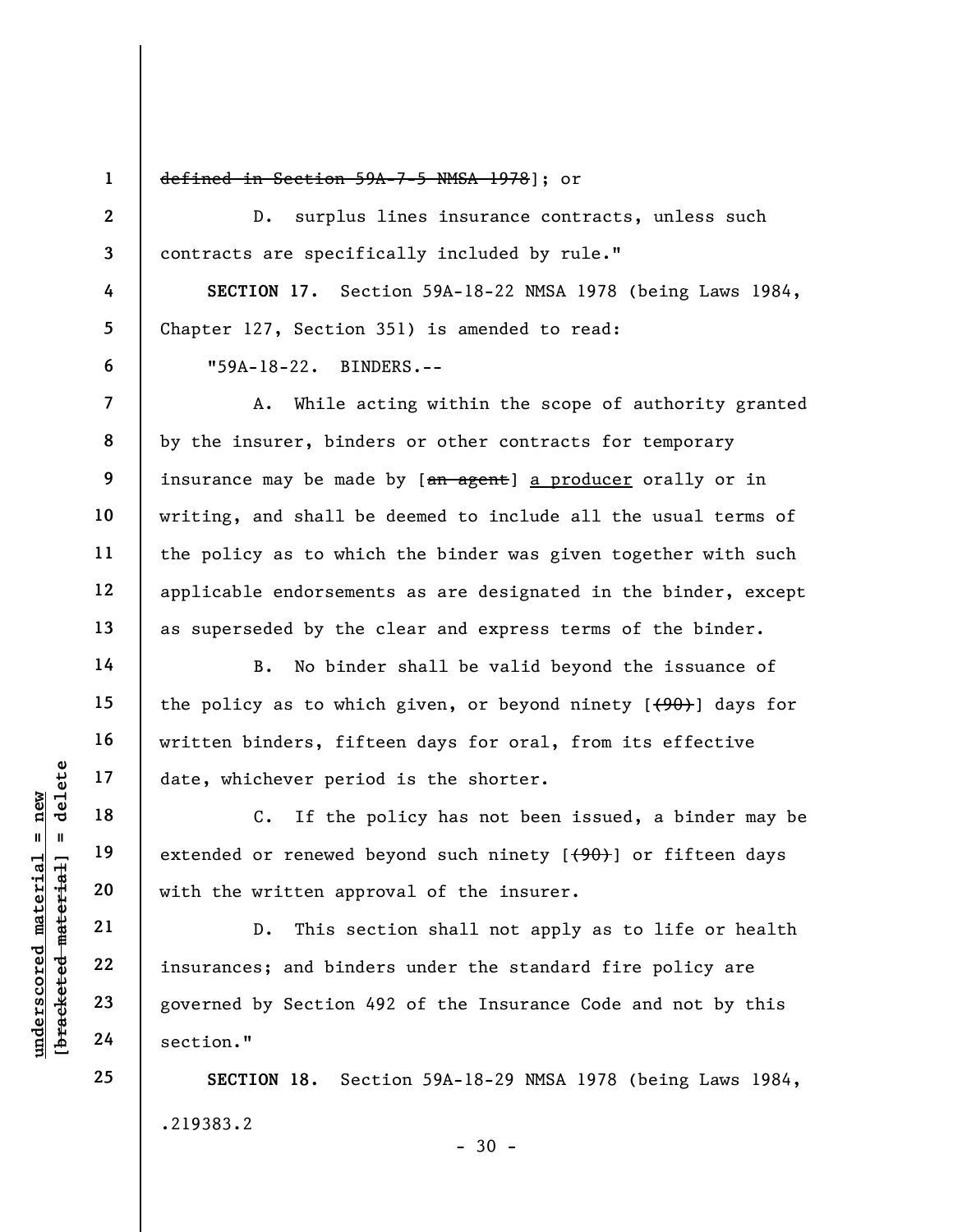~~defined in Section 59A-7-5 NMSA 1978~~]; or

D. surplus lines insurance contracts, unless such contracts are specifically included by rule."

**SECTION 17.** Section 59A-18-22 NMSA 1978 (being Laws 1984, Chapter 127, Section 351) is amended to read:

"59A-18-22. BINDERS.--

A. While acting within the scope of authority granted by the insurer, binders or other contracts for temporary insurance may be made by [~~an agent~~] <u>a producer</u> orally or in writing, and shall be deemed to include all the usual terms of the policy as to which the binder was given together with such applicable endorsements as are designated in the binder, except as superseded by the clear and express terms of the binder.

B. No binder shall be valid beyond the issuance of the policy as to which given, or beyond ninety [~~(90)~~] days for written binders, fifteen days for oral, from its effective date, whichever period is the shorter.

C. If the policy has not been issued, a binder may be extended or renewed beyond such ninety [~~(90)~~] or fifteen days with the written approval of the insurer.

D. This section shall not apply as to life or health insurances; and binders under the standard fire policy are governed by Section 492 of the Insurance Code and not by this section."

**SECTION 18.** Section 59A-18-29 NMSA 1978 (being Laws 1984,

.219383.2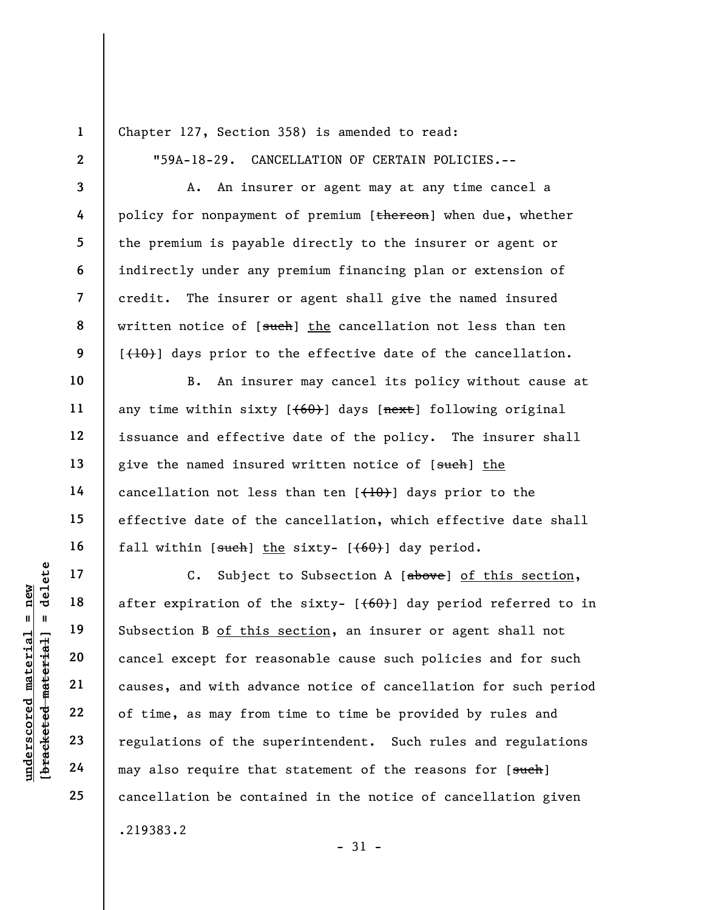Chapter 127, Section 358) is amended to read:

"59A-18-29. CANCELLATION OF CERTAIN POLICIES.--

A. An insurer or agent may at any time cancel a policy for nonpayment of premium [~~thereon~~] when due, whether the premium is payable directly to the insurer or agent or indirectly under any premium financing plan or extension of credit. The insurer or agent shall give the named insured written notice of [~~such~~] <u>the</u> cancellation not less than ten [~~(10)~~] days prior to the effective date of the cancellation.

B. An insurer may cancel its policy without cause at any time within sixty [~~(60)~~] days [~~next~~] following original issuance and effective date of the policy. The insurer shall give the named insured written notice of [~~such~~] <u>the</u> cancellation not less than ten [~~(10)~~] days prior to the effective date of the cancellation, which effective date shall fall within [~~such~~] <u>the</u> sixty- [~~(60)~~] day period.

C. Subject to Subsection A [~~above~~] <u>of this section</u>, after expiration of the sixty- [~~(60)~~] day period referred to in Subsection B <u>of this section</u>, an insurer or agent shall not cancel except for reasonable cause such policies and for such causes, and with advance notice of cancellation for such period of time, as may from time to time be provided by rules and regulations of the superintendent. Such rules and regulations may also require that statement of the reasons for [~~such~~] cancellation be contained in the notice of cancellation given

.219383.2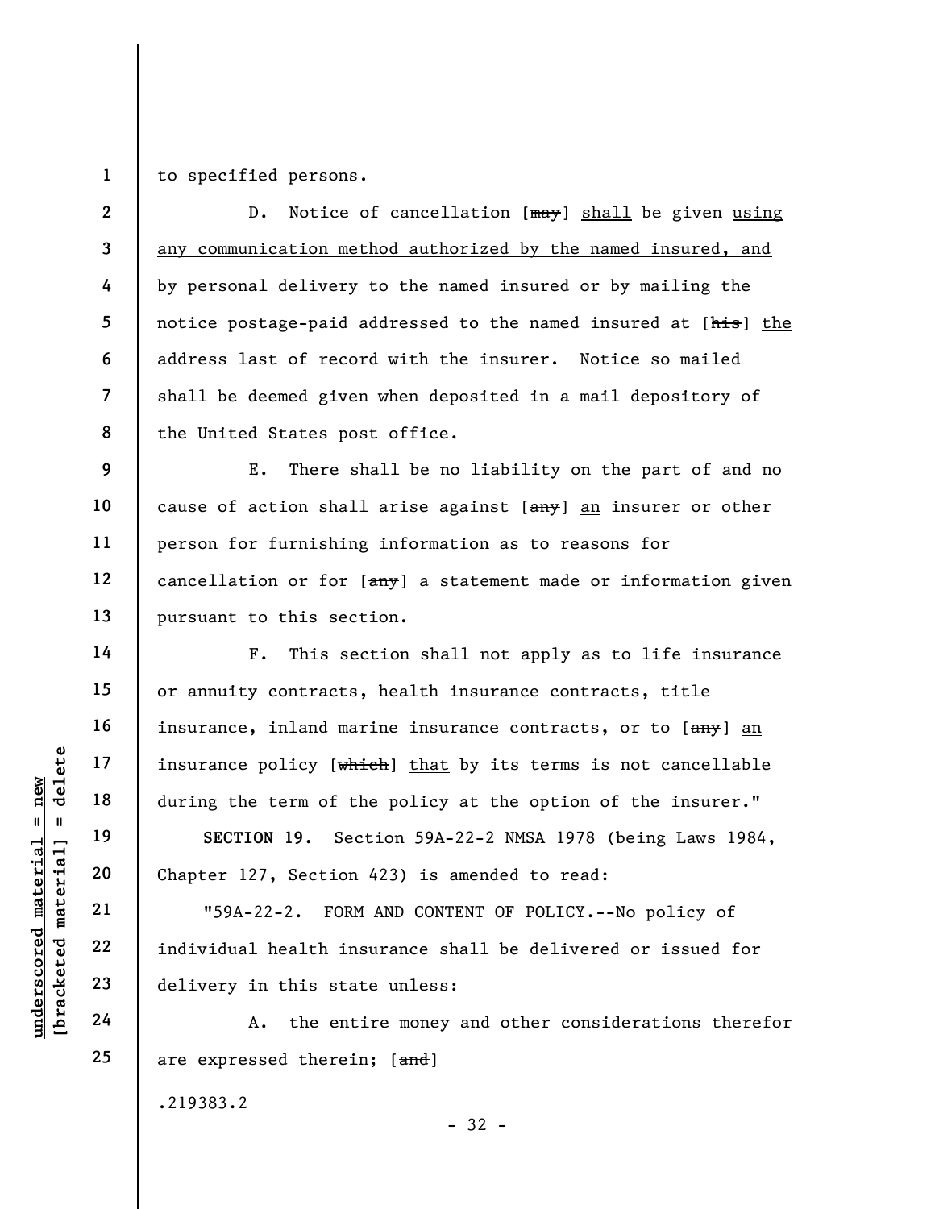to specified persons.

D. Notice of cancellation [~~may~~] <u>shall</u> be given <u>using any communication method authorized by the named insured, and</u> by personal delivery to the named insured or by mailing the notice postage-paid addressed to the named insured at [~~his~~] <u>the</u> address last of record with the insurer. Notice so mailed shall be deemed given when deposited in a mail depository of the United States post office.

E. There shall be no liability on the part of and no cause of action shall arise against [~~any~~] <u>an</u> insurer or other person for furnishing information as to reasons for cancellation or for [~~any~~] <u>a</u> statement made or information given pursuant to this section.

F. This section shall not apply as to life insurance or annuity contracts, health insurance contracts, title insurance, inland marine insurance contracts, or to [~~any~~] <u>an</u> insurance policy [~~which~~] <u>that</u> by its terms is not cancellable during the term of the policy at the option of the insurer."

**SECTION 19.** Section 59A-22-2 NMSA 1978 (being Laws 1984, Chapter 127, Section 423) is amended to read:

"59A-22-2. FORM AND CONTENT OF POLICY.--No policy of individual health insurance shall be delivered or issued for delivery in this state unless:

A. the entire money and other considerations therefor are expressed therein; [~~and~~]

.219383.2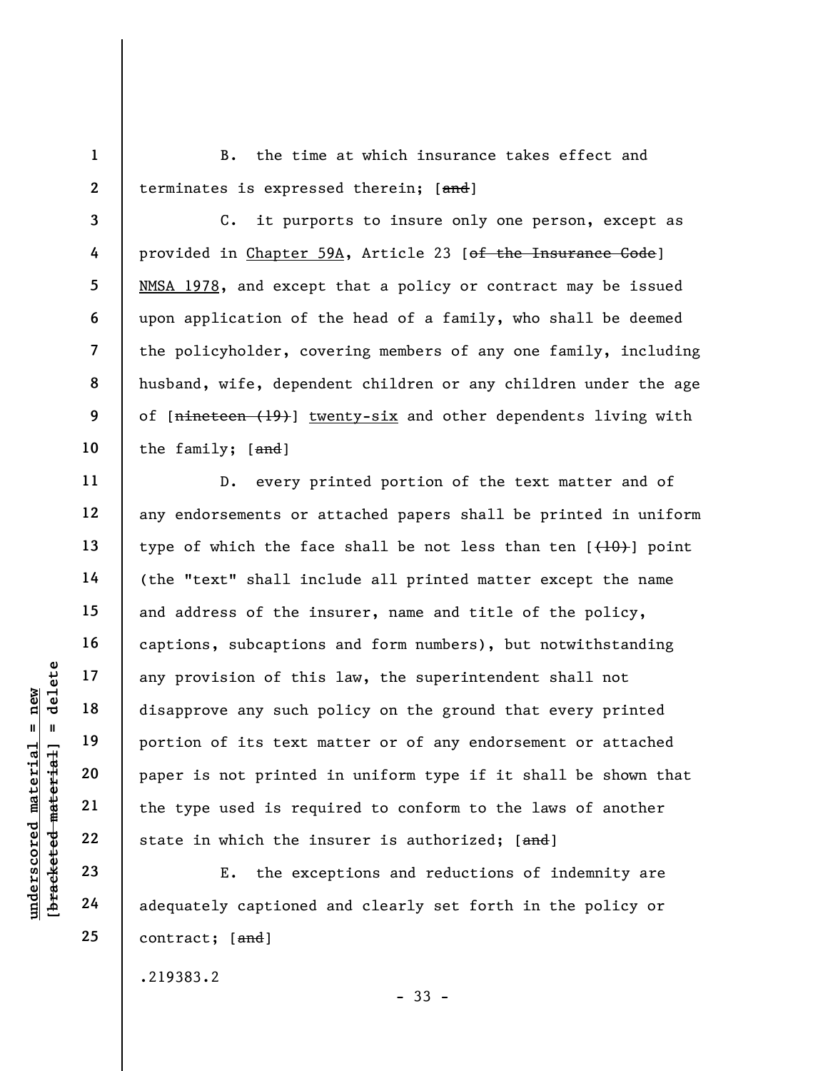B. the time at which insurance takes effect and terminates is expressed therein; [~~and~~]

C. it purports to insure only one person, except as provided in Chapter 59A, Article 23 [~~of the Insurance Code~~] NMSA 1978, and except that a policy or contract may be issued upon application of the head of a family, who shall be deemed the policyholder, covering members of any one family, including husband, wife, dependent children or any children under the age of [~~nineteen (19)~~] twenty-six and other dependents living with the family; [~~and~~]

D. every printed portion of the text matter and of any endorsements or attached papers shall be printed in uniform type of which the face shall be not less than ten [~~(10)~~] point (the "text" shall include all printed matter except the name and address of the insurer, name and title of the policy, captions, subcaptions and form numbers), but notwithstanding any provision of this law, the superintendent shall not disapprove any such policy on the ground that every printed portion of its text matter or of any endorsement or attached paper is not printed in uniform type if it shall be shown that the type used is required to conform to the laws of another state in which the insurer is authorized; [~~and~~]

E. the exceptions and reductions of indemnity are adequately captioned and clearly set forth in the policy or contract; [~~and~~]

.219383.2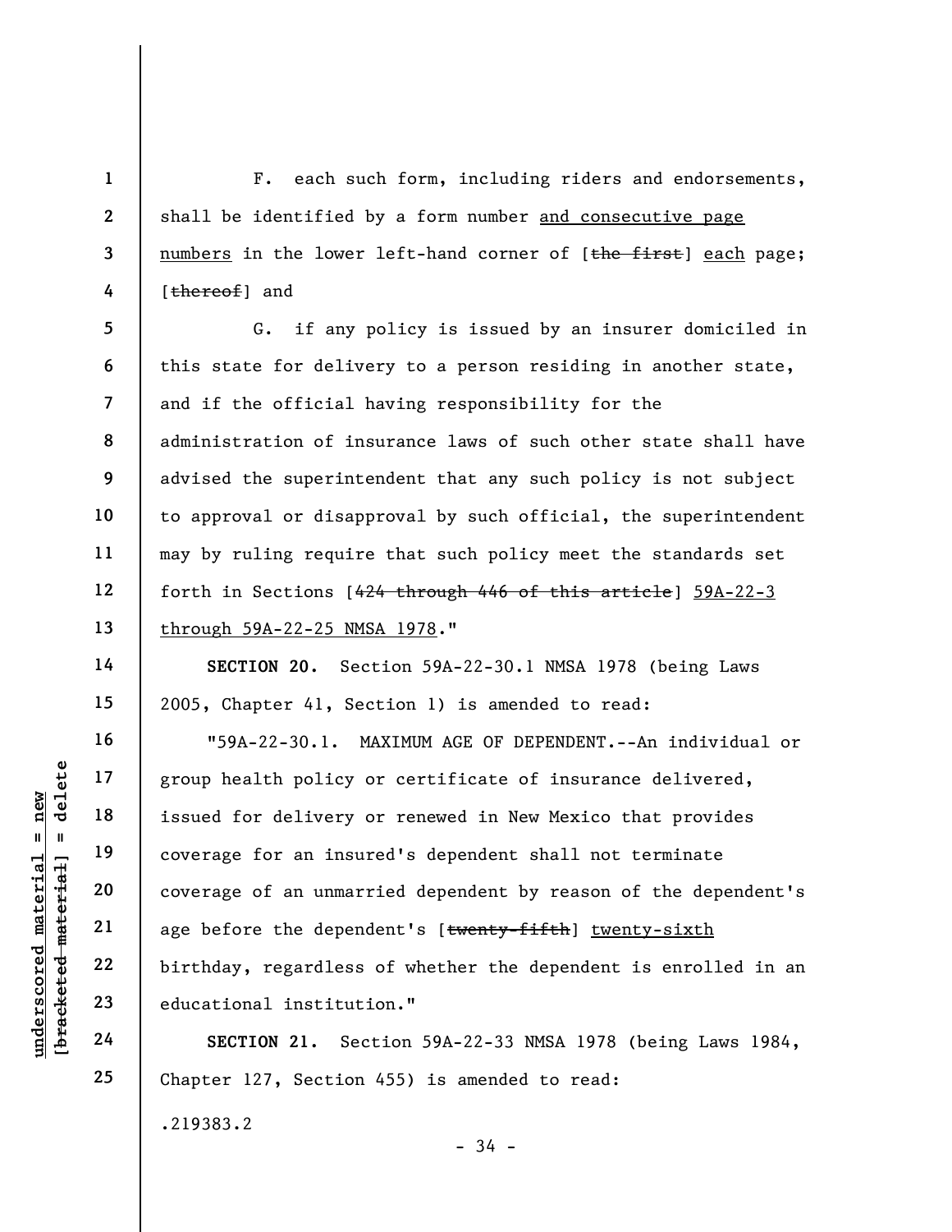F. each such form, including riders and endorsements, shall be identified by a form number <u>and consecutive page numbers</u> in the lower left-hand corner of [~~the first~~] <u>each</u> page; [~~thereof~~] and

G. if any policy is issued by an insurer domiciled in this state for delivery to a person residing in another state, and if the official having responsibility for the administration of insurance laws of such other state shall have advised the superintendent that any such policy is not subject to approval or disapproval by such official, the superintendent may by ruling require that such policy meet the standards set forth in Sections [~~424 through 446 of this article~~] <u>59A-22-3 through 59A-22-25 NMSA 1978</u>."

**SECTION 20.** Section 59A-22-30.1 NMSA 1978 (being Laws 2005, Chapter 41, Section 1) is amended to read:

"59A-22-30.1. MAXIMUM AGE OF DEPENDENT.--An individual or group health policy or certificate of insurance delivered, issued for delivery or renewed in New Mexico that provides coverage for an insured's dependent shall not terminate coverage of an unmarried dependent by reason of the dependent's age before the dependent's [~~twenty-fifth~~] <u>twenty-sixth</u> birthday, regardless of whether the dependent is enrolled in an educational institution."

**SECTION 21.** Section 59A-22-33 NMSA 1978 (being Laws 1984, Chapter 127, Section 455) is amended to read:

.219383.2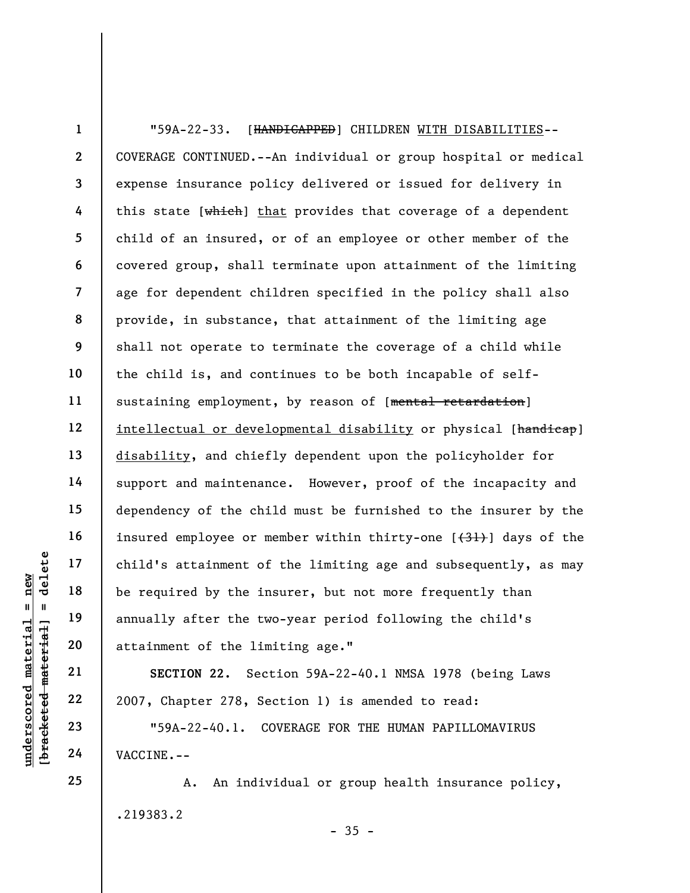"59A-22-33. [~~HANDICAPPED~~] CHILDREN <u>WITH DISABILITIES</u>--COVERAGE CONTINUED.--An individual or group hospital or medical expense insurance policy delivered or issued for delivery in this state [~~which~~] <u>that</u> provides that coverage of a dependent child of an insured, or of an employee or other member of the covered group, shall terminate upon attainment of the limiting age for dependent children specified in the policy shall also provide, in substance, that attainment of the limiting age shall not operate to terminate the coverage of a child while the child is, and continues to be both incapable of self-sustaining employment, by reason of [~~mental retardation~~] <u>intellectual or developmental disability</u> or physical [~~handicap~~] <u>disability</u>, and chiefly dependent upon the policyholder for support and maintenance. However, proof of the incapacity and dependency of the child must be furnished to the insurer by the insured employee or member within thirty-one [~~(31)~~] days of the child's attainment of the limiting age and subsequently, as may be required by the insurer, but not more frequently than annually after the two-year period following the child's attainment of the limiting age."

**SECTION 22.** Section 59A-22-40.1 NMSA 1978 (being Laws 2007, Chapter 278, Section 1) is amended to read:

"59A-22-40.1. COVERAGE FOR THE HUMAN PAPILLOMAVIRUS VACCINE.--

A. An individual or group health insurance policy,

.219383.2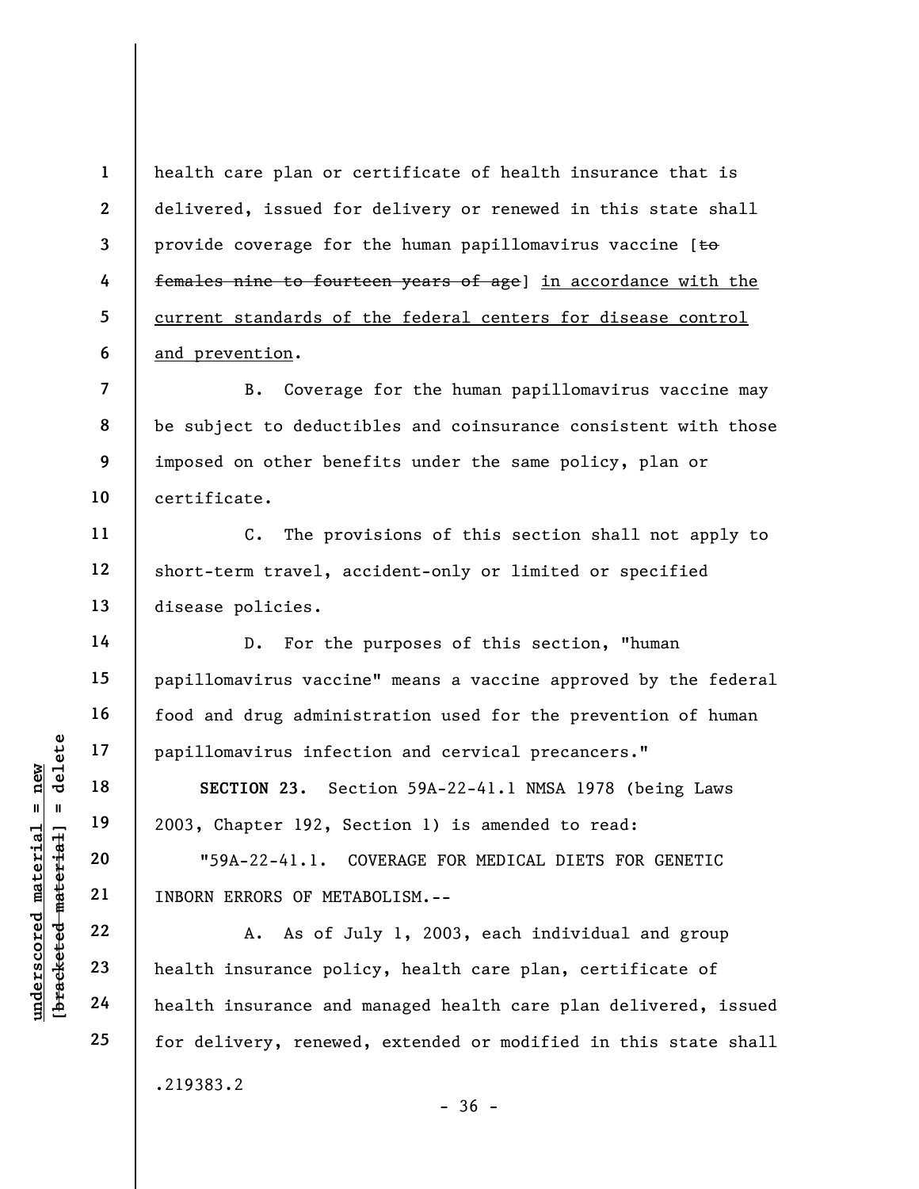health care plan or certificate of health insurance that is delivered, issued for delivery or renewed in this state shall provide coverage for the human papillomavirus vaccine [~~to females nine to fourteen years of age~~] <u>in accordance with the current standards of the federal centers for disease control and prevention</u>.

B. Coverage for the human papillomavirus vaccine may be subject to deductibles and coinsurance consistent with those imposed on other benefits under the same policy, plan or certificate.

C. The provisions of this section shall not apply to short-term travel, accident-only or limited or specified disease policies.

D. For the purposes of this section, "human papillomavirus vaccine" means a vaccine approved by the federal food and drug administration used for the prevention of human papillomavirus infection and cervical precancers."

**SECTION 23.** Section 59A-22-41.1 NMSA 1978 (being Laws 2003, Chapter 192, Section 1) is amended to read:

"59A-22-41.1. COVERAGE FOR MEDICAL DIETS FOR GENETIC INBORN ERRORS OF METABOLISM.--

A. As of July 1, 2003, each individual and group health insurance policy, health care plan, certificate of health insurance and managed health care plan delivered, issued for delivery, renewed, extended or modified in this state shall

.219383.2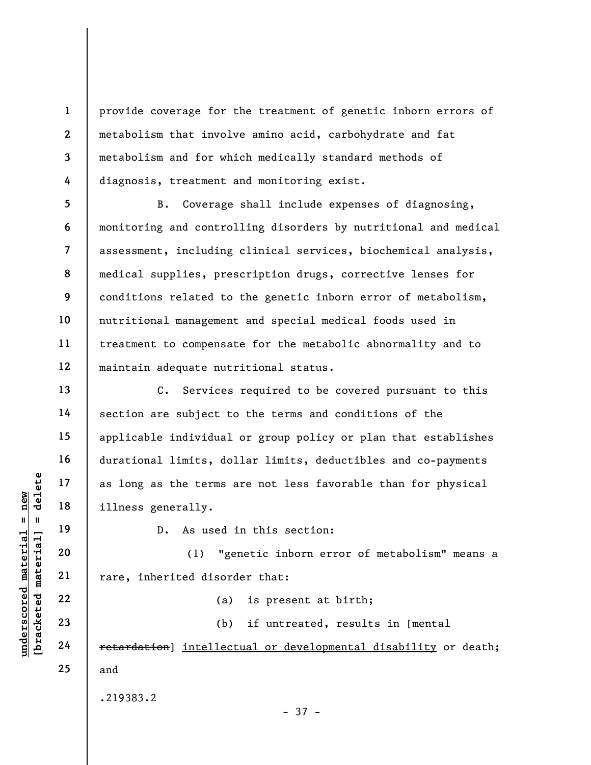provide coverage for the treatment of genetic inborn errors of metabolism that involve amino acid, carbohydrate and fat metabolism and for which medically standard methods of diagnosis, treatment and monitoring exist.

B. Coverage shall include expenses of diagnosing, monitoring and controlling disorders by nutritional and medical assessment, including clinical services, biochemical analysis, medical supplies, prescription drugs, corrective lenses for conditions related to the genetic inborn error of metabolism, nutritional management and special medical foods used in treatment to compensate for the metabolic abnormality and to maintain adequate nutritional status.

C. Services required to be covered pursuant to this section are subject to the terms and conditions of the applicable individual or group policy or plan that establishes durational limits, dollar limits, deductibles and co-payments as long as the terms are not less favorable than for physical illness generally.

D. As used in this section:

(1) "genetic inborn error of metabolism" means a rare, inherited disorder that:

(a) is present at birth;

(b) if untreated, results in [~~mental retardation~~] <u>intellectual or developmental disability</u> or death; and

.219383.2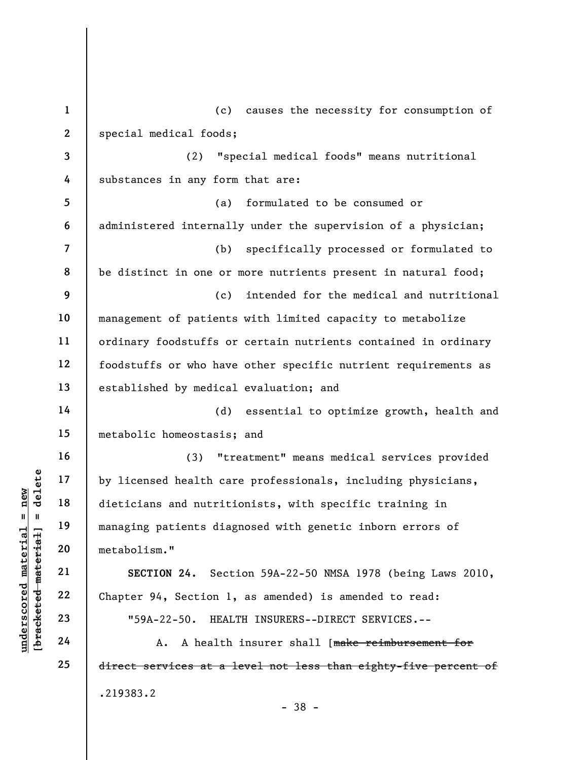(c) causes the necessity for consumption of special medical foods;

(2) "special medical foods" means nutritional substances in any form that are:

(a) formulated to be consumed or administered internally under the supervision of a physician;

(b) specifically processed or formulated to be distinct in one or more nutrients present in natural food;

(c) intended for the medical and nutritional management of patients with limited capacity to metabolize ordinary foodstuffs or certain nutrients contained in ordinary foodstuffs or who have other specific nutrient requirements as established by medical evaluation; and

(d) essential to optimize growth, health and metabolic homeostasis; and

(3) "treatment" means medical services provided by licensed health care professionals, including physicians, dieticians and nutritionists, with specific training in managing patients diagnosed with genetic inborn errors of metabolism."

**SECTION 24.** Section 59A-22-50 NMSA 1978 (being Laws 2010, Chapter 94, Section 1, as amended) is amended to read:

"59A-22-50. HEALTH INSURERS--DIRECT SERVICES.--

A. A health insurer shall [~~make reimbursement for direct services at a level not less than eighty-five percent of~~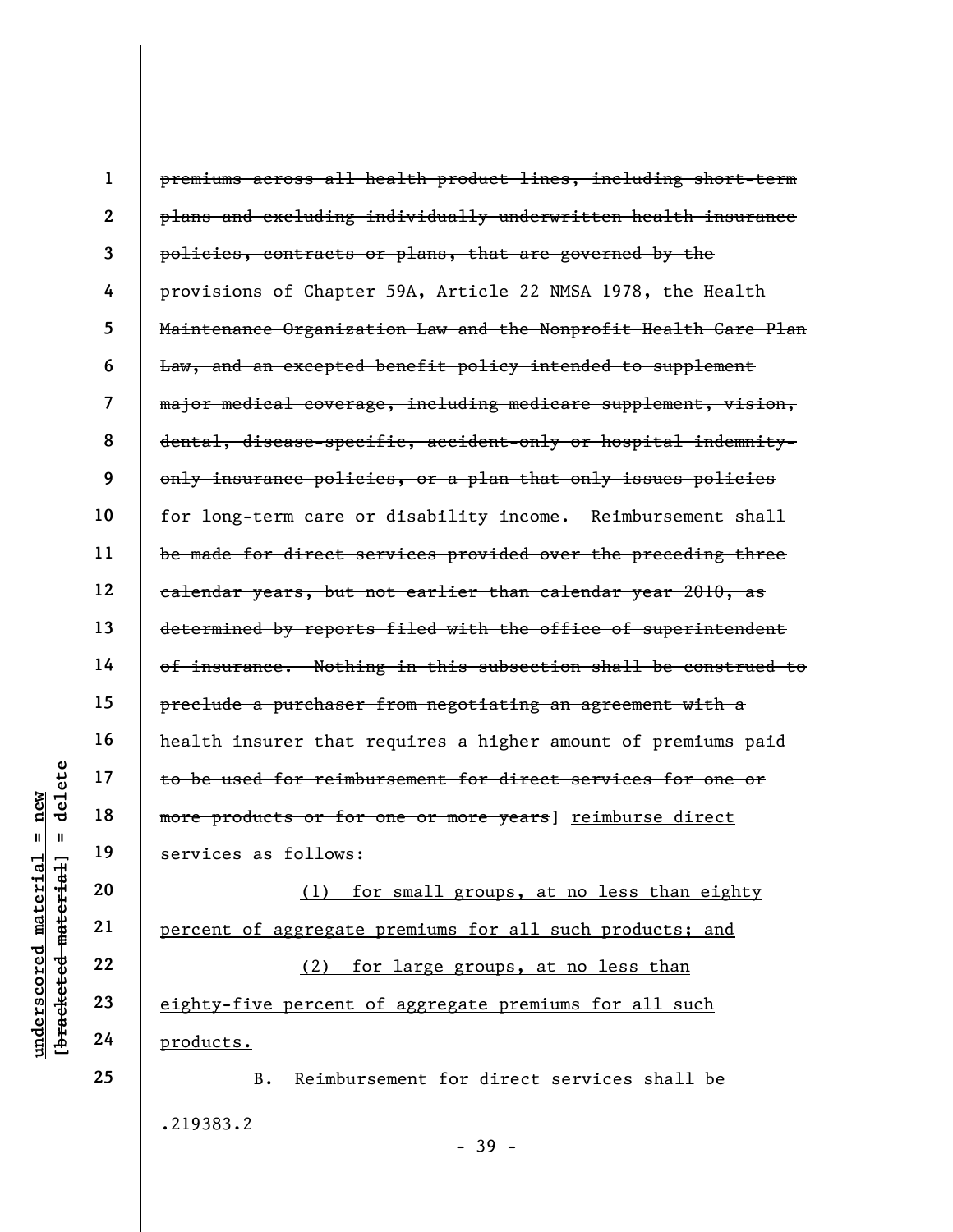~~premiums across all health product lines, including short-term plans and excluding individually underwritten health insurance policies, contracts or plans, that are governed by the provisions of Chapter 59A, Article 22 NMSA 1978, the Health Maintenance Organization Law and the Nonprofit Health Care Plan Law, and an excepted benefit policy intended to supplement major medical coverage, including medicare supplement, vision, dental, disease-specific, accident-only or hospital indemnity-only insurance policies, or a plan that only issues policies for long-term care or disability income. Reimbursement shall be made for direct services provided over the preceding three calendar years, but not earlier than calendar year 2010, as determined by reports filed with the office of superintendent of insurance. Nothing in this subsection shall be construed to preclude a purchaser from negotiating an agreement with a health insurer that requires a higher amount of premiums paid to be used for reimbursement for direct services for one or more products or for one or more years~~] <u>reimburse direct services as follows:</u>

<u>(1) for small groups, at no less than eighty percent of aggregate premiums for all such products; and</u>

<u>(2) for large groups, at no less than eighty-five percent of aggregate premiums for all such products.</u>

<u>B. Reimbursement for direct services shall be</u>

.219383.2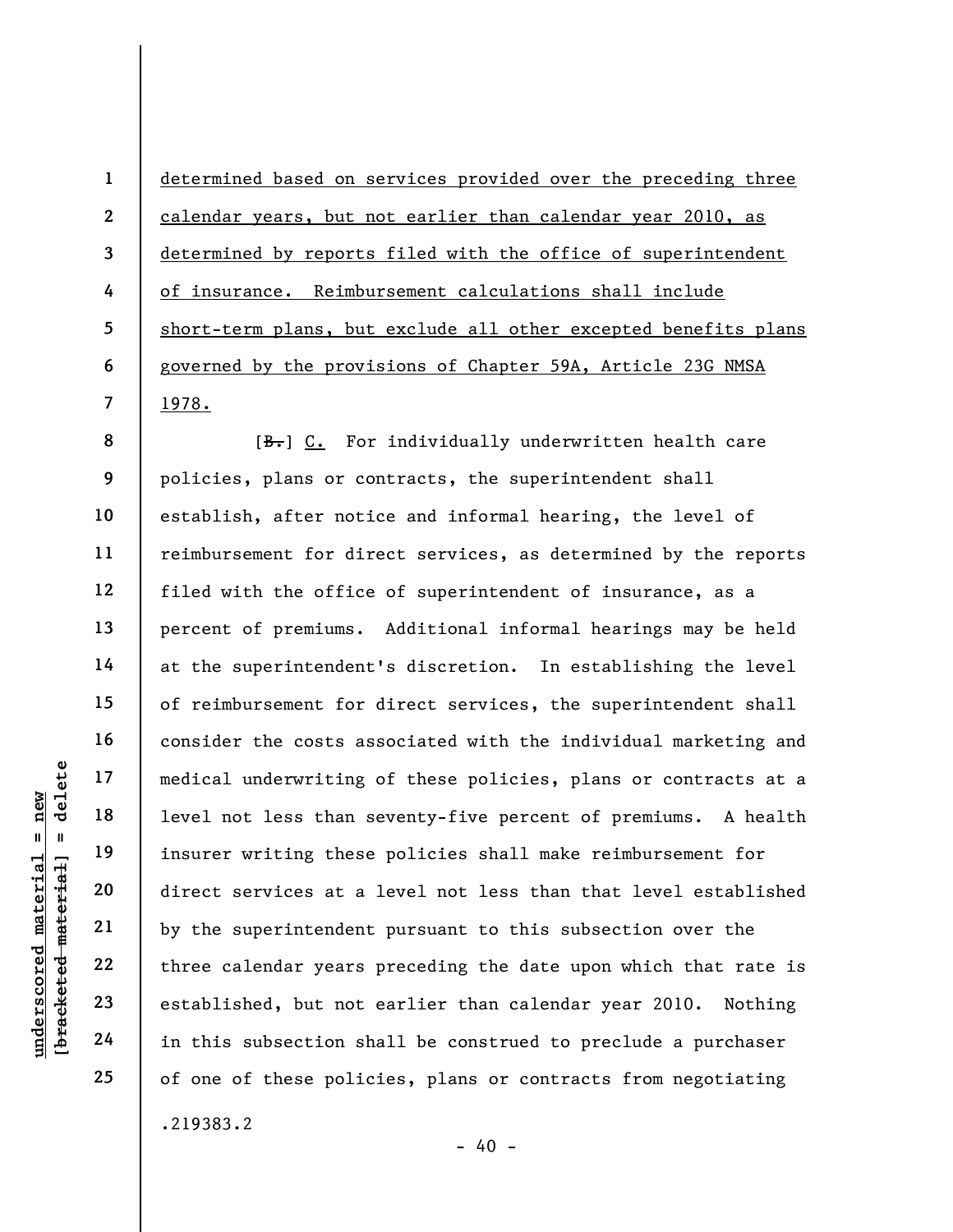determined based on services provided over the preceding three calendar years, but not earlier than calendar year 2010, as determined by reports filed with the office of superintendent of insurance. Reimbursement calculations shall include short-term plans, but exclude all other excepted benefits plans governed by the provisions of Chapter 59A, Article 23G NMSA 1978.

[~~B.~~] C. For individually underwritten health care policies, plans or contracts, the superintendent shall establish, after notice and informal hearing, the level of reimbursement for direct services, as determined by the reports filed with the office of superintendent of insurance, as a percent of premiums. Additional informal hearings may be held at the superintendent's discretion. In establishing the level of reimbursement for direct services, the superintendent shall consider the costs associated with the individual marketing and medical underwriting of these policies, plans or contracts at a level not less than seventy-five percent of premiums. A health insurer writing these policies shall make reimbursement for direct services at a level not less than that level established by the superintendent pursuant to this subsection over the three calendar years preceding the date upon which that rate is established, but not earlier than calendar year 2010. Nothing in this subsection shall be construed to preclude a purchaser of one of these policies, plans or contracts from negotiating

.219383.2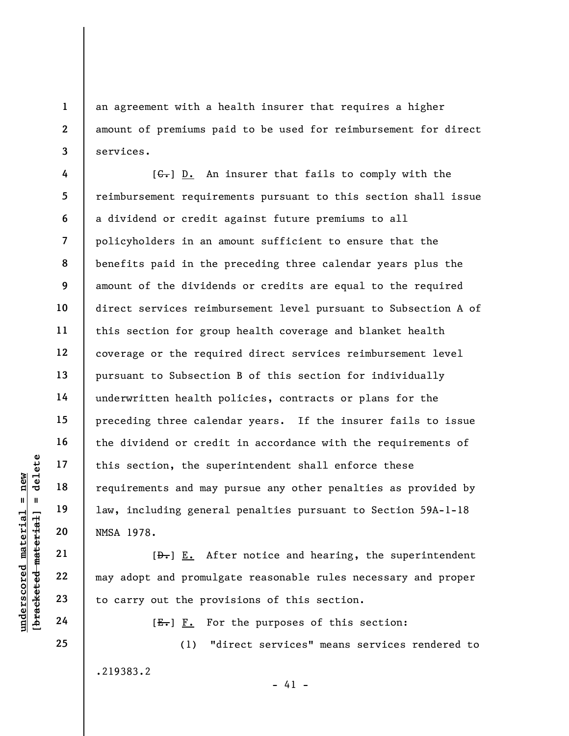an agreement with a health insurer that requires a higher amount of premiums paid to be used for reimbursement for direct services.

[~~C.~~] D. An insurer that fails to comply with the reimbursement requirements pursuant to this section shall issue a dividend or credit against future premiums to all policyholders in an amount sufficient to ensure that the benefits paid in the preceding three calendar years plus the amount of the dividends or credits are equal to the required direct services reimbursement level pursuant to Subsection A of this section for group health coverage and blanket health coverage or the required direct services reimbursement level pursuant to Subsection B of this section for individually underwritten health policies, contracts or plans for the preceding three calendar years. If the insurer fails to issue the dividend or credit in accordance with the requirements of this section, the superintendent shall enforce these requirements and may pursue any other penalties as provided by law, including general penalties pursuant to Section 59A-1-18 NMSA 1978.

[~~D.~~] E. After notice and hearing, the superintendent may adopt and promulgate reasonable rules necessary and proper to carry out the provisions of this section.

[~~E.~~] F. For the purposes of this section:

(1) "direct services" means services rendered to

.219383.2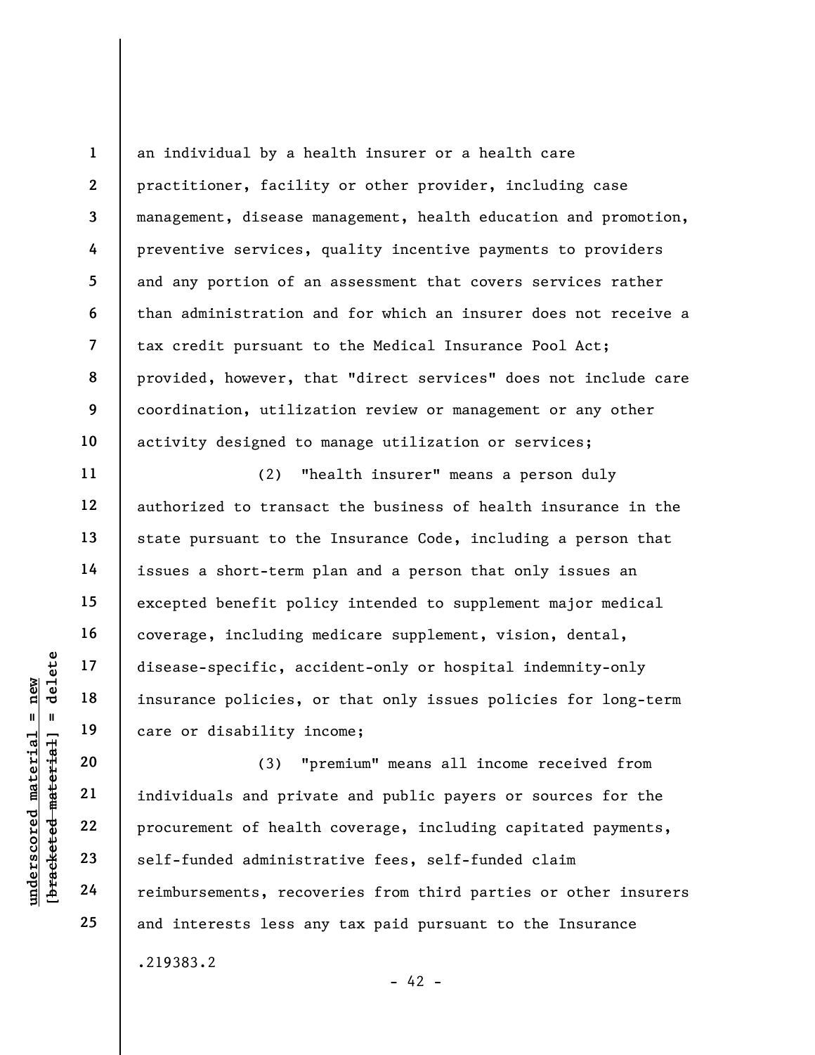an individual by a health insurer or a health care practitioner, facility or other provider, including case management, disease management, health education and promotion, preventive services, quality incentive payments to providers and any portion of an assessment that covers services rather than administration and for which an insurer does not receive a tax credit pursuant to the Medical Insurance Pool Act; provided, however, that "direct services" does not include care coordination, utilization review or management or any other activity designed to manage utilization or services;

(2) "health insurer" means a person duly authorized to transact the business of health insurance in the state pursuant to the Insurance Code, including a person that issues a short-term plan and a person that only issues an excepted benefit policy intended to supplement major medical coverage, including medicare supplement, vision, dental, disease-specific, accident-only or hospital indemnity-only insurance policies, or that only issues policies for long-term care or disability income;

(3) "premium" means all income received from individuals and private and public payers or sources for the procurement of health coverage, including capitated payments, self-funded administrative fees, self-funded claim reimbursements, recoveries from third parties or other insurers and interests less any tax paid pursuant to the Insurance

.219383.2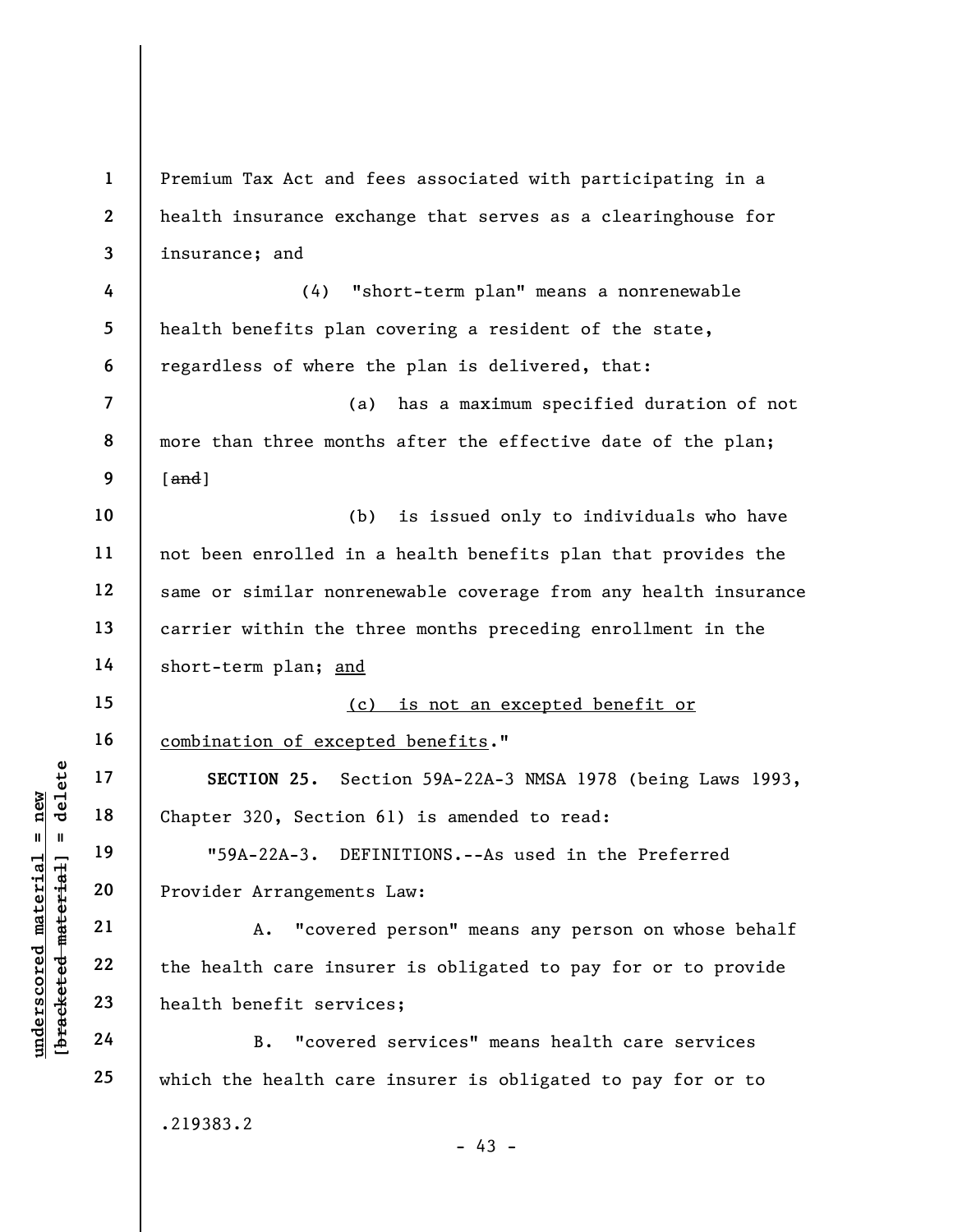Premium Tax Act and fees associated with participating in a health insurance exchange that serves as a clearinghouse for insurance; and

(4) "short-term plan" means a nonrenewable health benefits plan covering a resident of the state, regardless of where the plan is delivered, that:

(a) has a maximum specified duration of not more than three months after the effective date of the plan; [~~and~~]

(b) is issued only to individuals who have not been enrolled in a health benefits plan that provides the same or similar nonrenewable coverage from any health insurance carrier within the three months preceding enrollment in the short-term plan; <u>and</u>

<u>(c) is not an excepted benefit or combination of excepted benefits</u>."

**SECTION 25.** Section 59A-22A-3 NMSA 1978 (being Laws 1993, Chapter 320, Section 61) is amended to read:

"59A-22A-3. DEFINITIONS.--As used in the Preferred Provider Arrangements Law:

A. "covered person" means any person on whose behalf the health care insurer is obligated to pay for or to provide health benefit services;

B. "covered services" means health care services which the health care insurer is obligated to pay for or to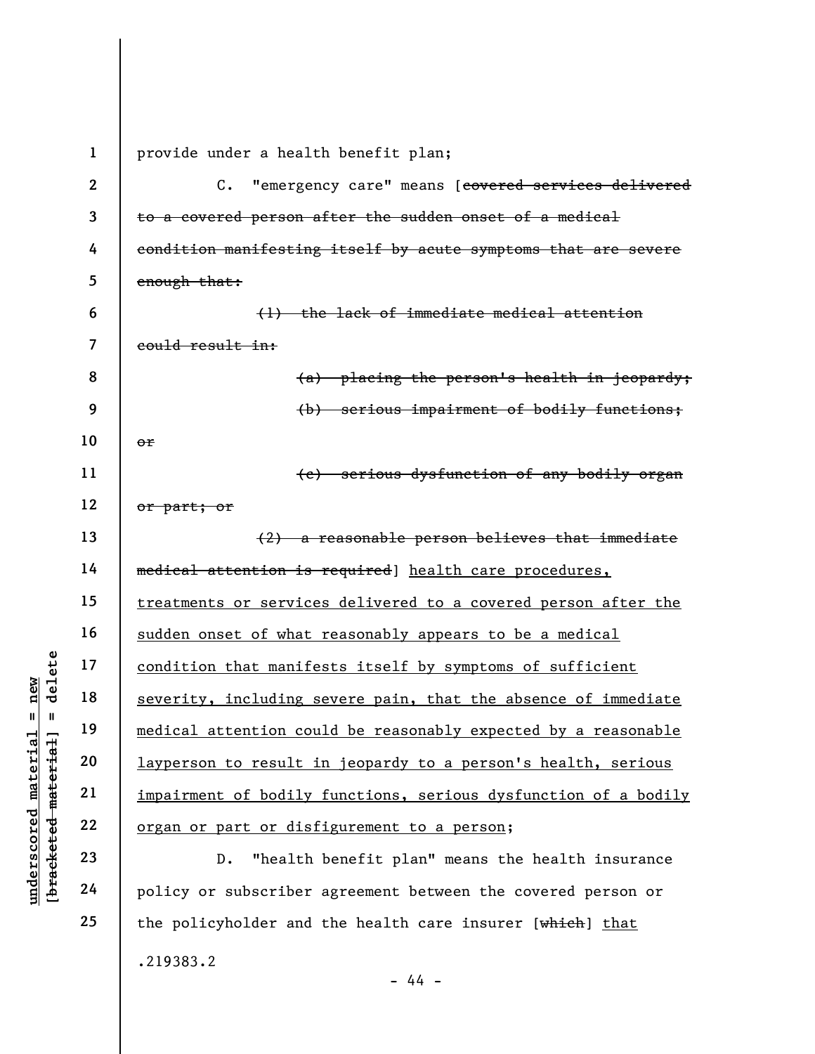provide under a health benefit plan;

C. "emergency care" means [~~covered services delivered to a covered person after the sudden onset of a medical condition manifesting itself by acute symptoms that are severe enough that:~~

~~(1) the lack of immediate medical attention could result in:~~

~~(a) placing the person's health in jeopardy;~~

~~(b) serious impairment of bodily functions; or~~

~~(c) serious dysfunction of any bodily organ or part; or~~

~~(2) a reasonable person believes that immediate medical attention is required~~] <u>health care procedures, treatments or services delivered to a covered person after the sudden onset of what reasonably appears to be a medical condition that manifests itself by symptoms of sufficient severity, including severe pain, that the absence of immediate medical attention could be reasonably expected by a reasonable layperson to result in jeopardy to a person's health, serious impairment of bodily functions, serious dysfunction of a bodily organ or part or disfigurement to a person</u>;

D. "health benefit plan" means the health insurance policy or subscriber agreement between the covered person or the policyholder and the health care insurer [~~which~~] <u>that</u>

.219383.2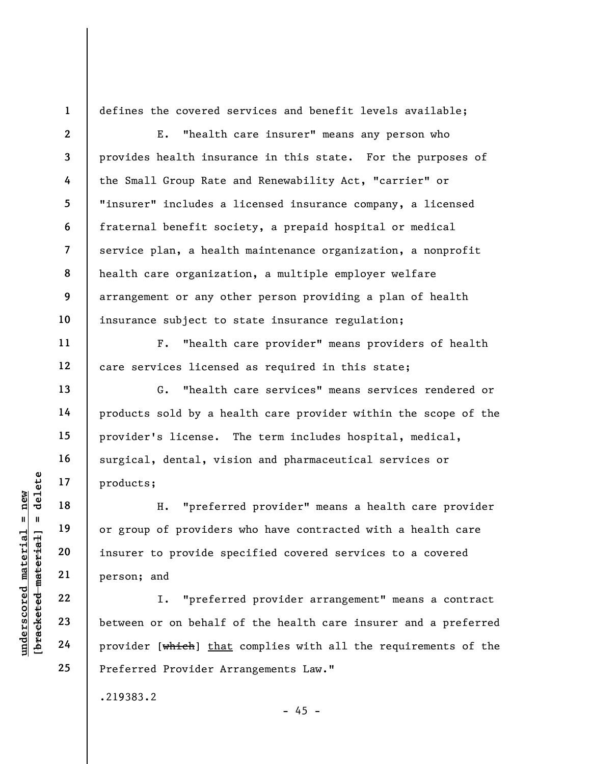defines the covered services and benefit levels available;

E. "health care insurer" means any person who provides health insurance in this state. For the purposes of the Small Group Rate and Renewability Act, "carrier" or "insurer" includes a licensed insurance company, a licensed fraternal benefit society, a prepaid hospital or medical service plan, a health maintenance organization, a nonprofit health care organization, a multiple employer welfare arrangement or any other person providing a plan of health insurance subject to state insurance regulation;

F. "health care provider" means providers of health care services licensed as required in this state;

G. "health care services" means services rendered or products sold by a health care provider within the scope of the provider's license. The term includes hospital, medical, surgical, dental, vision and pharmaceutical services or products;

H. "preferred provider" means a health care provider or group of providers who have contracted with a health care insurer to provide specified covered services to a covered person; and

I. "preferred provider arrangement" means a contract between or on behalf of the health care insurer and a preferred provider [~~which~~] <u>that</u> complies with all the requirements of the Preferred Provider Arrangements Law."

.219383.2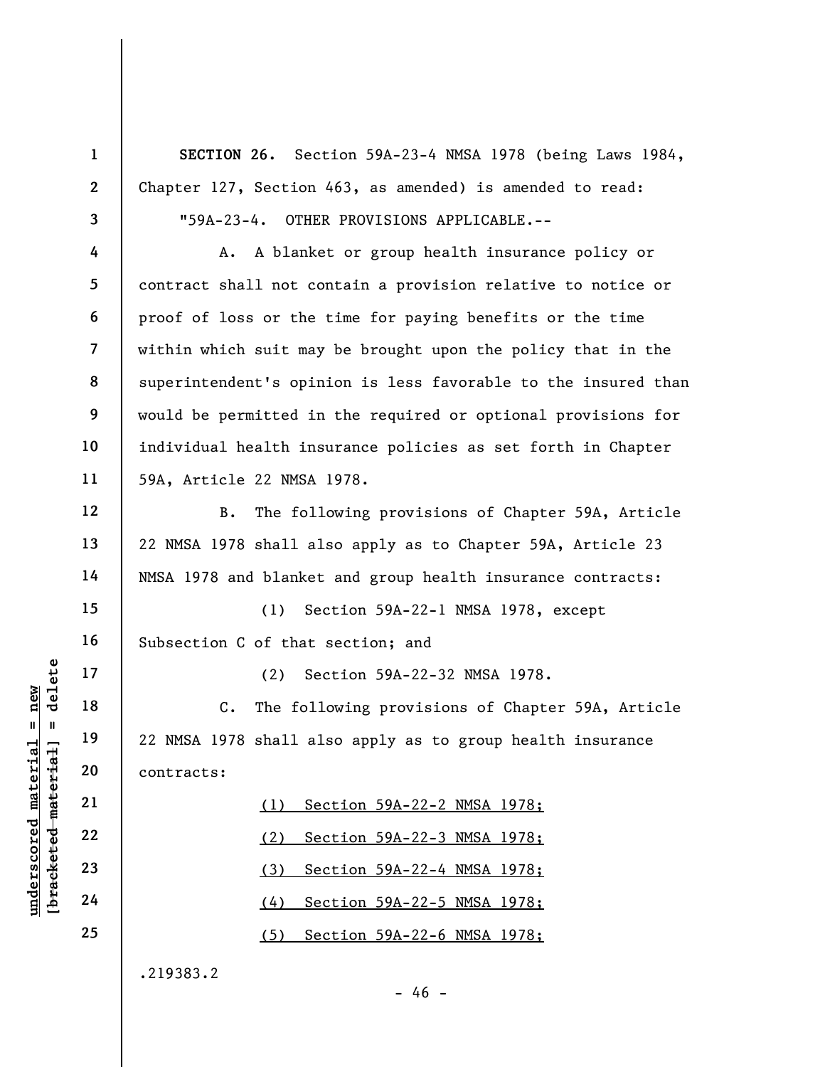**SECTION 26.** Section 59A-23-4 NMSA 1978 (being Laws 1984, Chapter 127, Section 463, as amended) is amended to read:

"59A-23-4. OTHER PROVISIONS APPLICABLE.--

A. A blanket or group health insurance policy or contract shall not contain a provision relative to notice or proof of loss or the time for paying benefits or the time within which suit may be brought upon the policy that in the superintendent's opinion is less favorable to the insured than would be permitted in the required or optional provisions for individual health insurance policies as set forth in Chapter 59A, Article 22 NMSA 1978.

B. The following provisions of Chapter 59A, Article 22 NMSA 1978 shall also apply as to Chapter 59A, Article 23 NMSA 1978 and blanket and group health insurance contracts:

(1) Section 59A-22-1 NMSA 1978, except Subsection C of that section; and

(2) Section 59A-22-32 NMSA 1978.

C. The following provisions of Chapter 59A, Article 22 NMSA 1978 shall also apply as to group health insurance contracts:

<u>(1) Section 59A-22-2 NMSA 1978;</u>

<u>(2) Section 59A-22-3 NMSA 1978;</u>

<u>(3) Section 59A-22-4 NMSA 1978;</u>

<u>(4) Section 59A-22-5 NMSA 1978;</u>

<u>(5) Section 59A-22-6 NMSA 1978;</u>

.219383.2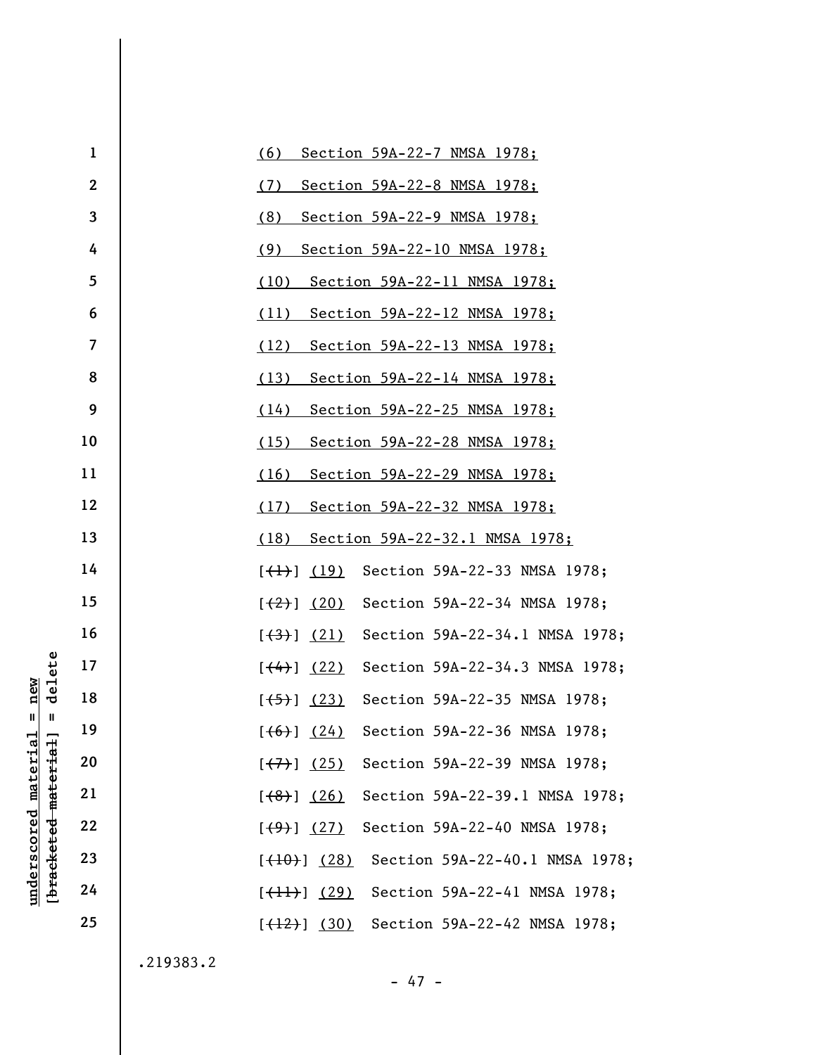(6) Section 59A-22-7 NMSA 1978;

(7) Section 59A-22-8 NMSA 1978;

(8) Section 59A-22-9 NMSA 1978;

(9) Section 59A-22-10 NMSA 1978;

(10) Section 59A-22-11 NMSA 1978;

(11) Section 59A-22-12 NMSA 1978;

(12) Section 59A-22-13 NMSA 1978;

(13) Section 59A-22-14 NMSA 1978;

(14) Section 59A-22-25 NMSA 1978;

(15) Section 59A-22-28 NMSA 1978;

(16) Section 59A-22-29 NMSA 1978;

(17) Section 59A-22-32 NMSA 1978;

(18) Section 59A-22-32.1 NMSA 1978;

[(1)] (19) Section 59A-22-33 NMSA 1978;

[(2)] (20) Section 59A-22-34 NMSA 1978;

[(3)] (21) Section 59A-22-34.1 NMSA 1978;

[(4)] (22) Section 59A-22-34.3 NMSA 1978;

[(5)] (23) Section 59A-22-35 NMSA 1978;

[(6)] (24) Section 59A-22-36 NMSA 1978;

[(7)] (25) Section 59A-22-39 NMSA 1978;

[(8)] (26) Section 59A-22-39.1 NMSA 1978;

[(9)] (27) Section 59A-22-40 NMSA 1978;

[(10)] (28) Section 59A-22-40.1 NMSA 1978;

[(11)] (29) Section 59A-22-41 NMSA 1978;

[(12)] (30) Section 59A-22-42 NMSA 1978;

.219383.2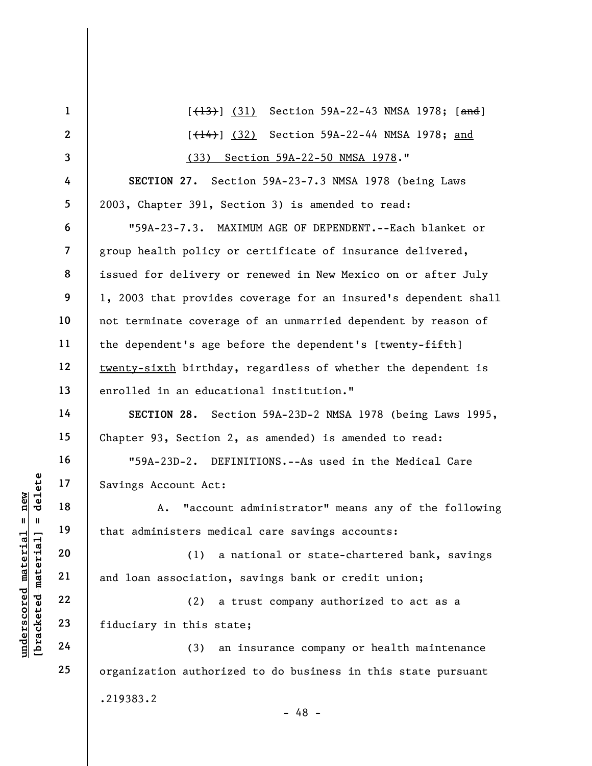[~~(13)~~] (31) Section 59A-22-43 NMSA 1978; [~~and~~]

[~~(14)~~] (32) Section 59A-22-44 NMSA 1978; and

(33) Section 59A-22-50 NMSA 1978."

**SECTION 27.** Section 59A-23-7.3 NMSA 1978 (being Laws 2003, Chapter 391, Section 3) is amended to read:

"59A-23-7.3. MAXIMUM AGE OF DEPENDENT.--Each blanket or group health policy or certificate of insurance delivered, issued for delivery or renewed in New Mexico on or after July 1, 2003 that provides coverage for an insured's dependent shall not terminate coverage of an unmarried dependent by reason of the dependent's age before the dependent's [~~twenty-fifth~~] twenty-sixth birthday, regardless of whether the dependent is enrolled in an educational institution."

**SECTION 28.** Section 59A-23D-2 NMSA 1978 (being Laws 1995, Chapter 93, Section 2, as amended) is amended to read:

"59A-23D-2. DEFINITIONS.--As used in the Medical Care Savings Account Act:

A. "account administrator" means any of the following that administers medical care savings accounts:

(1) a national or state-chartered bank, savings and loan association, savings bank or credit union;

(2) a trust company authorized to act as a fiduciary in this state;

(3) an insurance company or health maintenance organization authorized to do business in this state pursuant

.219383.2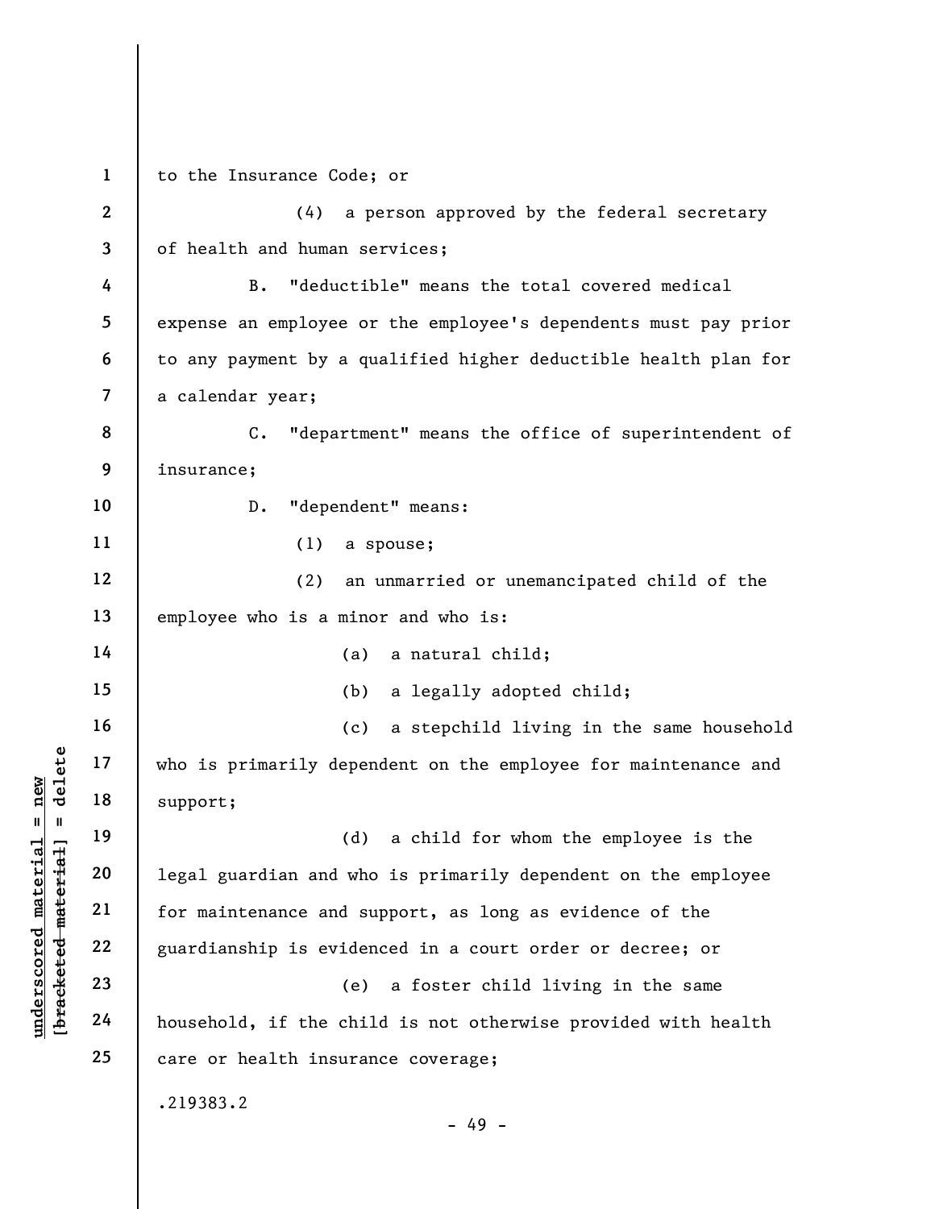to the Insurance Code; or

(4) a person approved by the federal secretary of health and human services;

B. "deductible" means the total covered medical expense an employee or the employee's dependents must pay prior to any payment by a qualified higher deductible health plan for a calendar year;

C. "department" means the office of superintendent of insurance;

D. "dependent" means:

(1) a spouse;

(2) an unmarried or unemancipated child of the employee who is a minor and who is:

(a) a natural child;

(b) a legally adopted child;

(c) a stepchild living in the same household who is primarily dependent on the employee for maintenance and support;

(d) a child for whom the employee is the legal guardian and who is primarily dependent on the employee for maintenance and support, as long as evidence of the guardianship is evidenced in a court order or decree; or

(e) a foster child living in the same household, if the child is not otherwise provided with health care or health insurance coverage;

.219383.2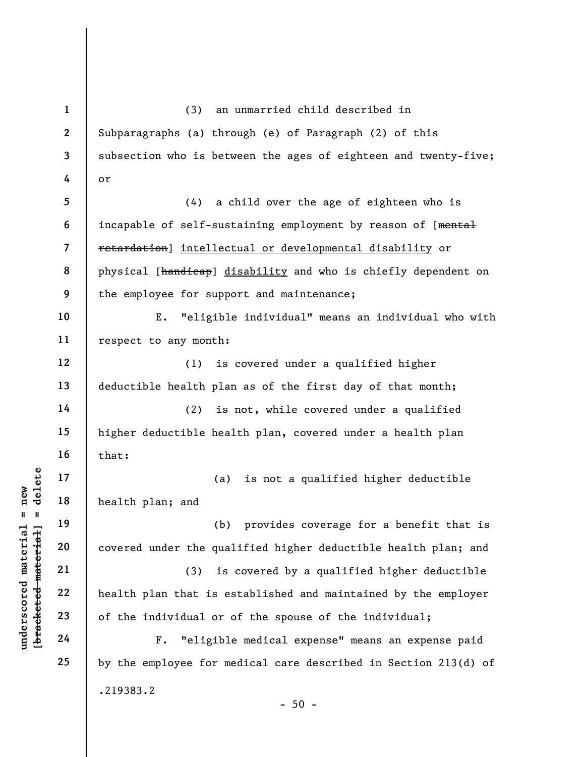(3) an unmarried child described in Subparagraphs (a) through (e) of Paragraph (2) of this subsection who is between the ages of eighteen and twenty-five; or

(4) a child over the age of eighteen who is incapable of self-sustaining employment by reason of [~~mental retardation~~] intellectual or developmental disability or physical [~~handicap~~] disability and who is chiefly dependent on the employee for support and maintenance;

E. "eligible individual" means an individual who with respect to any month:

(1) is covered under a qualified higher deductible health plan as of the first day of that month;

(2) is not, while covered under a qualified higher deductible health plan, covered under a health plan that:

(a) is not a qualified higher deductible health plan; and

(b) provides coverage for a benefit that is covered under the qualified higher deductible health plan; and

(3) is covered by a qualified higher deductible health plan that is established and maintained by the employer of the individual or of the spouse of the individual;

F. "eligible medical expense" means an expense paid by the employee for medical care described in Section 213(d) of

.219383.2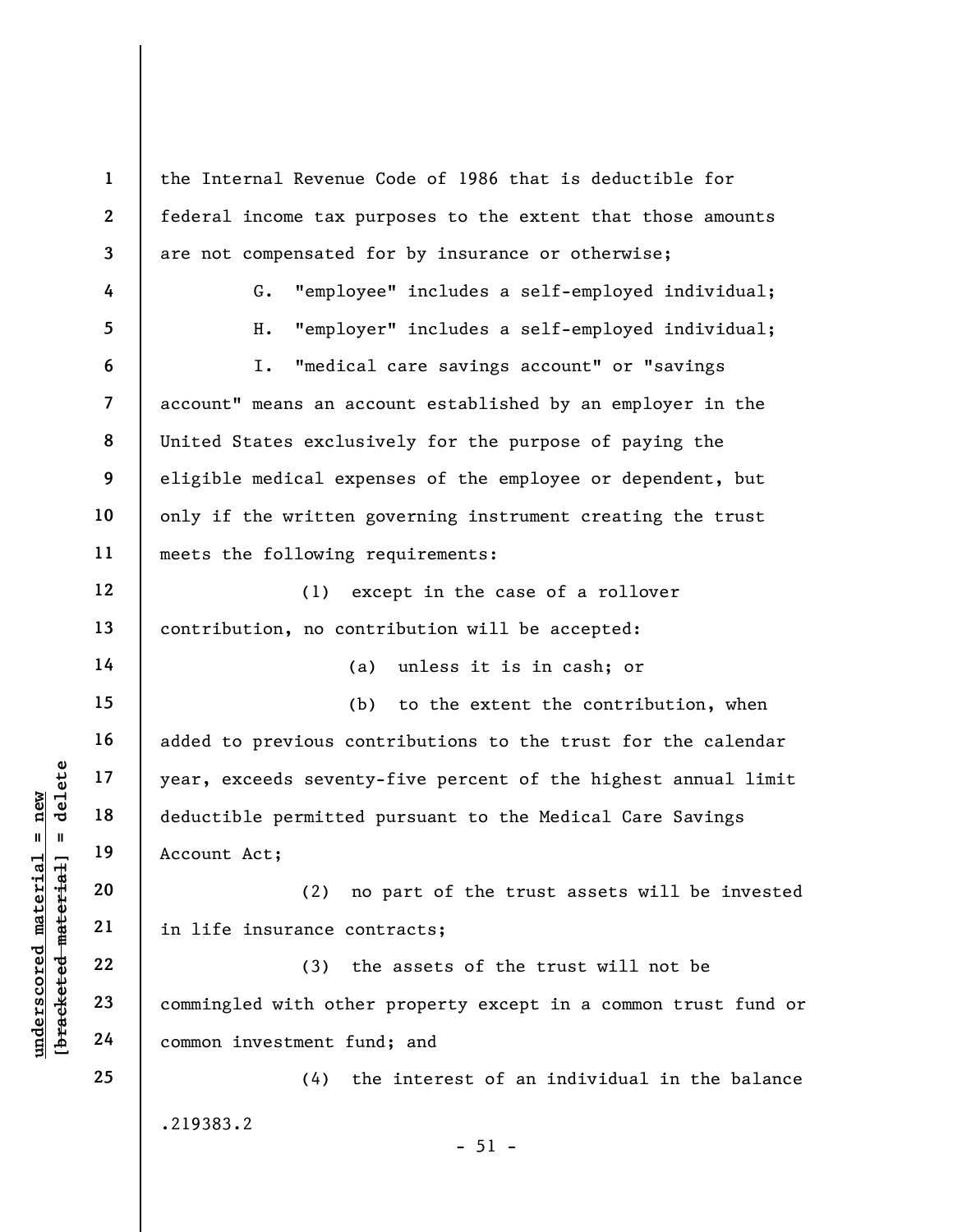the Internal Revenue Code of 1986 that is deductible for federal income tax purposes to the extent that those amounts are not compensated for by insurance or otherwise;

G. "employee" includes a self-employed individual;

H. "employer" includes a self-employed individual;

I. "medical care savings account" or "savings account" means an account established by an employer in the United States exclusively for the purpose of paying the eligible medical expenses of the employee or dependent, but only if the written governing instrument creating the trust meets the following requirements:

(1) except in the case of a rollover contribution, no contribution will be accepted:

(a) unless it is in cash; or

(b) to the extent the contribution, when added to previous contributions to the trust for the calendar year, exceeds seventy-five percent of the highest annual limit deductible permitted pursuant to the Medical Care Savings Account Act;

(2) no part of the trust assets will be invested in life insurance contracts;

(3) the assets of the trust will not be commingled with other property except in a common trust fund or common investment fund; and

(4) the interest of an individual in the balance

.219383.2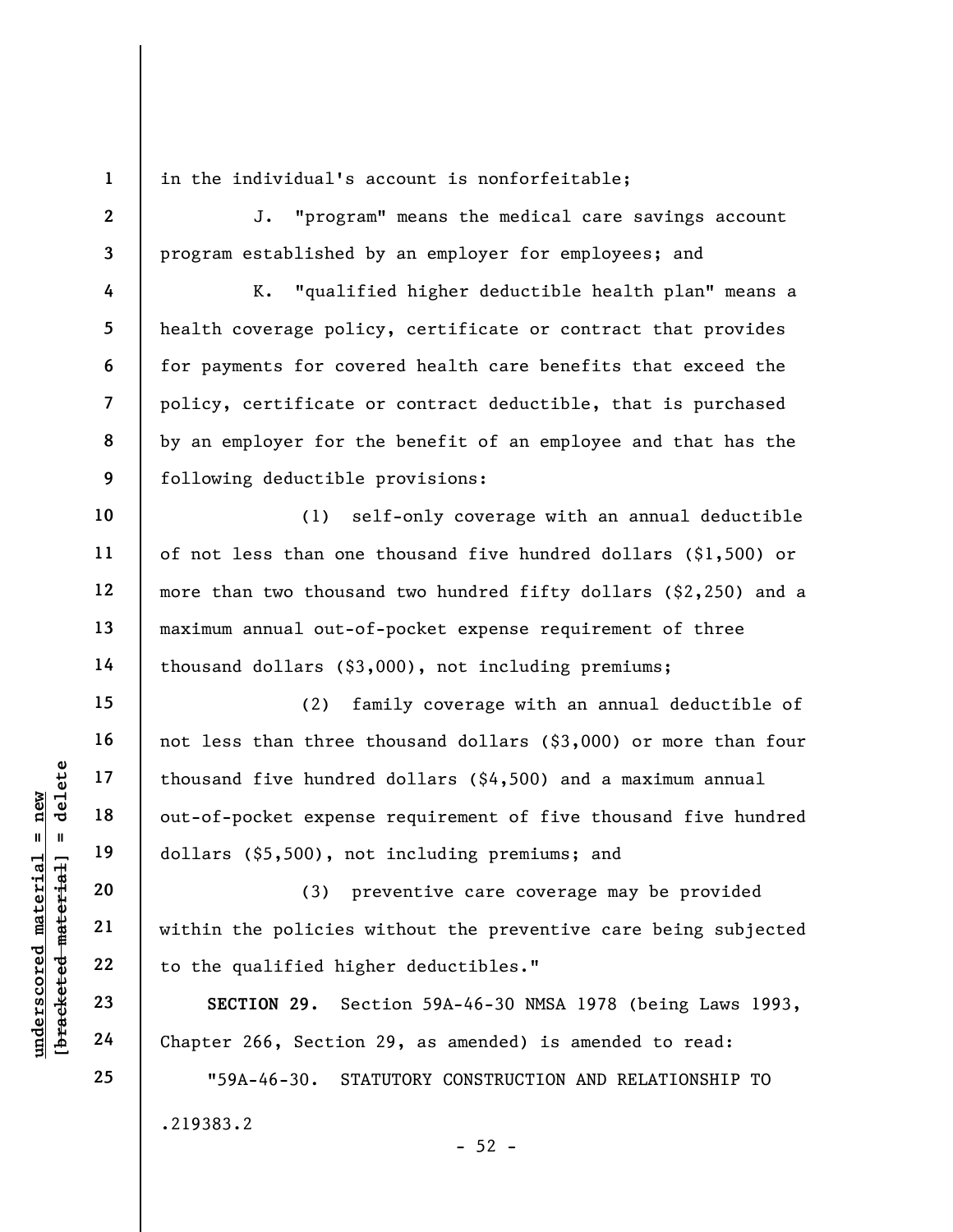in the individual's account is nonforfeitable;

J. "program" means the medical care savings account program established by an employer for employees; and

K. "qualified higher deductible health plan" means a health coverage policy, certificate or contract that provides for payments for covered health care benefits that exceed the policy, certificate or contract deductible, that is purchased by an employer for the benefit of an employee and that has the following deductible provisions:

(1) self-only coverage with an annual deductible of not less than one thousand five hundred dollars ($1,500) or more than two thousand two hundred fifty dollars ($2,250) and a maximum annual out-of-pocket expense requirement of three thousand dollars ($3,000), not including premiums;

(2) family coverage with an annual deductible of not less than three thousand dollars ($3,000) or more than four thousand five hundred dollars ($4,500) and a maximum annual out-of-pocket expense requirement of five thousand five hundred dollars ($5,500), not including premiums; and

(3) preventive care coverage may be provided within the policies without the preventive care being subjected to the qualified higher deductibles."

**SECTION 29.** Section 59A-46-30 NMSA 1978 (being Laws 1993, Chapter 266, Section 29, as amended) is amended to read:

"59A-46-30. STATUTORY CONSTRUCTION AND RELATIONSHIP TO

.219383.2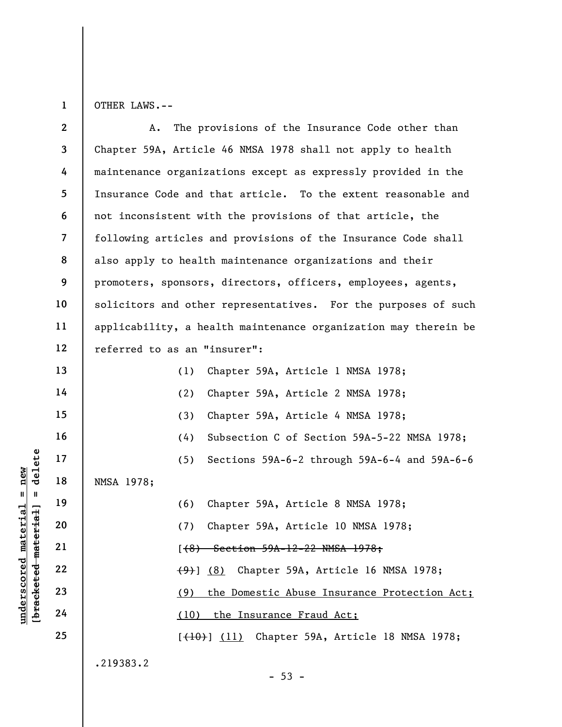OTHER LAWS.--

A. The provisions of the Insurance Code other than Chapter 59A, Article 46 NMSA 1978 shall not apply to health maintenance organizations except as expressly provided in the Insurance Code and that article. To the extent reasonable and not inconsistent with the provisions of that article, the following articles and provisions of the Insurance Code shall also apply to health maintenance organizations and their promoters, sponsors, directors, officers, employees, agents, solicitors and other representatives. For the purposes of such applicability, a health maintenance organization may therein be referred to as an "insurer":

(1) Chapter 59A, Article 1 NMSA 1978;

(2) Chapter 59A, Article 2 NMSA 1978;

(3) Chapter 59A, Article 4 NMSA 1978;

(4) Subsection C of Section 59A-5-22 NMSA 1978;

(5) Sections 59A-6-2 through 59A-6-4 and 59A-6-6 NMSA 1978;

(6) Chapter 59A, Article 8 NMSA 1978;

(7) Chapter 59A, Article 10 NMSA 1978;

[~~(8) Section 59A-12-22 NMSA 1978;~~

~~(9)~~] <u>(8)</u> Chapter 59A, Article 16 NMSA 1978;

<u>(9) the Domestic Abuse Insurance Protection Act;</u>

<u>(10) the Insurance Fraud Act;</u>

[~~(10)~~] <u>(11)</u> Chapter 59A, Article 18 NMSA 1978;

.219383.2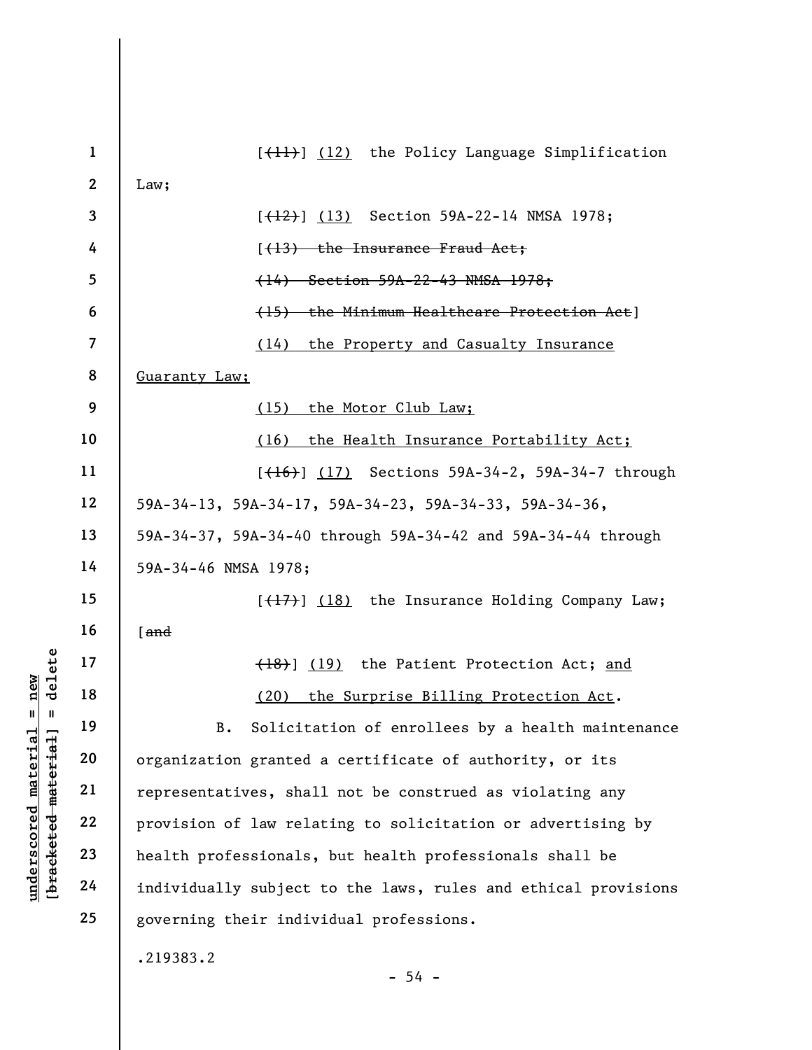[~~(11)~~] (12) the Policy Language Simplification Law;

[~~(12)~~] (13) Section 59A-22-14 NMSA 1978;

[~~(13) the Insurance Fraud Act;~~

~~(14) Section 59A-22-43 NMSA 1978;~~

~~(15) the Minimum Healthcare Protection Act~~]

(14) the Property and Casualty Insurance Guaranty Law;

(15) the Motor Club Law;

(16) the Health Insurance Portability Act;

[~~(16)~~] (17) Sections 59A-34-2, 59A-34-7 through 59A-34-13, 59A-34-17, 59A-34-23, 59A-34-33, 59A-34-36, 59A-34-37, 59A-34-40 through 59A-34-42 and 59A-34-44 through 59A-34-46 NMSA 1978;

[~~(17)~~] (18) the Insurance Holding Company Law; [~~and~~

~~(18)~~] (19) the Patient Protection Act; and

(20) the Surprise Billing Protection Act.

B. Solicitation of enrollees by a health maintenance organization granted a certificate of authority, or its representatives, shall not be construed as violating any provision of law relating to solicitation or advertising by health professionals, but health professionals shall be individually subject to the laws, rules and ethical provisions governing their individual professions.

.219383.2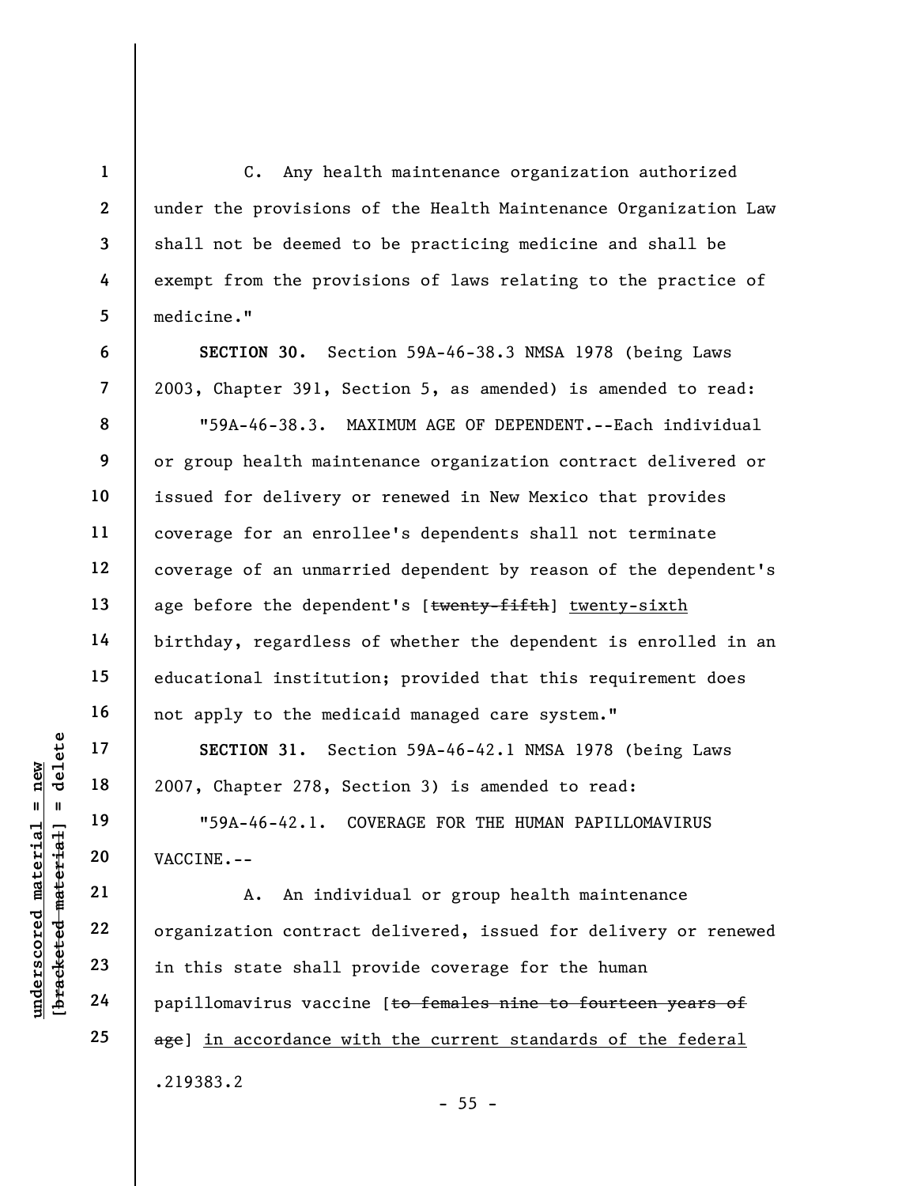C. Any health maintenance organization authorized under the provisions of the Health Maintenance Organization Law shall not be deemed to be practicing medicine and shall be exempt from the provisions of laws relating to the practice of medicine."

**SECTION 30.** Section 59A-46-38.3 NMSA 1978 (being Laws 2003, Chapter 391, Section 5, as amended) is amended to read:

"59A-46-38.3. MAXIMUM AGE OF DEPENDENT.--Each individual or group health maintenance organization contract delivered or issued for delivery or renewed in New Mexico that provides coverage for an enrollee's dependents shall not terminate coverage of an unmarried dependent by reason of the dependent's age before the dependent's [~~twenty-fifth~~] <u>twenty-sixth</u> birthday, regardless of whether the dependent is enrolled in an educational institution; provided that this requirement does not apply to the medicaid managed care system."

**SECTION 31.** Section 59A-46-42.1 NMSA 1978 (being Laws 2007, Chapter 278, Section 3) is amended to read:

"59A-46-42.1. COVERAGE FOR THE HUMAN PAPILLOMAVIRUS VACCINE.--

A. An individual or group health maintenance organization contract delivered, issued for delivery or renewed in this state shall provide coverage for the human papillomavirus vaccine [~~to females nine to fourteen years of age~~] <u>in accordance with the current standards of the federal</u>

.219383.2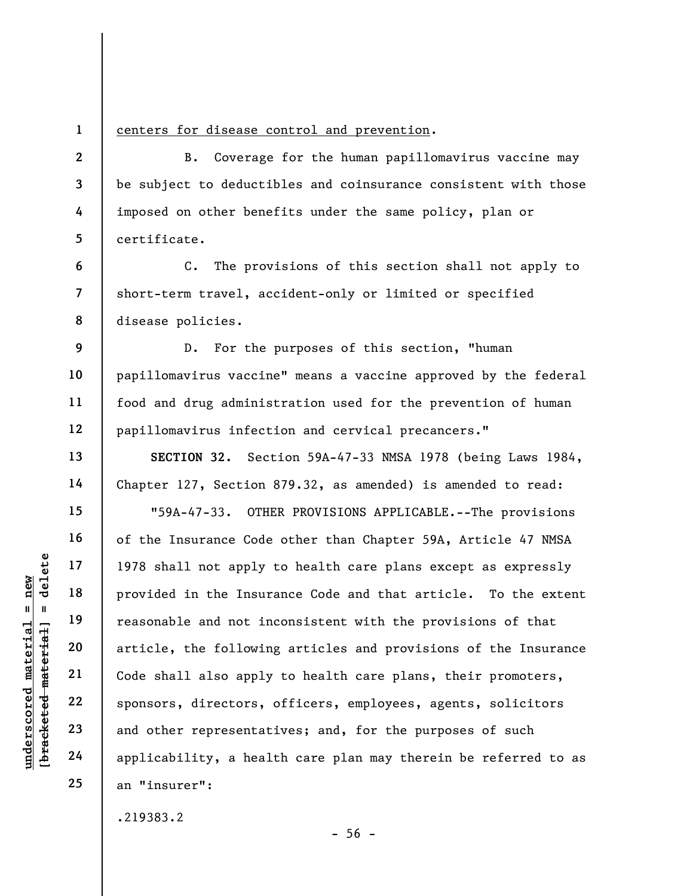<u>centers for disease control and prevention</u>.

B. Coverage for the human papillomavirus vaccine may be subject to deductibles and coinsurance consistent with those imposed on other benefits under the same policy, plan or certificate.

C. The provisions of this section shall not apply to short-term travel, accident-only or limited or specified disease policies.

D. For the purposes of this section, "human papillomavirus vaccine" means a vaccine approved by the federal food and drug administration used for the prevention of human papillomavirus infection and cervical precancers."

**SECTION 32.** Section 59A-47-33 NMSA 1978 (being Laws 1984, Chapter 127, Section 879.32, as amended) is amended to read:

"59A-47-33. OTHER PROVISIONS APPLICABLE.--The provisions of the Insurance Code other than Chapter 59A, Article 47 NMSA 1978 shall not apply to health care plans except as expressly provided in the Insurance Code and that article. To the extent reasonable and not inconsistent with the provisions of that article, the following articles and provisions of the Insurance Code shall also apply to health care plans, their promoters, sponsors, directors, officers, employees, agents, solicitors and other representatives; and, for the purposes of such applicability, a health care plan may therein be referred to as an "insurer":

.219383.2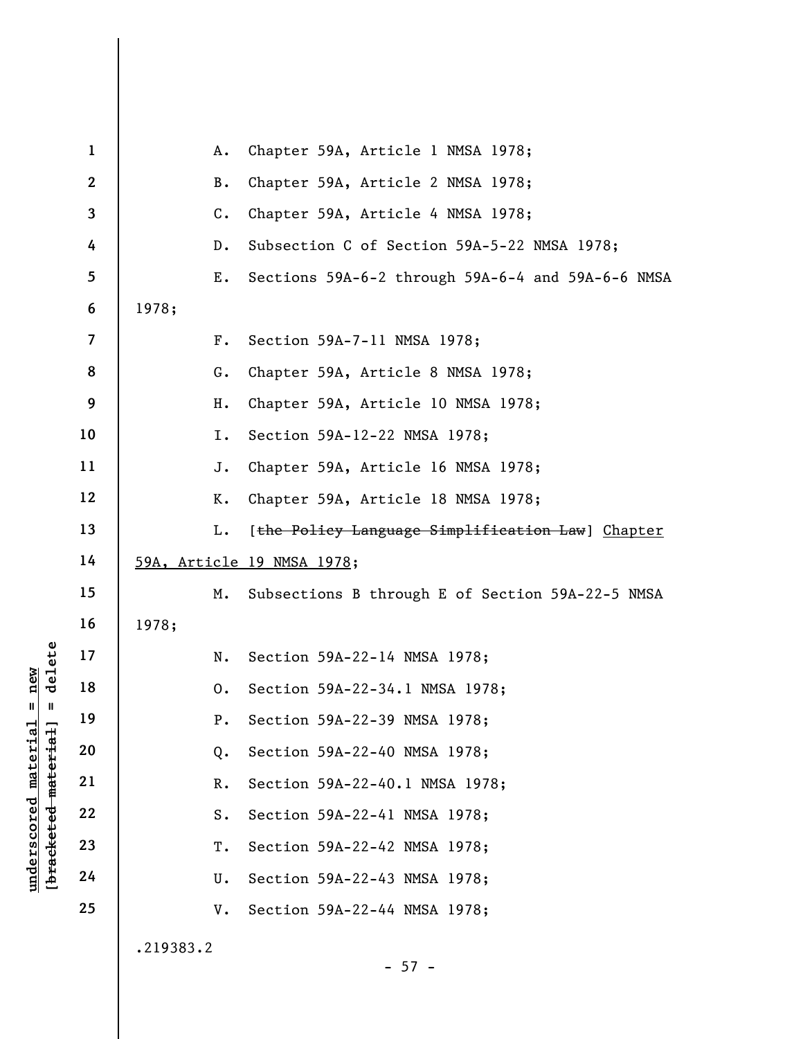A. Chapter 59A, Article 1 NMSA 1978;

B. Chapter 59A, Article 2 NMSA 1978;

C. Chapter 59A, Article 4 NMSA 1978;

D. Subsection C of Section 59A-5-22 NMSA 1978;

E. Sections 59A-6-2 through 59A-6-4 and 59A-6-6 NMSA 1978;

F. Section 59A-7-11 NMSA 1978;

G. Chapter 59A, Article 8 NMSA 1978;

H. Chapter 59A, Article 10 NMSA 1978;

I. Section 59A-12-22 NMSA 1978;

J. Chapter 59A, Article 16 NMSA 1978;

K. Chapter 59A, Article 18 NMSA 1978;

L. [~~the Policy Language Simplification Law~~] <u>Chapter 59A, Article 19 NMSA 1978</u>;

M. Subsections B through E of Section 59A-22-5 NMSA 1978;

N. Section 59A-22-14 NMSA 1978;

O. Section 59A-22-34.1 NMSA 1978;

P. Section 59A-22-39 NMSA 1978;

Q. Section 59A-22-40 NMSA 1978;

R. Section 59A-22-40.1 NMSA 1978;

S. Section 59A-22-41 NMSA 1978;

T. Section 59A-22-42 NMSA 1978;

U. Section 59A-22-43 NMSA 1978;

V. Section 59A-22-44 NMSA 1978;

.219383.2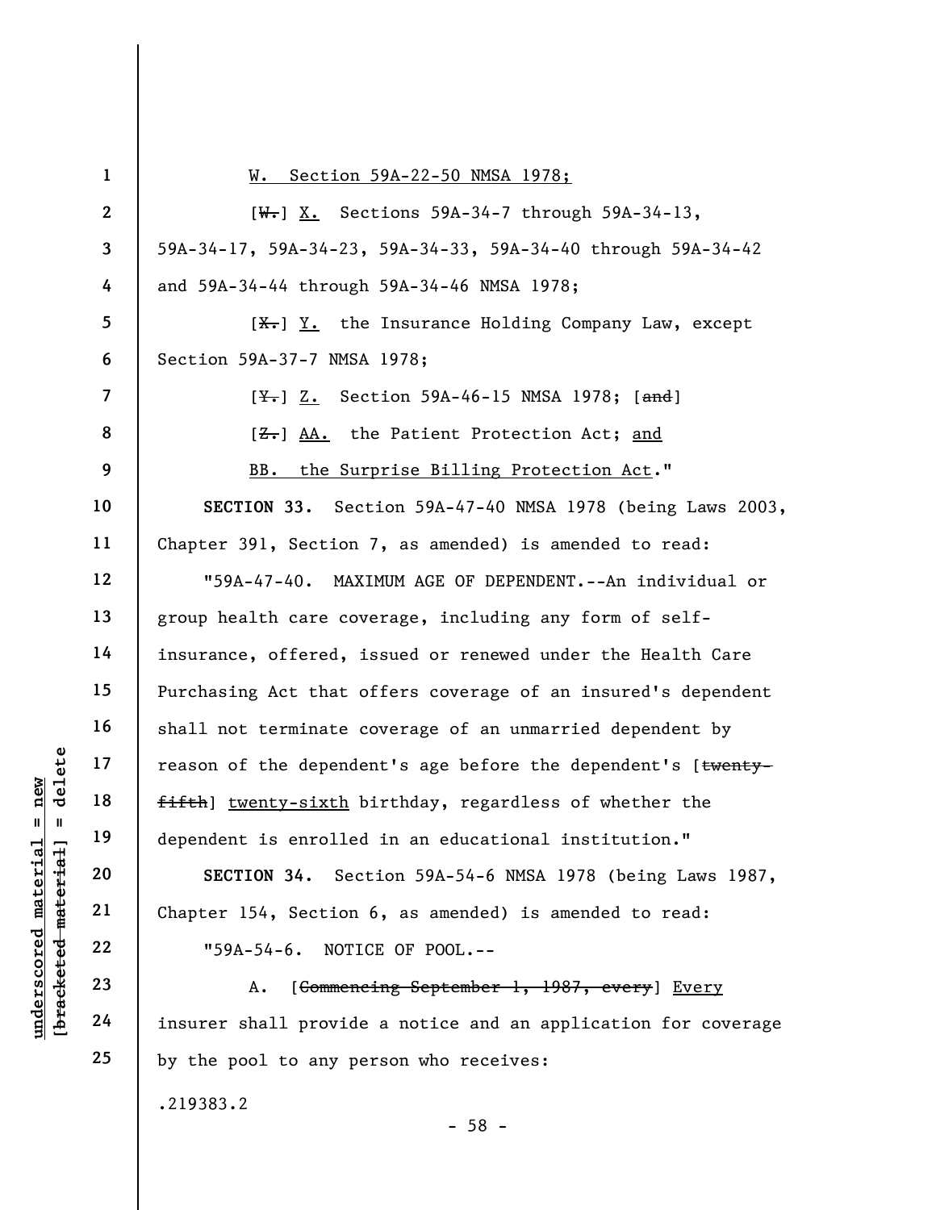W. Section 59A-22-50 NMSA 1978;

[~~W.~~] X. Sections 59A-34-7 through 59A-34-13, 59A-34-17, 59A-34-23, 59A-34-33, 59A-34-40 through 59A-34-42 and 59A-34-44 through 59A-34-46 NMSA 1978;

[~~X.~~] Y. the Insurance Holding Company Law, except Section 59A-37-7 NMSA 1978;

[~~Y.~~] Z. Section 59A-46-15 NMSA 1978; [~~and~~]

[~~Z.~~] AA. the Patient Protection Act; and

BB. the Surprise Billing Protection Act."

**SECTION 33.** Section 59A-47-40 NMSA 1978 (being Laws 2003, Chapter 391, Section 7, as amended) is amended to read:

"59A-47-40. MAXIMUM AGE OF DEPENDENT.--An individual or group health care coverage, including any form of self-insurance, offered, issued or renewed under the Health Care Purchasing Act that offers coverage of an insured's dependent shall not terminate coverage of an unmarried dependent by reason of the dependent's age before the dependent's [~~twenty-fifth~~] twenty-sixth birthday, regardless of whether the dependent is enrolled in an educational institution."

**SECTION 34.** Section 59A-54-6 NMSA 1978 (being Laws 1987, Chapter 154, Section 6, as amended) is amended to read:

"59A-54-6. NOTICE OF POOL.--

A. [~~Commencing September 1, 1987, every~~] Every insurer shall provide a notice and an application for coverage by the pool to any person who receives:

.219383.2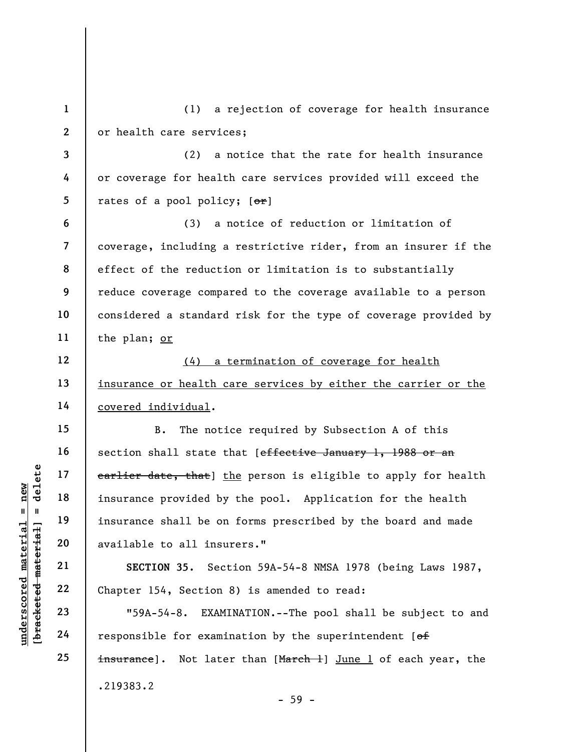(1) a rejection of coverage for health insurance or health care services;

(2) a notice that the rate for health insurance or coverage for health care services provided will exceed the rates of a pool policy; [~~or~~]

(3) a notice of reduction or limitation of coverage, including a restrictive rider, from an insurer if the effect of the reduction or limitation is to substantially reduce coverage compared to the coverage available to a person considered a standard risk for the type of coverage provided by the plan; <u>or</u>

<u>(4) a termination of coverage for health insurance or health care services by either the carrier or the covered individual</u>.

B. The notice required by Subsection A of this section shall state that [~~effective January 1, 1988 or an earlier date, that~~] <u>the</u> person is eligible to apply for health insurance provided by the pool. Application for the health insurance shall be on forms prescribed by the board and made available to all insurers."

**SECTION 35.** Section 59A-54-8 NMSA 1978 (being Laws 1987, Chapter 154, Section 8) is amended to read:

"59A-54-8. EXAMINATION.--The pool shall be subject to and responsible for examination by the superintendent [~~of insurance~~]. Not later than [~~March 1~~] <u>June 1</u> of each year, the

.219383.2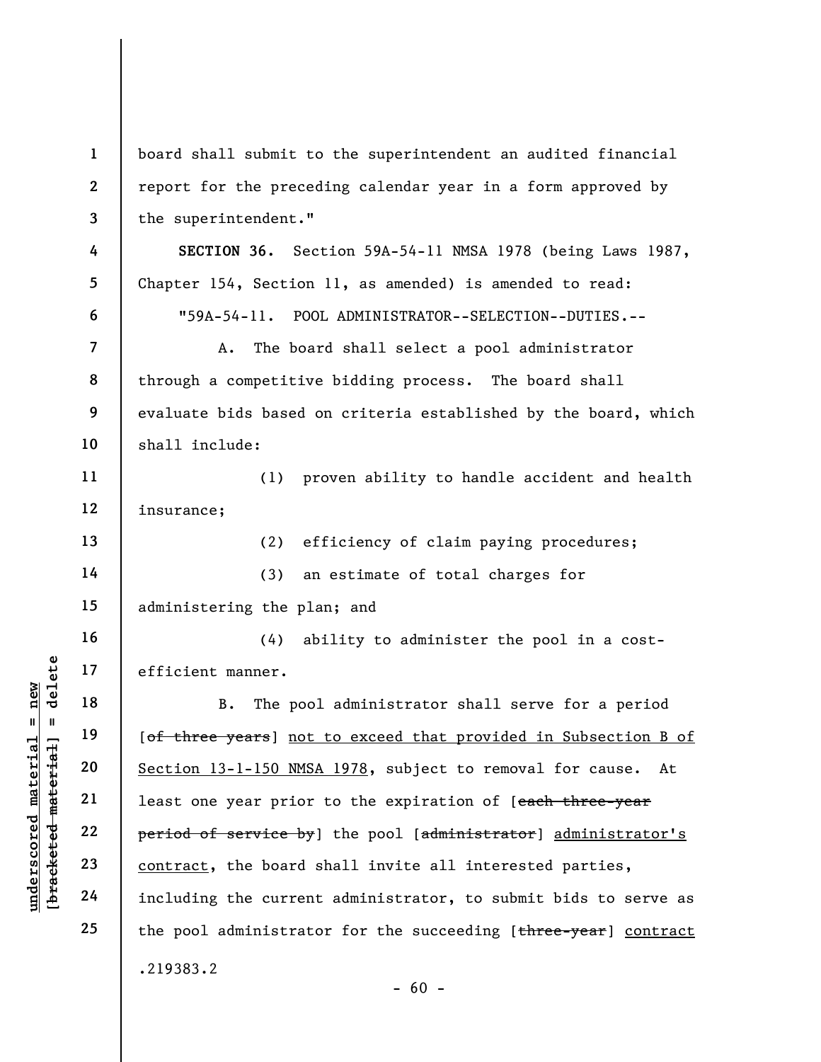board shall submit to the superintendent an audited financial report for the preceding calendar year in a form approved by the superintendent."

**SECTION 36.** Section 59A-54-11 NMSA 1978 (being Laws 1987, Chapter 154, Section 11, as amended) is amended to read:

"59A-54-11. POOL ADMINISTRATOR--SELECTION--DUTIES.--

A. The board shall select a pool administrator through a competitive bidding process. The board shall evaluate bids based on criteria established by the board, which shall include:

(1) proven ability to handle accident and health insurance;

(2) efficiency of claim paying procedures;

(3) an estimate of total charges for administering the plan; and

(4) ability to administer the pool in a cost-efficient manner.

B. The pool administrator shall serve for a period [~~of three years~~] <u>not to exceed that provided in Subsection B of Section 13-1-150 NMSA 1978</u>, subject to removal for cause. At least one year prior to the expiration of [~~each three-year period of service by~~] the pool [~~administrator~~] <u>administrator's contract</u>, the board shall invite all interested parties, including the current administrator, to submit bids to serve as the pool administrator for the succeeding [~~three-year~~] <u>contract</u>

.219383.2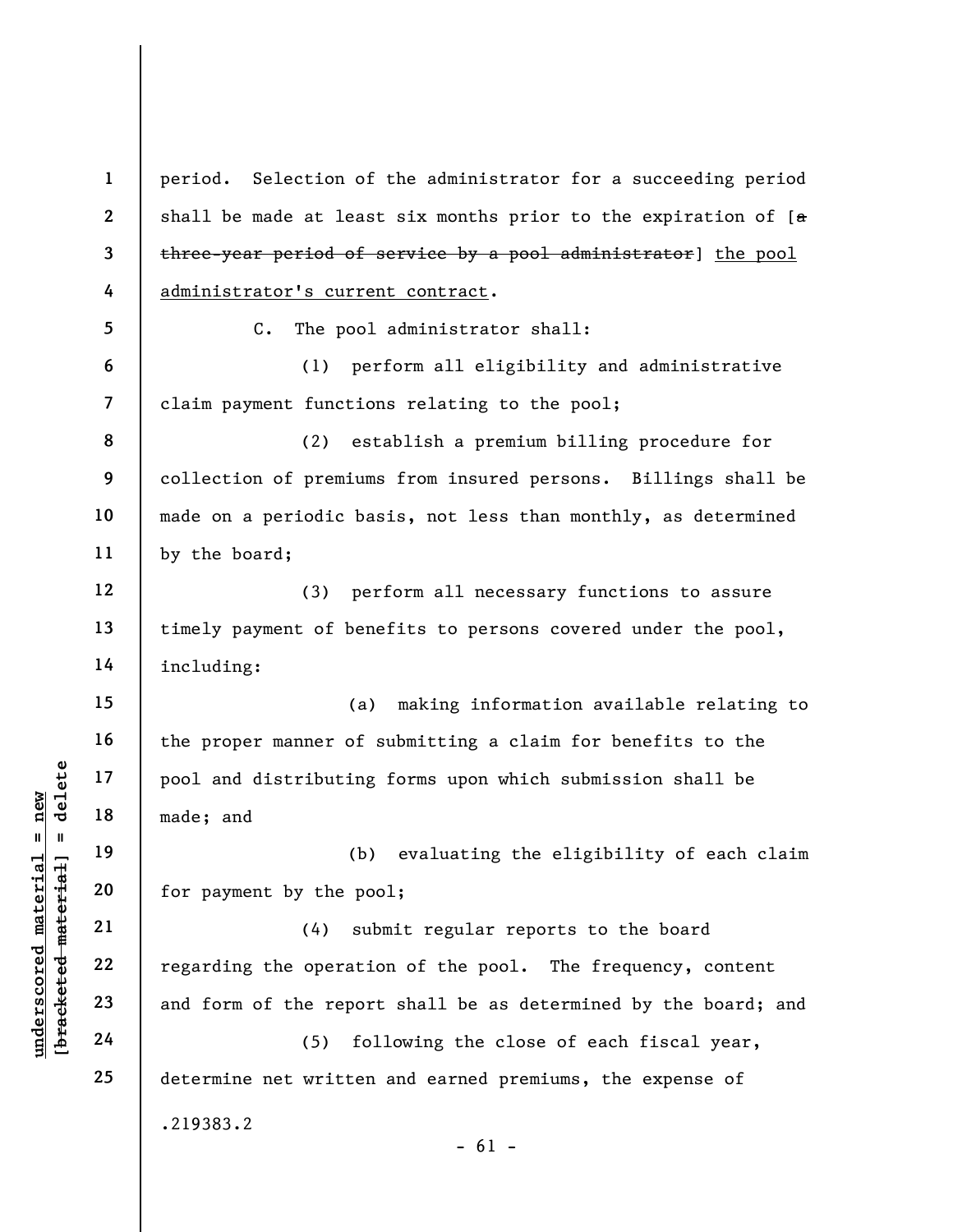period. Selection of the administrator for a succeeding period shall be made at least six months prior to the expiration of [~~a three-year period of service by a pool administrator~~] <u>the pool administrator's current contract</u>.

C. The pool administrator shall:

(1) perform all eligibility and administrative claim payment functions relating to the pool;

(2) establish a premium billing procedure for collection of premiums from insured persons. Billings shall be made on a periodic basis, not less than monthly, as determined by the board;

(3) perform all necessary functions to assure timely payment of benefits to persons covered under the pool, including:

(a) making information available relating to the proper manner of submitting a claim for benefits to the pool and distributing forms upon which submission shall be made; and

(b) evaluating the eligibility of each claim for payment by the pool;

(4) submit regular reports to the board regarding the operation of the pool. The frequency, content and form of the report shall be as determined by the board; and

(5) following the close of each fiscal year, determine net written and earned premiums, the expense of

.219383.2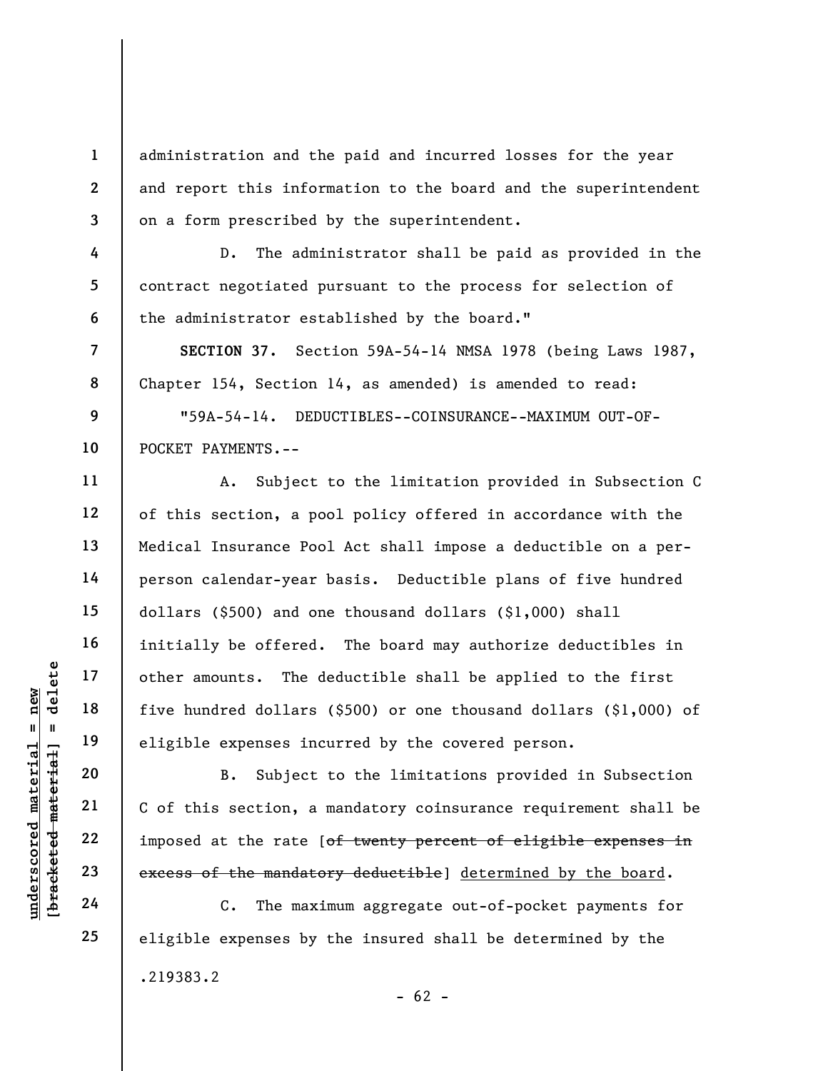administration and the paid and incurred losses for the year and report this information to the board and the superintendent on a form prescribed by the superintendent.

D. The administrator shall be paid as provided in the contract negotiated pursuant to the process for selection of the administrator established by the board."

**SECTION 37.** Section 59A-54-14 NMSA 1978 (being Laws 1987, Chapter 154, Section 14, as amended) is amended to read:

"59A-54-14. DEDUCTIBLES--COINSURANCE--MAXIMUM OUT-OF-POCKET PAYMENTS.--

A. Subject to the limitation provided in Subsection C of this section, a pool policy offered in accordance with the Medical Insurance Pool Act shall impose a deductible on a per-person calendar-year basis. Deductible plans of five hundred dollars ($500) and one thousand dollars ($1,000) shall initially be offered. The board may authorize deductibles in other amounts. The deductible shall be applied to the first five hundred dollars ($500) or one thousand dollars ($1,000) of eligible expenses incurred by the covered person.

B. Subject to the limitations provided in Subsection C of this section, a mandatory coinsurance requirement shall be imposed at the rate [~~of twenty percent of eligible expenses in excess of the mandatory deductible~~] <u>determined by the board</u>.

C. The maximum aggregate out-of-pocket payments for eligible expenses by the insured shall be determined by the

.219383.2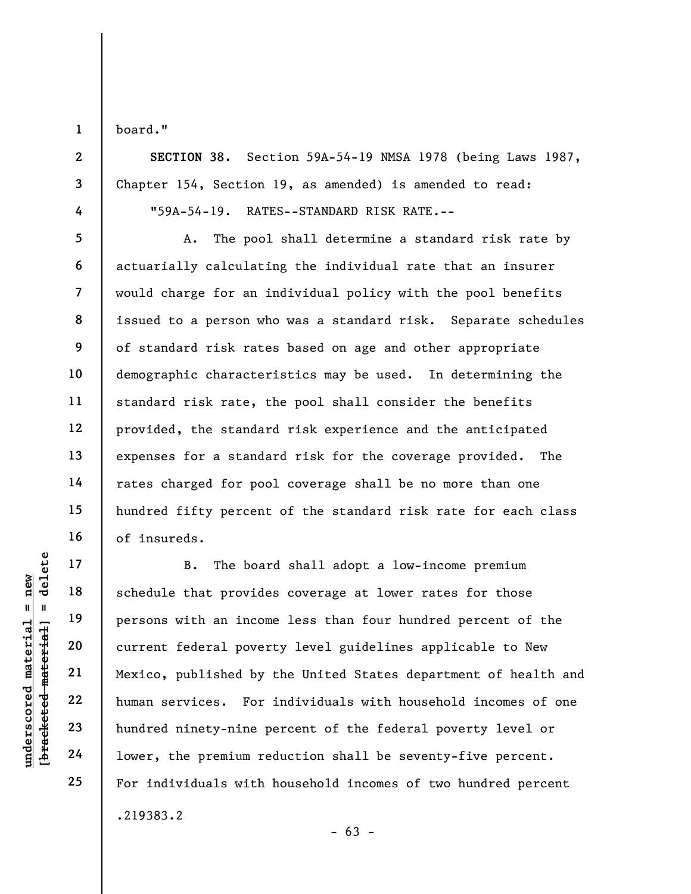board."

**SECTION 38.** Section 59A-54-19 NMSA 1978 (being Laws 1987, Chapter 154, Section 19, as amended) is amended to read:

"59A-54-19. RATES--STANDARD RISK RATE.--

A. The pool shall determine a standard risk rate by actuarially calculating the individual rate that an insurer would charge for an individual policy with the pool benefits issued to a person who was a standard risk. Separate schedules of standard risk rates based on age and other appropriate demographic characteristics may be used. In determining the standard risk rate, the pool shall consider the benefits provided, the standard risk experience and the anticipated expenses for a standard risk for the coverage provided. The rates charged for pool coverage shall be no more than one hundred fifty percent of the standard risk rate for each class of insureds.

B. The board shall adopt a low-income premium schedule that provides coverage at lower rates for those persons with an income less than four hundred percent of the current federal poverty level guidelines applicable to New Mexico, published by the United States department of health and human services. For individuals with household incomes of one hundred ninety-nine percent of the federal poverty level or lower, the premium reduction shall be seventy-five percent. For individuals with household incomes of two hundred percent

.219383.2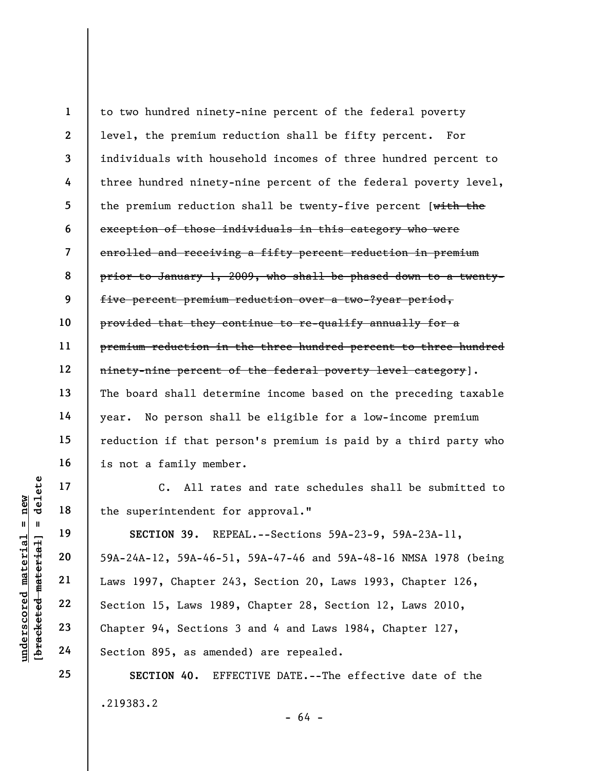to two hundred ninety-nine percent of the federal poverty level, the premium reduction shall be fifty percent. For individuals with household incomes of three hundred percent to three hundred ninety-nine percent of the federal poverty level, the premium reduction shall be twenty-five percent [~~with the exception of those individuals in this category who were enrolled and receiving a fifty percent reduction in premium prior to January 1, 2009, who shall be phased down to a twenty-five percent premium reduction over a two-?year period, provided that they continue to re-qualify annually for a premium reduction in the three hundred percent to three hundred ninety-nine percent of the federal poverty level category~~]. The board shall determine income based on the preceding taxable year. No person shall be eligible for a low-income premium reduction if that person's premium is paid by a third party who is not a family member.

C. All rates and rate schedules shall be submitted to the superintendent for approval."

**SECTION 39.** REPEAL.--Sections 59A-23-9, 59A-23A-11, 59A-24A-12, 59A-46-51, 59A-47-46 and 59A-48-16 NMSA 1978 (being Laws 1997, Chapter 243, Section 20, Laws 1993, Chapter 126, Section 15, Laws 1989, Chapter 28, Section 12, Laws 2010, Chapter 94, Sections 3 and 4 and Laws 1984, Chapter 127, Section 895, as amended) are repealed.

**SECTION 40.** EFFECTIVE DATE.--The effective date of the

.219383.2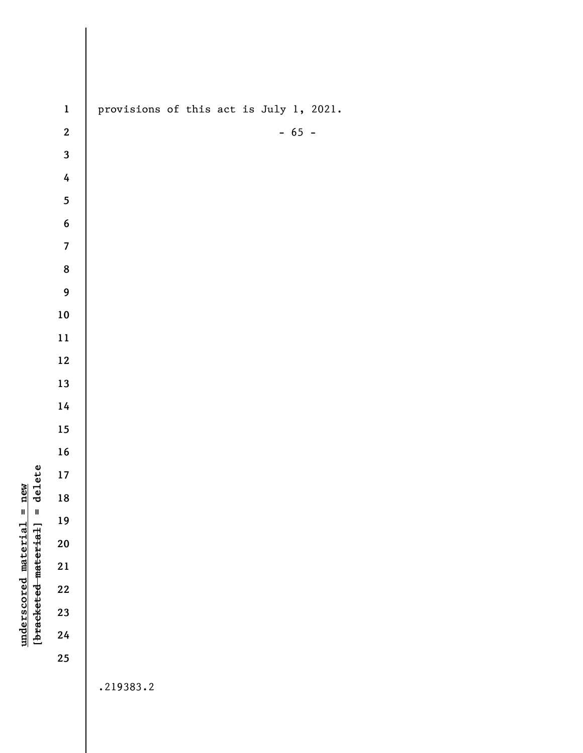provisions of this act is July 1, 2021.

.219383.2